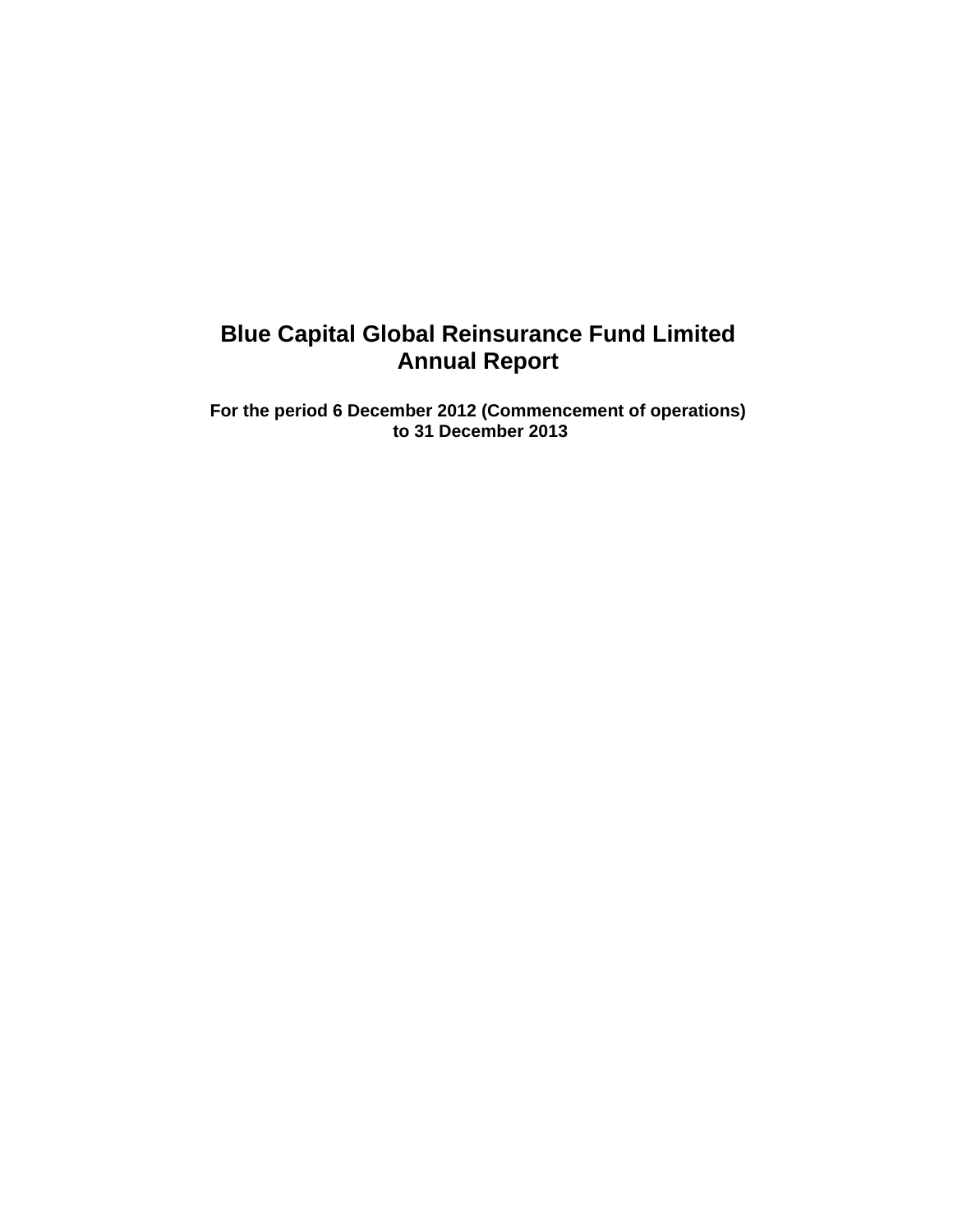# Blue Capital Global Reinsurance Fund Limited
# Annual Report

**For the period 6 December 2012 (Commencement of operations) to 31 December 2013**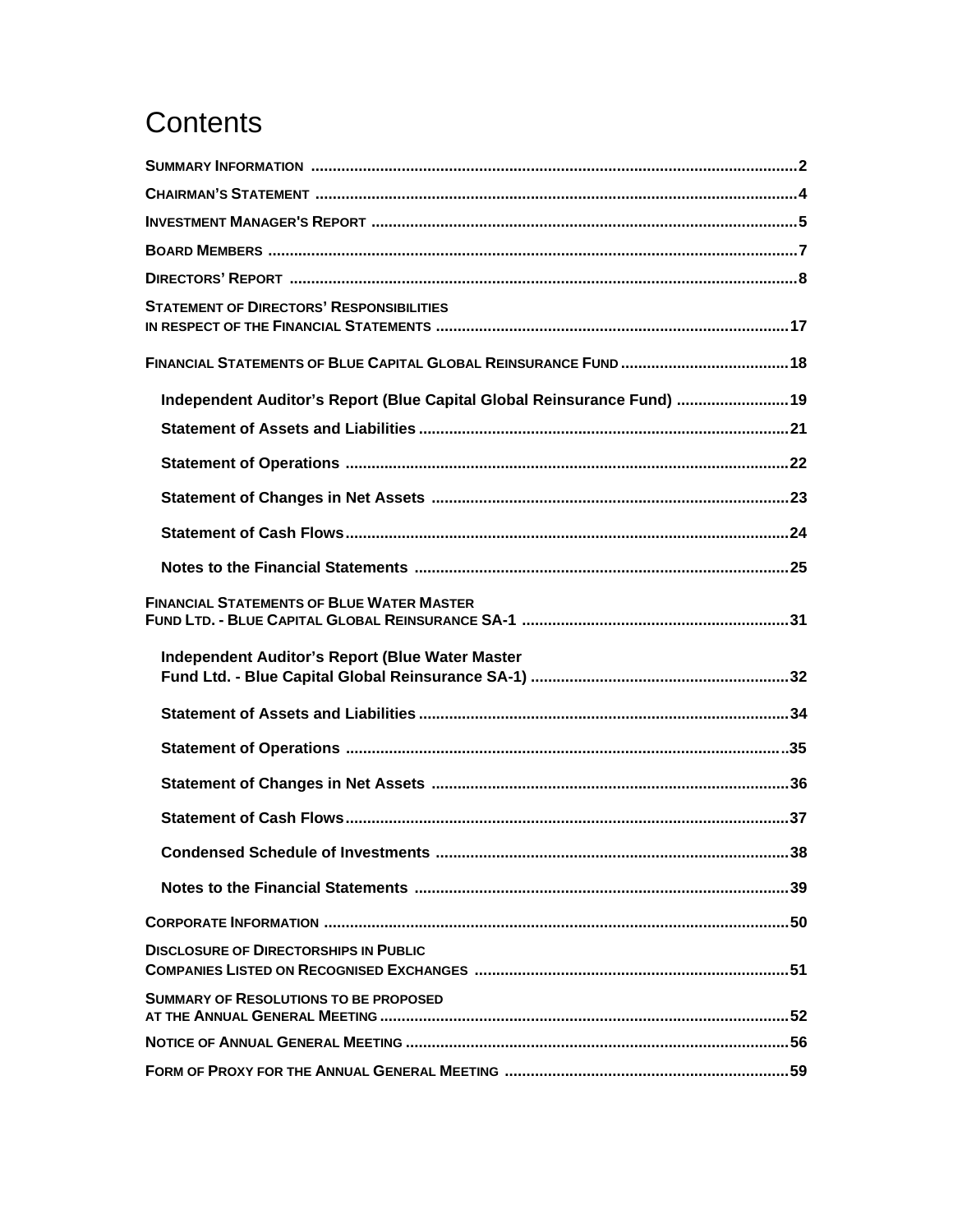# Contents

| | |
|---|---|
| **Summary Information** | **2** |
| **Chairman's Statement** | **4** |
| **Investment Manager's Report** | **5** |
| **Board Members** | **7** |
| **Directors' Report** | **8** |
| **Statement of Directors' Responsibilities in respect of the Financial Statements** | **17** |
| **Financial Statements of Blue Capital Global Reinsurance Fund** | **18** |
| **Independent Auditor's Report (Blue Capital Global Reinsurance Fund)** | **19** |
| **Statement of Assets and Liabilities** | **21** |
| **Statement of Operations** | **22** |
| **Statement of Changes in Net Assets** | **23** |
| **Statement of Cash Flows** | **24** |
| **Notes to the Financial Statements** | **25** |
| **Financial Statements of Blue Water Master Fund Ltd. - Blue Capital Global Reinsurance SA-1** | **31** |
| **Independent Auditor's Report (Blue Water Master Fund Ltd. - Blue Capital Global Reinsurance SA-1)** | **32** |
| **Statement of Assets and Liabilities** | **34** |
| **Statement of Operations** | **35** |
| **Statement of Changes in Net Assets** | **36** |
| **Statement of Cash Flows** | **37** |
| **Condensed Schedule of Investments** | **38** |
| **Notes to the Financial Statements** | **39** |
| **Corporate Information** | **50** |
| **Disclosure of Directorships in Public Companies Listed on Recognised Exchanges** | **51** |
| **Summary of Resolutions to be proposed at the Annual General Meeting** | **52** |
| **Notice of Annual General Meeting** | **56** |
| **Form of Proxy for the Annual General Meeting** | **59** |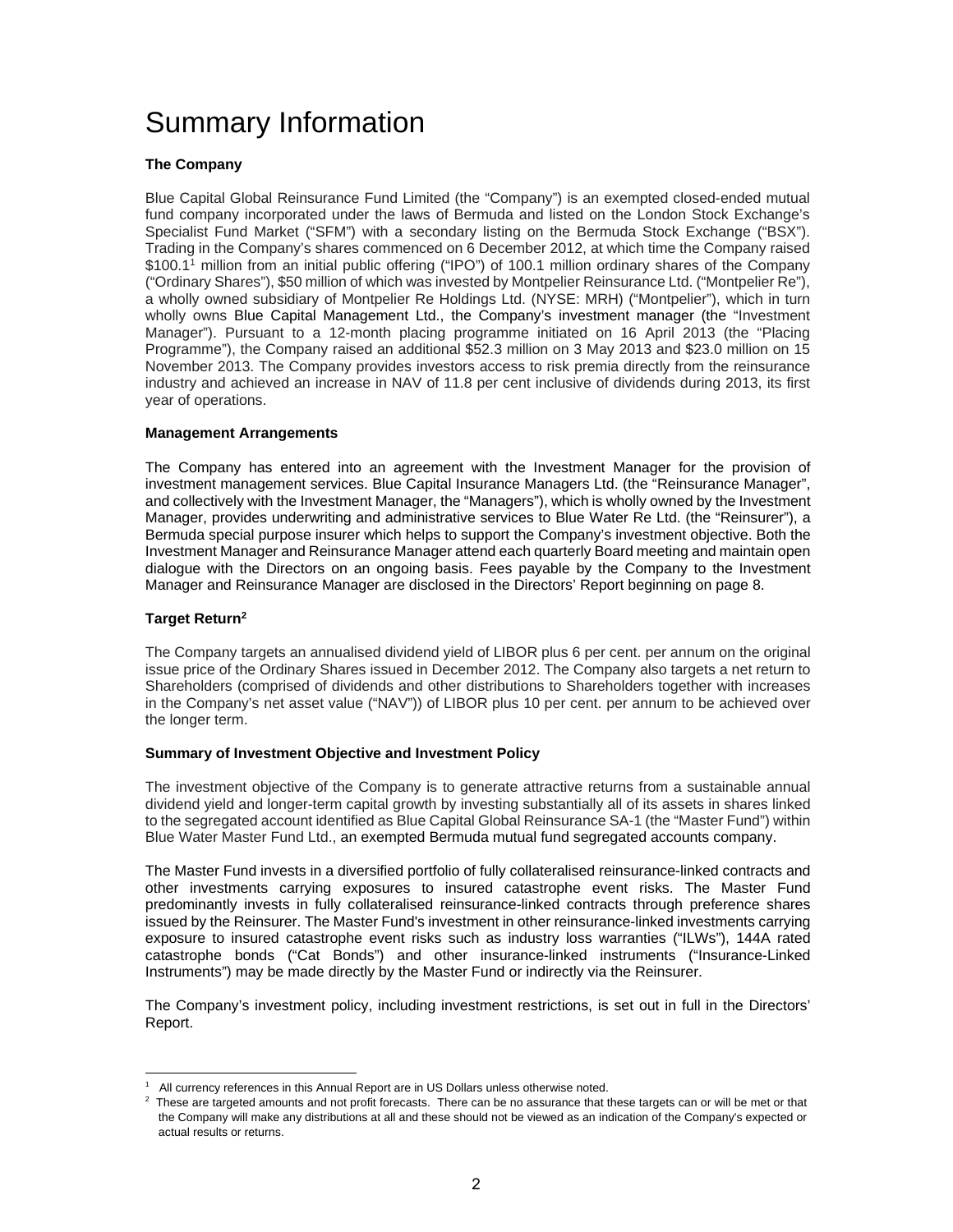# Summary Information

**The Company**

Blue Capital Global Reinsurance Fund Limited (the "Company") is an exempted closed-ended mutual fund company incorporated under the laws of Bermuda and listed on the London Stock Exchange's Specialist Fund Market ("SFM") with a secondary listing on the Bermuda Stock Exchange ("BSX"). Trading in the Company's shares commenced on 6 December 2012, at which time the Company raised $100.1[1] million from an initial public offering ("IPO") of 100.1 million ordinary shares of the Company ("Ordinary Shares"), $50 million of which was invested by Montpelier Reinsurance Ltd. ("Montpelier Re"), a wholly owned subsidiary of Montpelier Re Holdings Ltd. (NYSE: MRH) ("Montpelier"), which in turn wholly owns Blue Capital Management Ltd., the Company's investment manager (the "Investment Manager"). Pursuant to a 12-month placing programme initiated on 16 April 2013 (the "Placing Programme"), the Company raised an additional $52.3 million on 3 May 2013 and $23.0 million on 15 November 2013. The Company provides investors access to risk premia directly from the reinsurance industry and achieved an increase in NAV of 11.8 per cent inclusive of dividends during 2013, its first year of operations.

**Management Arrangements**

The Company has entered into an agreement with the Investment Manager for the provision of investment management services. Blue Capital Insurance Managers Ltd. (the "Reinsurance Manager", and collectively with the Investment Manager, the "Managers"), which is wholly owned by the Investment Manager, provides underwriting and administrative services to Blue Water Re Ltd. (the "Reinsurer"), a Bermuda special purpose insurer which helps to support the Company's investment objective. Both the Investment Manager and Reinsurance Manager attend each quarterly Board meeting and maintain open dialogue with the Directors on an ongoing basis. Fees payable by the Company to the Investment Manager and Reinsurance Manager are disclosed in the Directors' Report beginning on page 8.

**Target Return[2]**

The Company targets an annualised dividend yield of LIBOR plus 6 per cent. per annum on the original issue price of the Ordinary Shares issued in December 2012. The Company also targets a net return to Shareholders (comprised of dividends and other distributions to Shareholders together with increases in the Company's net asset value ("NAV")) of LIBOR plus 10 per cent. per annum to be achieved over the longer term.

**Summary of Investment Objective and Investment Policy**

The investment objective of the Company is to generate attractive returns from a sustainable annual dividend yield and longer-term capital growth by investing substantially all of its assets in shares linked to the segregated account identified as Blue Capital Global Reinsurance SA-1 (the "Master Fund") within Blue Water Master Fund Ltd., an exempted Bermuda mutual fund segregated accounts company.

The Master Fund invests in a diversified portfolio of fully collateralised reinsurance-linked contracts and other investments carrying exposures to insured catastrophe event risks. The Master Fund predominantly invests in fully collateralised reinsurance-linked contracts through preference shares issued by the Reinsurer. The Master Fund's investment in other reinsurance-linked investments carrying exposure to insured catastrophe event risks such as industry loss warranties ("ILWs"), 144A rated catastrophe bonds ("Cat Bonds") and other insurance-linked instruments ("Insurance-Linked Instruments") may be made directly by the Master Fund or indirectly via the Reinsurer.

The Company's investment policy, including investment restrictions, is set out in full in the Directors' Report.

---

[1] All currency references in this Annual Report are in US Dollars unless otherwise noted.

[2] These are targeted amounts and not profit forecasts. There can be no assurance that these targets can or will be met or that the Company will make any distributions at all and these should not be viewed as an indication of the Company's expected or actual results or returns.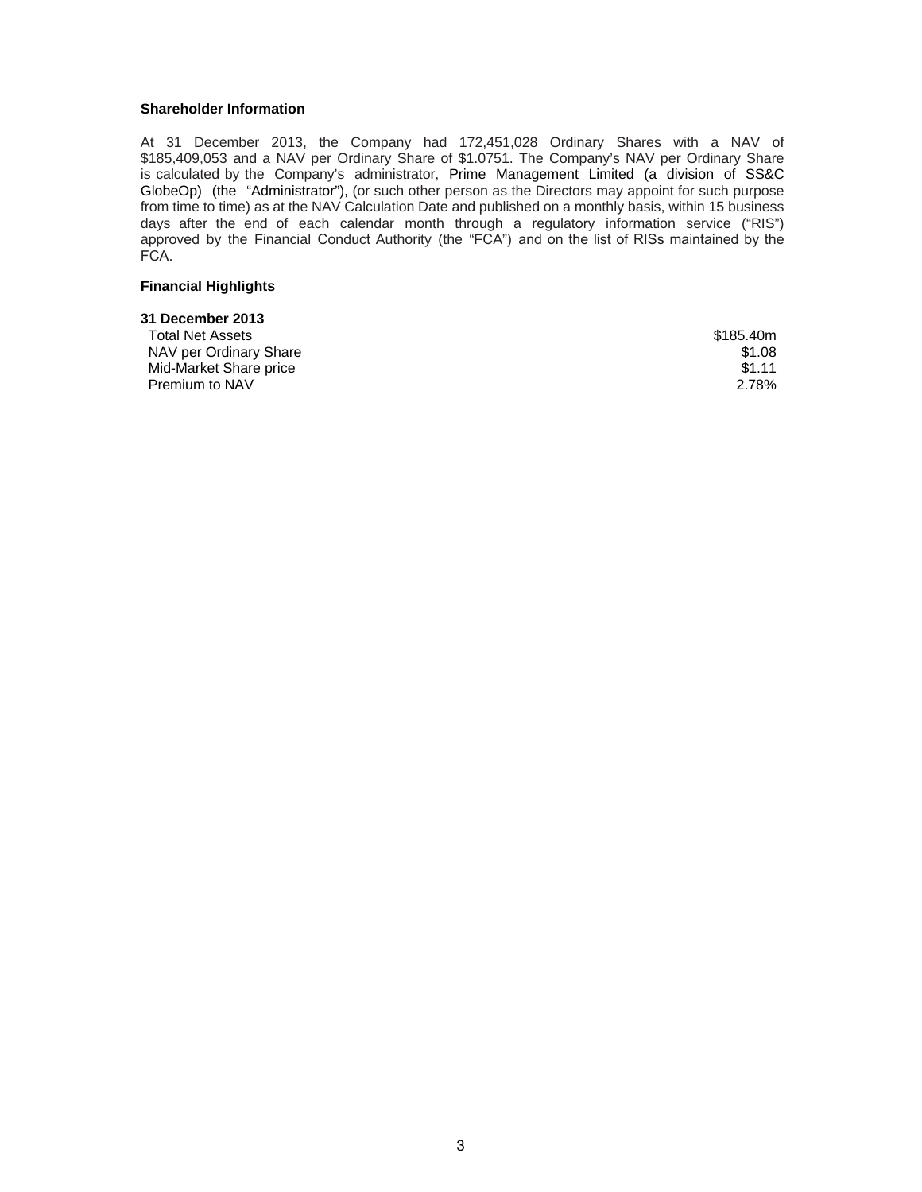**Shareholder Information**

At 31 December 2013, the Company had 172,451,028 Ordinary Shares with a NAV of \$185,409,053 and a NAV per Ordinary Share of \$1.0751. The Company's NAV per Ordinary Share is calculated by the Company's administrator, Prime Management Limited (a division of SS&C GlobeOp) (the "Administrator"), (or such other person as the Directors may appoint for such purpose from time to time) as at the NAV Calculation Date and published on a monthly basis, within 15 business days after the end of each calendar month through a regulatory information service ("RIS") approved by the Financial Conduct Authority (the "FCA") and on the list of RISs maintained by the FCA.

**Financial Highlights**

| 31 December 2013 | |
|---|---|
| Total Net Assets | \$185.40m |
| NAV per Ordinary Share | \$1.08 |
| Mid-Market Share price | \$1.11 |
| Premium to NAV | 2.78% |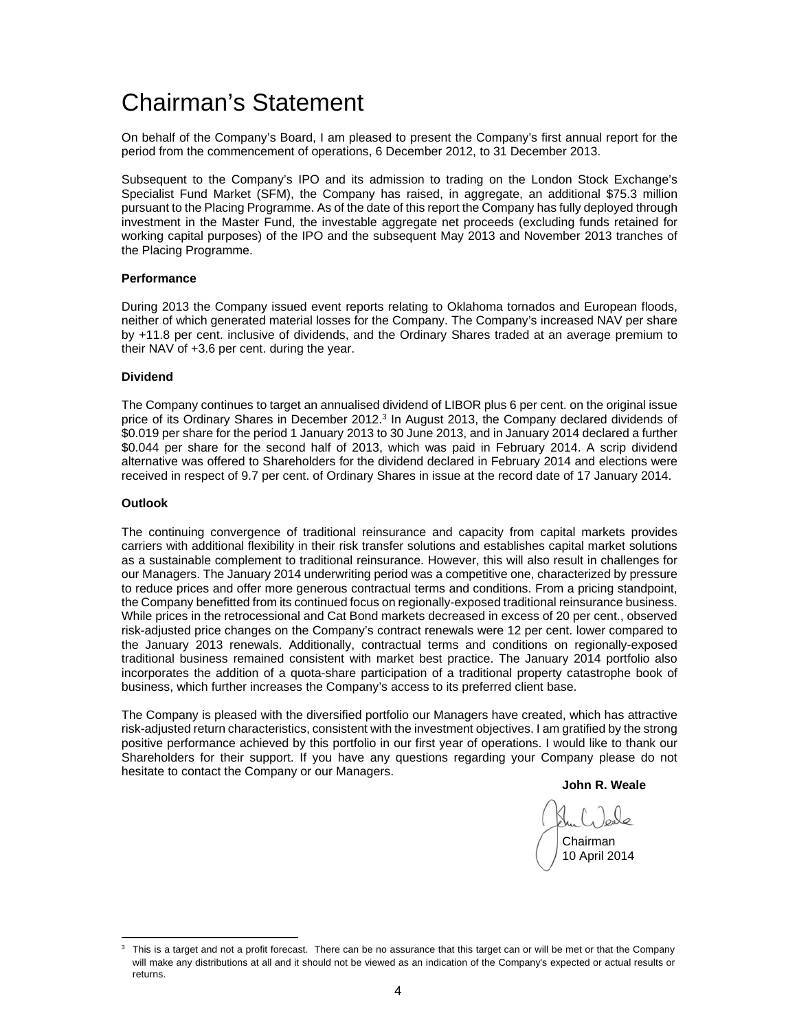# Chairman's Statement

On behalf of the Company's Board, I am pleased to present the Company's first annual report for the period from the commencement of operations, 6 December 2012, to 31 December 2013.

Subsequent to the Company's IPO and its admission to trading on the London Stock Exchange's Specialist Fund Market (SFM), the Company has raised, in aggregate, an additional $75.3 million pursuant to the Placing Programme. As of the date of this report the Company has fully deployed through investment in the Master Fund, the investable aggregate net proceeds (excluding funds retained for working capital purposes) of the IPO and the subsequent May 2013 and November 2013 tranches of the Placing Programme.

**Performance**

During 2013 the Company issued event reports relating to Oklahoma tornados and European floods, neither of which generated material losses for the Company. The Company's increased NAV per share by +11.8 per cent. inclusive of dividends, and the Ordinary Shares traded at an average premium to their NAV of +3.6 per cent. during the year.

**Dividend**

The Company continues to target an annualised dividend of LIBOR plus 6 per cent. on the original issue price of its Ordinary Shares in December 2012.[3] In August 2013, the Company declared dividends of $0.019 per share for the period 1 January 2013 to 30 June 2013, and in January 2014 declared a further $0.044 per share for the second half of 2013, which was paid in February 2014. A scrip dividend alternative was offered to Shareholders for the dividend declared in February 2014 and elections were received in respect of 9.7 per cent. of Ordinary Shares in issue at the record date of 17 January 2014.

**Outlook**

The continuing convergence of traditional reinsurance and capacity from capital markets provides carriers with additional flexibility in their risk transfer solutions and establishes capital market solutions as a sustainable complement to traditional reinsurance. However, this will also result in challenges for our Managers. The January 2014 underwriting period was a competitive one, characterized by pressure to reduce prices and offer more generous contractual terms and conditions. From a pricing standpoint, the Company benefitted from its continued focus on regionally-exposed traditional reinsurance business. While prices in the retrocessional and Cat Bond markets decreased in excess of 20 per cent., observed risk-adjusted price changes on the Company's contract renewals were 12 per cent. lower compared to the January 2013 renewals. Additionally, contractual terms and conditions on regionally-exposed traditional business remained consistent with market best practice. The January 2014 portfolio also incorporates the addition of a quota-share participation of a traditional property catastrophe book of business, which further increases the Company's access to its preferred client base.

The Company is pleased with the diversified portfolio our Managers have created, which has attractive risk-adjusted return characteristics, consistent with the investment objectives. I am gratified by the strong positive performance achieved by this portfolio in our first year of operations. I would like to thank our Shareholders for their support. If you have any questions regarding your Company please do not hesitate to contact the Company or our Managers.

**John R. Weale**

Chairman
10 April 2014

[3] This is a target and not a profit forecast. There can be no assurance that this target can or will be met or that the Company will make any distributions at all and it should not be viewed as an indication of the Company's expected or actual results or returns.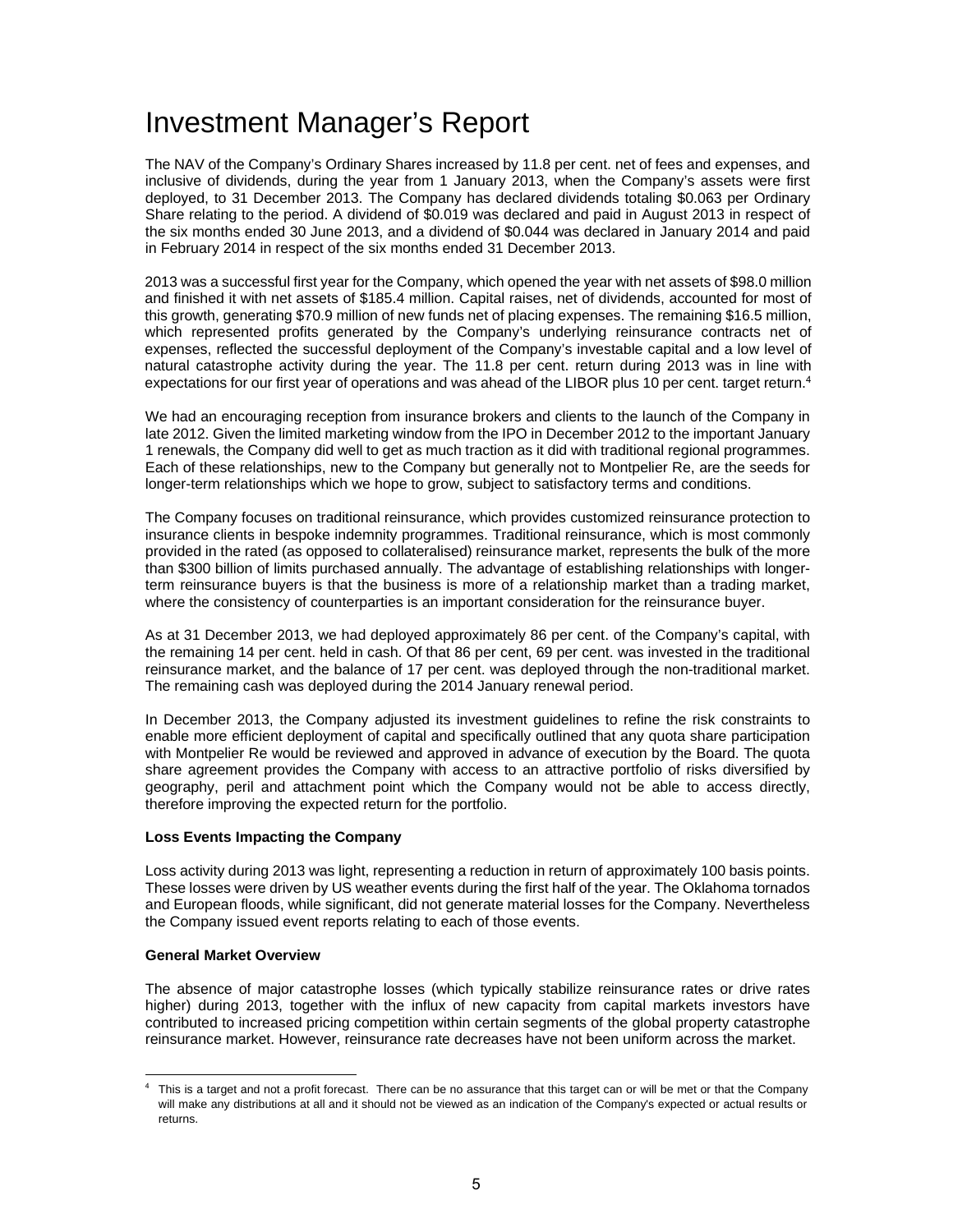# Investment Manager's Report

The NAV of the Company's Ordinary Shares increased by 11.8 per cent. net of fees and expenses, and inclusive of dividends, during the year from 1 January 2013, when the Company's assets were first deployed, to 31 December 2013. The Company has declared dividends totaling $0.063 per Ordinary Share relating to the period. A dividend of $0.019 was declared and paid in August 2013 in respect of the six months ended 30 June 2013, and a dividend of $0.044 was declared in January 2014 and paid in February 2014 in respect of the six months ended 31 December 2013.

2013 was a successful first year for the Company, which opened the year with net assets of $98.0 million and finished it with net assets of $185.4 million. Capital raises, net of dividends, accounted for most of this growth, generating $70.9 million of new funds net of placing expenses. The remaining $16.5 million, which represented profits generated by the Company's underlying reinsurance contracts net of expenses, reflected the successful deployment of the Company's investable capital and a low level of natural catastrophe activity during the year. The 11.8 per cent. return during 2013 was in line with expectations for our first year of operations and was ahead of the LIBOR plus 10 per cent. target return.[4]

We had an encouraging reception from insurance brokers and clients to the launch of the Company in late 2012. Given the limited marketing window from the IPO in December 2012 to the important January 1 renewals, the Company did well to get as much traction as it did with traditional regional programmes. Each of these relationships, new to the Company but generally not to Montpelier Re, are the seeds for longer-term relationships which we hope to grow, subject to satisfactory terms and conditions.

The Company focuses on traditional reinsurance, which provides customized reinsurance protection to insurance clients in bespoke indemnity programmes. Traditional reinsurance, which is most commonly provided in the rated (as opposed to collateralised) reinsurance market, represents the bulk of the more than $300 billion of limits purchased annually. The advantage of establishing relationships with longer-term reinsurance buyers is that the business is more of a relationship market than a trading market, where the consistency of counterparties is an important consideration for the reinsurance buyer.

As at 31 December 2013, we had deployed approximately 86 per cent. of the Company's capital, with the remaining 14 per cent. held in cash. Of that 86 per cent, 69 per cent. was invested in the traditional reinsurance market, and the balance of 17 per cent. was deployed through the non-traditional market. The remaining cash was deployed during the 2014 January renewal period.

In December 2013, the Company adjusted its investment guidelines to refine the risk constraints to enable more efficient deployment of capital and specifically outlined that any quota share participation with Montpelier Re would be reviewed and approved in advance of execution by the Board. The quota share agreement provides the Company with access to an attractive portfolio of risks diversified by geography, peril and attachment point which the Company would not be able to access directly, therefore improving the expected return for the portfolio.

**Loss Events Impacting the Company**

Loss activity during 2013 was light, representing a reduction in return of approximately 100 basis points. These losses were driven by US weather events during the first half of the year. The Oklahoma tornados and European floods, while significant, did not generate material losses for the Company. Nevertheless the Company issued event reports relating to each of those events.

**General Market Overview**

The absence of major catastrophe losses (which typically stabilize reinsurance rates or drive rates higher) during 2013, together with the influx of new capacity from capital markets investors have contributed to increased pricing competition within certain segments of the global property catastrophe reinsurance market. However, reinsurance rate decreases have not been uniform across the market.

---

[4] This is a target and not a profit forecast. There can be no assurance that this target can or will be met or that the Company will make any distributions at all and it should not be viewed as an indication of the Company's expected or actual results or returns.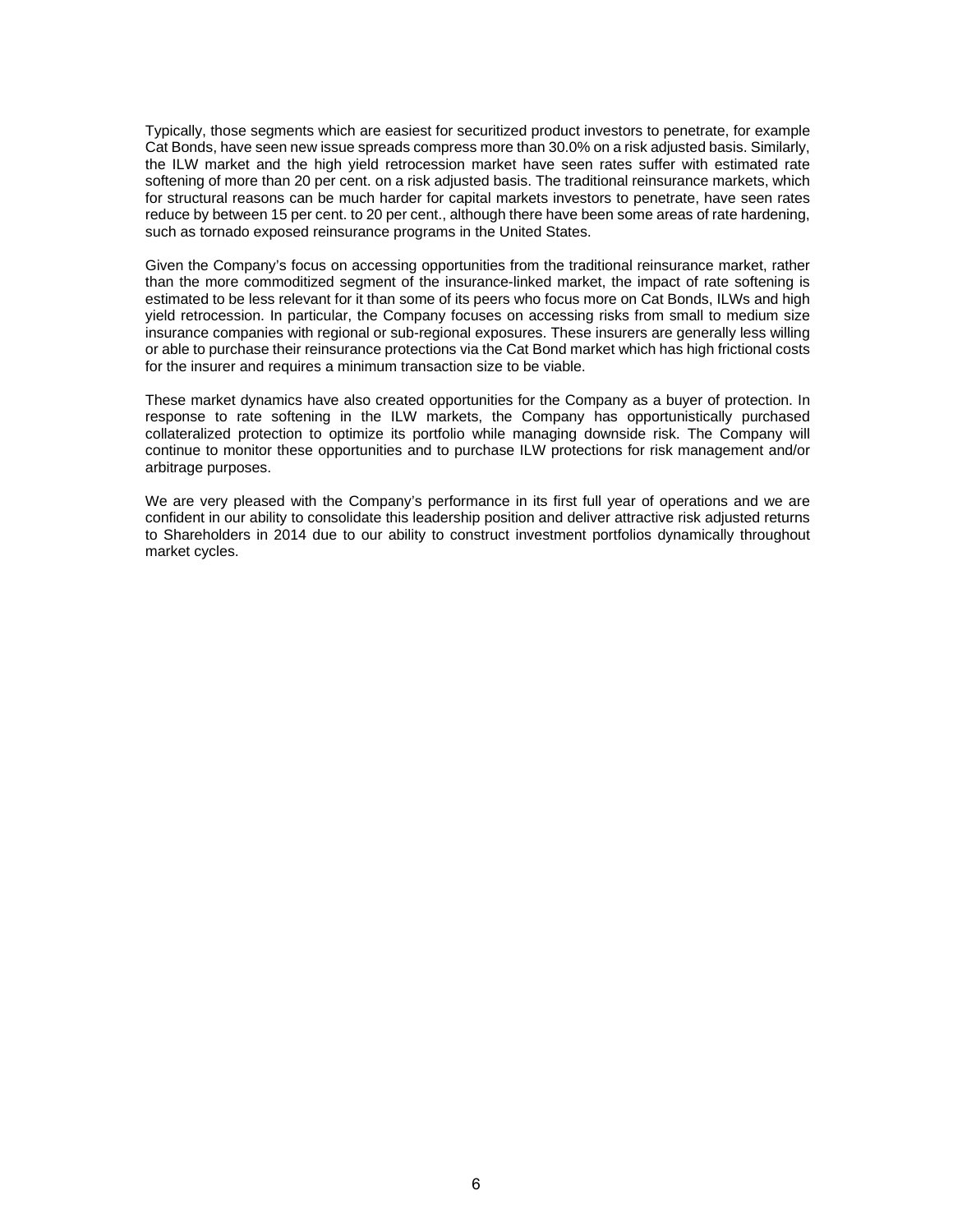Typically, those segments which are easiest for securitized product investors to penetrate, for example Cat Bonds, have seen new issue spreads compress more than 30.0% on a risk adjusted basis. Similarly, the ILW market and the high yield retrocession market have seen rates suffer with estimated rate softening of more than 20 per cent. on a risk adjusted basis. The traditional reinsurance markets, which for structural reasons can be much harder for capital markets investors to penetrate, have seen rates reduce by between 15 per cent. to 20 per cent., although there have been some areas of rate hardening, such as tornado exposed reinsurance programs in the United States.

Given the Company's focus on accessing opportunities from the traditional reinsurance market, rather than the more commoditized segment of the insurance-linked market, the impact of rate softening is estimated to be less relevant for it than some of its peers who focus more on Cat Bonds, ILWs and high yield retrocession. In particular, the Company focuses on accessing risks from small to medium size insurance companies with regional or sub-regional exposures. These insurers are generally less willing or able to purchase their reinsurance protections via the Cat Bond market which has high frictional costs for the insurer and requires a minimum transaction size to be viable.

These market dynamics have also created opportunities for the Company as a buyer of protection. In response to rate softening in the ILW markets, the Company has opportunistically purchased collateralized protection to optimize its portfolio while managing downside risk. The Company will continue to monitor these opportunities and to purchase ILW protections for risk management and/or arbitrage purposes.

We are very pleased with the Company's performance in its first full year of operations and we are confident in our ability to consolidate this leadership position and deliver attractive risk adjusted returns to Shareholders in 2014 due to our ability to construct investment portfolios dynamically throughout market cycles.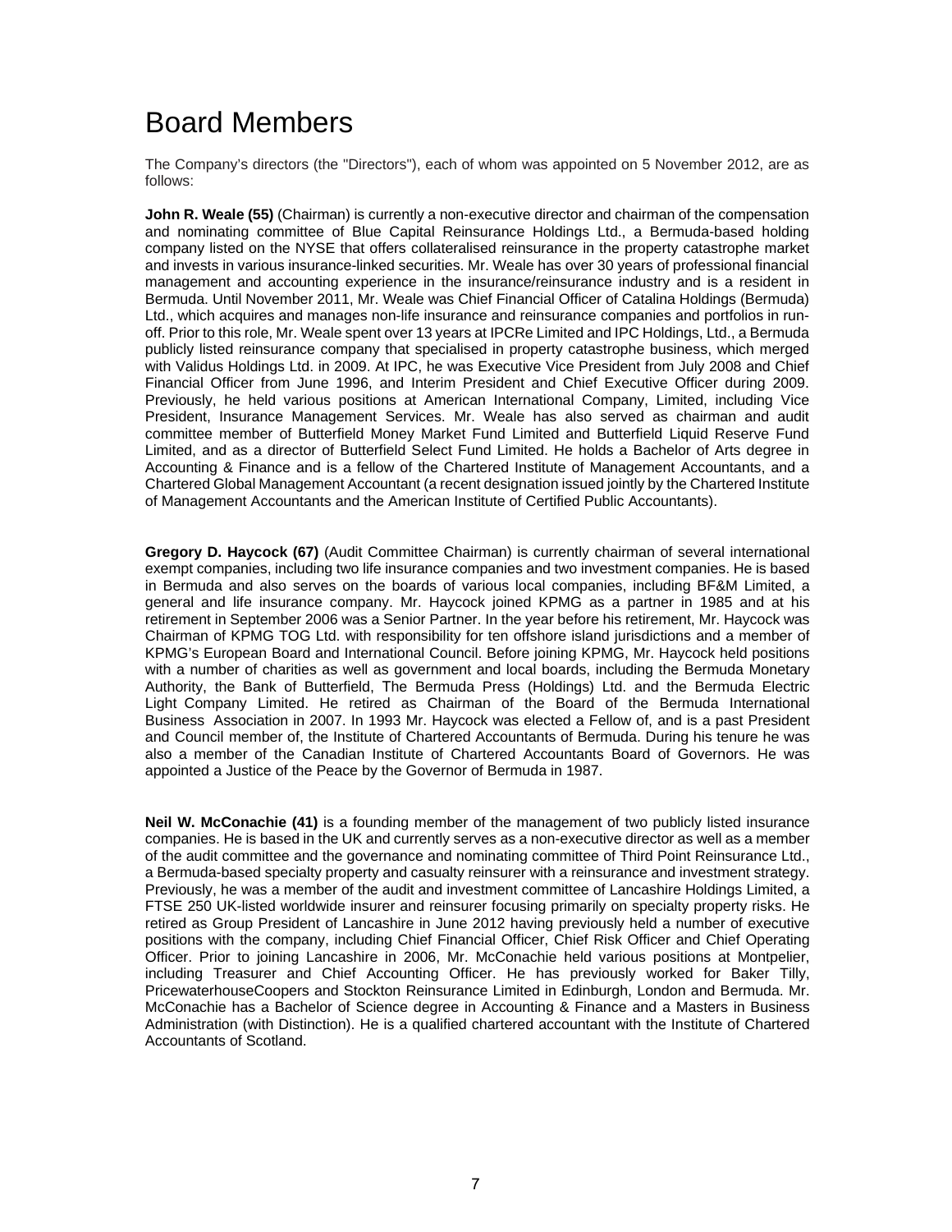# Board Members

The Company's directors (the "Directors"), each of whom was appointed on 5 November 2012, are as follows:

**John R. Weale (55)** (Chairman) is currently a non-executive director and chairman of the compensation and nominating committee of Blue Capital Reinsurance Holdings Ltd., a Bermuda-based holding company listed on the NYSE that offers collateralised reinsurance in the property catastrophe market and invests in various insurance-linked securities. Mr. Weale has over 30 years of professional financial management and accounting experience in the insurance/reinsurance industry and is a resident in Bermuda. Until November 2011, Mr. Weale was Chief Financial Officer of Catalina Holdings (Bermuda) Ltd., which acquires and manages non-life insurance and reinsurance companies and portfolios in run-off. Prior to this role, Mr. Weale spent over 13 years at IPCRe Limited and IPC Holdings, Ltd., a Bermuda publicly listed reinsurance company that specialised in property catastrophe business, which merged with Validus Holdings Ltd. in 2009. At IPC, he was Executive Vice President from July 2008 and Chief Financial Officer from June 1996, and Interim President and Chief Executive Officer during 2009. Previously, he held various positions at American International Company, Limited, including Vice President, Insurance Management Services. Mr. Weale has also served as chairman and audit committee member of Butterfield Money Market Fund Limited and Butterfield Liquid Reserve Fund Limited, and as a director of Butterfield Select Fund Limited. He holds a Bachelor of Arts degree in Accounting & Finance and is a fellow of the Chartered Institute of Management Accountants, and a Chartered Global Management Accountant (a recent designation issued jointly by the Chartered Institute of Management Accountants and the American Institute of Certified Public Accountants).

**Gregory D. Haycock (67)** (Audit Committee Chairman) is currently chairman of several international exempt companies, including two life insurance companies and two investment companies. He is based in Bermuda and also serves on the boards of various local companies, including BF&M Limited, a general and life insurance company. Mr. Haycock joined KPMG as a partner in 1985 and at his retirement in September 2006 was a Senior Partner. In the year before his retirement, Mr. Haycock was Chairman of KPMG TOG Ltd. with responsibility for ten offshore island jurisdictions and a member of KPMG's European Board and International Council. Before joining KPMG, Mr. Haycock held positions with a number of charities as well as government and local boards, including the Bermuda Monetary Authority, the Bank of Butterfield, The Bermuda Press (Holdings) Ltd. and the Bermuda Electric Light Company Limited. He retired as Chairman of the Board of the Bermuda International Business Association in 2007. In 1993 Mr. Haycock was elected a Fellow of, and is a past President and Council member of, the Institute of Chartered Accountants of Bermuda. During his tenure he was also a member of the Canadian Institute of Chartered Accountants Board of Governors. He was appointed a Justice of the Peace by the Governor of Bermuda in 1987.

**Neil W. McConachie (41)** is a founding member of the management of two publicly listed insurance companies. He is based in the UK and currently serves as a non-executive director as well as a member of the audit committee and the governance and nominating committee of Third Point Reinsurance Ltd., a Bermuda-based specialty property and casualty reinsurer with a reinsurance and investment strategy. Previously, he was a member of the audit and investment committee of Lancashire Holdings Limited, a FTSE 250 UK-listed worldwide insurer and reinsurer focusing primarily on specialty property risks. He retired as Group President of Lancashire in June 2012 having previously held a number of executive positions with the company, including Chief Financial Officer, Chief Risk Officer and Chief Operating Officer. Prior to joining Lancashire in 2006, Mr. McConachie held various positions at Montpelier, including Treasurer and Chief Accounting Officer. He has previously worked for Baker Tilly, PricewaterhouseCoopers and Stockton Reinsurance Limited in Edinburgh, London and Bermuda. Mr. McConachie has a Bachelor of Science degree in Accounting & Finance and a Masters in Business Administration (with Distinction). He is a qualified chartered accountant with the Institute of Chartered Accountants of Scotland.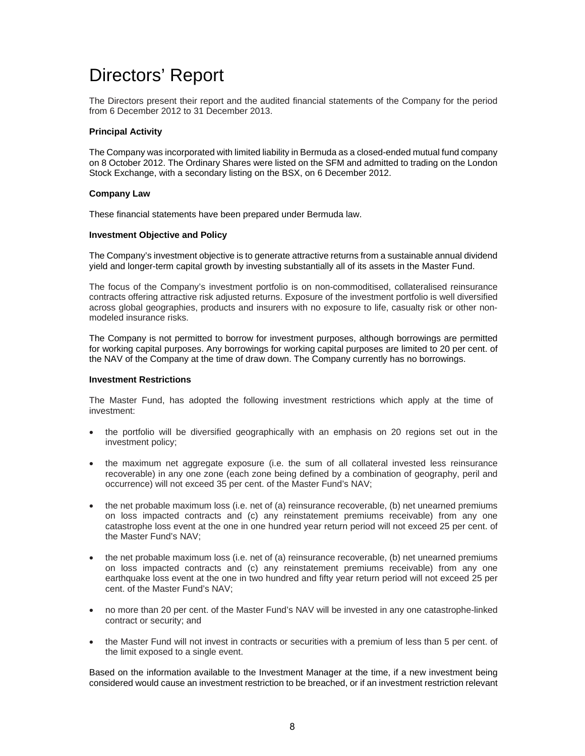# Directors' Report

The Directors present their report and the audited financial statements of the Company for the period from 6 December 2012 to 31 December 2013.

**Principal Activity**

The Company was incorporated with limited liability in Bermuda as a closed-ended mutual fund company on 8 October 2012. The Ordinary Shares were listed on the SFM and admitted to trading on the London Stock Exchange, with a secondary listing on the BSX, on 6 December 2012.

**Company Law**

These financial statements have been prepared under Bermuda law.

**Investment Objective and Policy**

The Company's investment objective is to generate attractive returns from a sustainable annual dividend yield and longer-term capital growth by investing substantially all of its assets in the Master Fund.

The focus of the Company's investment portfolio is on non-commoditised, collateralised reinsurance contracts offering attractive risk adjusted returns. Exposure of the investment portfolio is well diversified across global geographies, products and insurers with no exposure to life, casualty risk or other non-modeled insurance risks.

The Company is not permitted to borrow for investment purposes, although borrowings are permitted for working capital purposes. Any borrowings for working capital purposes are limited to 20 per cent. of the NAV of the Company at the time of draw down. The Company currently has no borrowings.

**Investment Restrictions**

The Master Fund, has adopted the following investment restrictions which apply at the time of investment:

- the portfolio will be diversified geographically with an emphasis on 20 regions set out in the investment policy;
- the maximum net aggregate exposure (i.e. the sum of all collateral invested less reinsurance recoverable) in any one zone (each zone being defined by a combination of geography, peril and occurrence) will not exceed 35 per cent. of the Master Fund's NAV;
- the net probable maximum loss (i.e. net of (a) reinsurance recoverable, (b) net unearned premiums on loss impacted contracts and (c) any reinstatement premiums receivable) from any one catastrophe loss event at the one in one hundred year return period will not exceed 25 per cent. of the Master Fund's NAV;
- the net probable maximum loss (i.e. net of (a) reinsurance recoverable, (b) net unearned premiums on loss impacted contracts and (c) any reinstatement premiums receivable) from any one earthquake loss event at the one in two hundred and fifty year return period will not exceed 25 per cent. of the Master Fund's NAV;
- no more than 20 per cent. of the Master Fund's NAV will be invested in any one catastrophe-linked contract or security; and
- the Master Fund will not invest in contracts or securities with a premium of less than 5 per cent. of the limit exposed to a single event.

Based on the information available to the Investment Manager at the time, if a new investment being considered would cause an investment restriction to be breached, or if an investment restriction relevant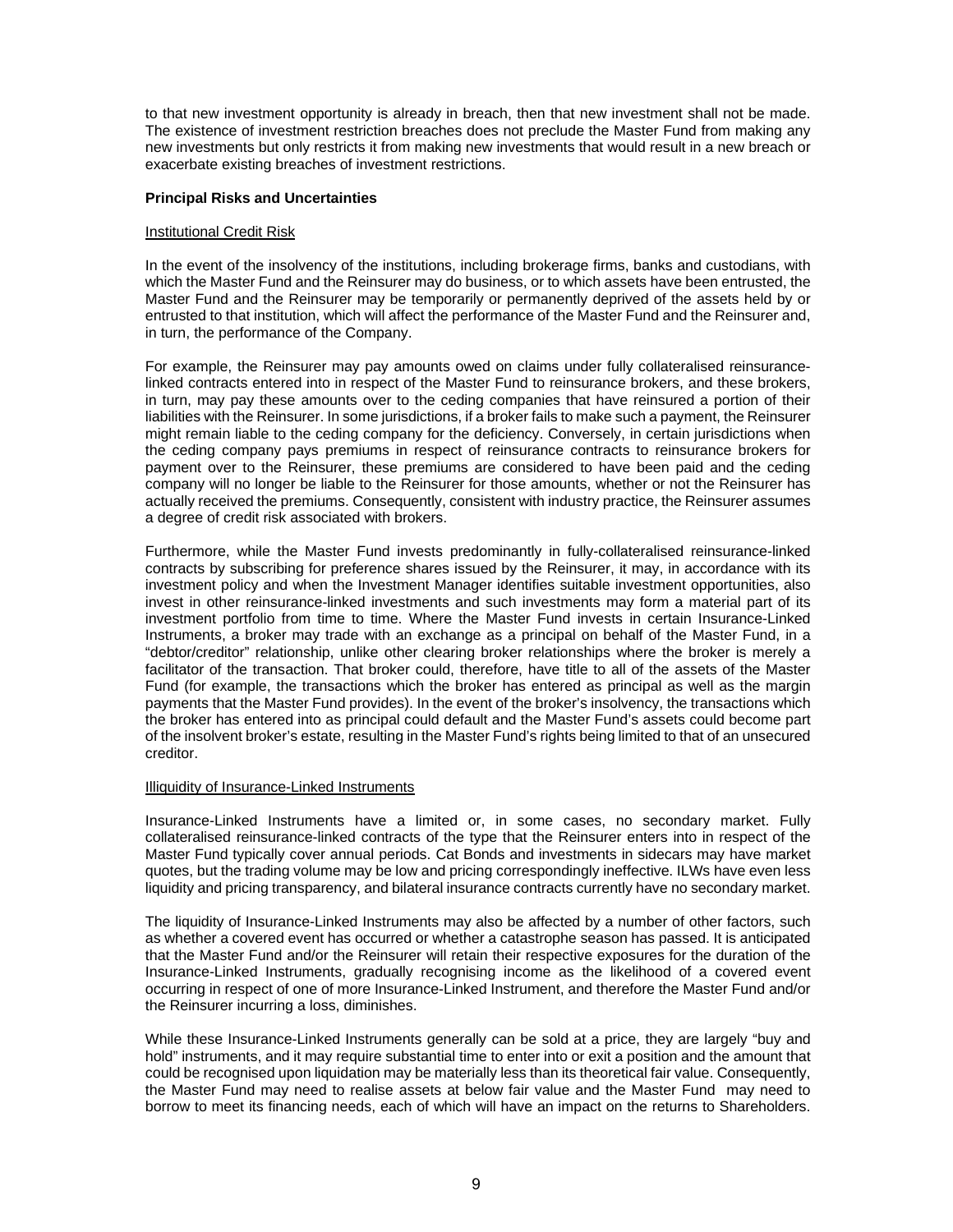to that new investment opportunity is already in breach, then that new investment shall not be made. The existence of investment restriction breaches does not preclude the Master Fund from making any new investments but only restricts it from making new investments that would result in a new breach or exacerbate existing breaches of investment restrictions.

**Principal Risks and Uncertainties**

Institutional Credit Risk

In the event of the insolvency of the institutions, including brokerage firms, banks and custodians, with which the Master Fund and the Reinsurer may do business, or to which assets have been entrusted, the Master Fund and the Reinsurer may be temporarily or permanently deprived of the assets held by or entrusted to that institution, which will affect the performance of the Master Fund and the Reinsurer and, in turn, the performance of the Company.

For example, the Reinsurer may pay amounts owed on claims under fully collateralised reinsurance-linked contracts entered into in respect of the Master Fund to reinsurance brokers, and these brokers, in turn, may pay these amounts over to the ceding companies that have reinsured a portion of their liabilities with the Reinsurer. In some jurisdictions, if a broker fails to make such a payment, the Reinsurer might remain liable to the ceding company for the deficiency. Conversely, in certain jurisdictions when the ceding company pays premiums in respect of reinsurance contracts to reinsurance brokers for payment over to the Reinsurer, these premiums are considered to have been paid and the ceding company will no longer be liable to the Reinsurer for those amounts, whether or not the Reinsurer has actually received the premiums. Consequently, consistent with industry practice, the Reinsurer assumes a degree of credit risk associated with brokers.

Furthermore, while the Master Fund invests predominantly in fully-collateralised reinsurance-linked contracts by subscribing for preference shares issued by the Reinsurer, it may, in accordance with its investment policy and when the Investment Manager identifies suitable investment opportunities, also invest in other reinsurance-linked investments and such investments may form a material part of its investment portfolio from time to time. Where the Master Fund invests in certain Insurance-Linked Instruments, a broker may trade with an exchange as a principal on behalf of the Master Fund, in a "debtor/creditor" relationship, unlike other clearing broker relationships where the broker is merely a facilitator of the transaction. That broker could, therefore, have title to all of the assets of the Master Fund (for example, the transactions which the broker has entered as principal as well as the margin payments that the Master Fund provides). In the event of the broker's insolvency, the transactions which the broker has entered into as principal could default and the Master Fund's assets could become part of the insolvent broker's estate, resulting in the Master Fund's rights being limited to that of an unsecured creditor.

Illiquidity of Insurance-Linked Instruments

Insurance-Linked Instruments have a limited or, in some cases, no secondary market. Fully collateralised reinsurance-linked contracts of the type that the Reinsurer enters into in respect of the Master Fund typically cover annual periods. Cat Bonds and investments in sidecars may have market quotes, but the trading volume may be low and pricing correspondingly ineffective. ILWs have even less liquidity and pricing transparency, and bilateral insurance contracts currently have no secondary market.

The liquidity of Insurance-Linked Instruments may also be affected by a number of other factors, such as whether a covered event has occurred or whether a catastrophe season has passed. It is anticipated that the Master Fund and/or the Reinsurer will retain their respective exposures for the duration of the Insurance-Linked Instruments, gradually recognising income as the likelihood of a covered event occurring in respect of one of more Insurance-Linked Instrument, and therefore the Master Fund and/or the Reinsurer incurring a loss, diminishes.

While these Insurance-Linked Instruments generally can be sold at a price, they are largely "buy and hold" instruments, and it may require substantial time to enter into or exit a position and the amount that could be recognised upon liquidation may be materially less than its theoretical fair value. Consequently, the Master Fund may need to realise assets at below fair value and the Master Fund may need to borrow to meet its financing needs, each of which will have an impact on the returns to Shareholders.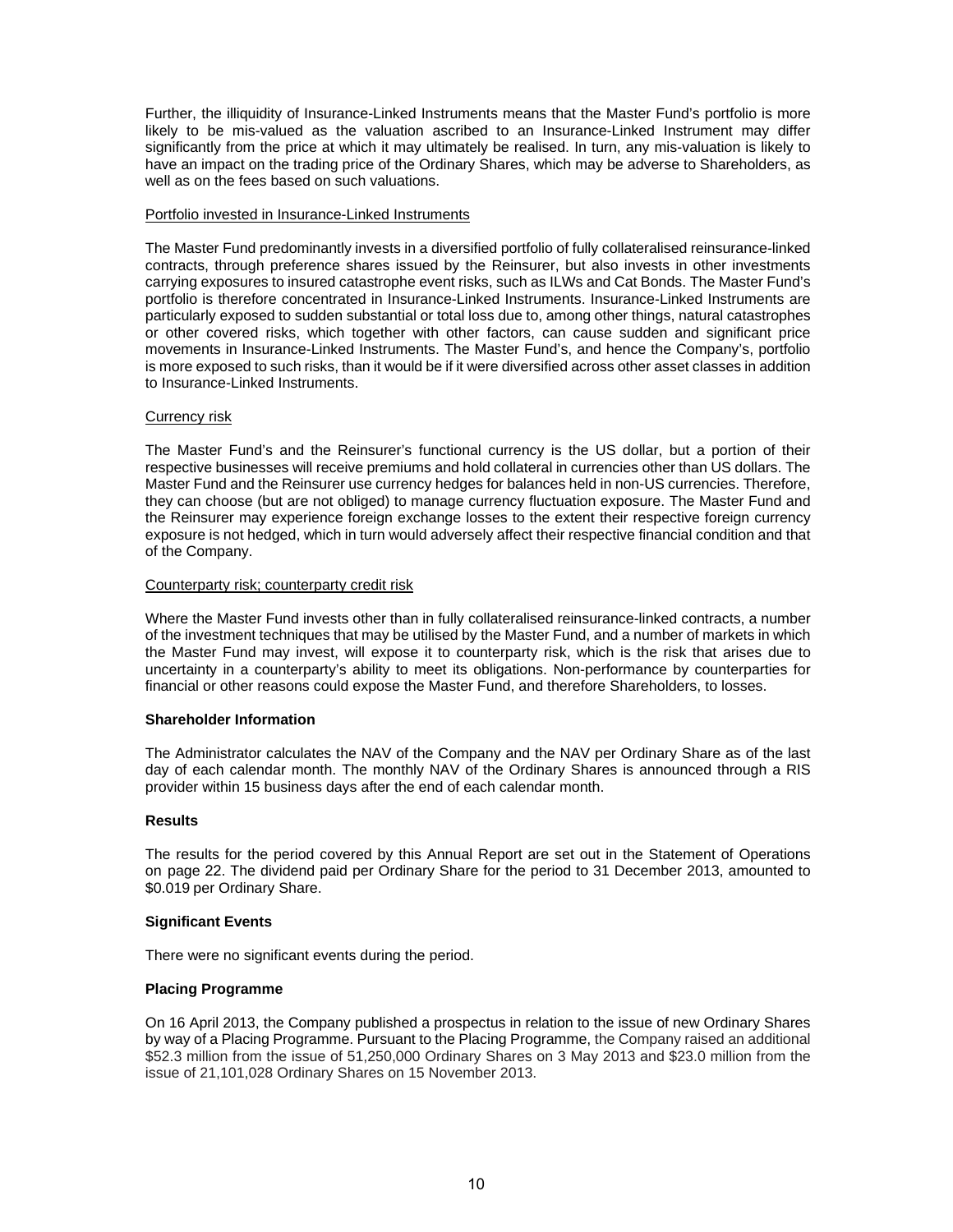Further, the illiquidity of Insurance-Linked Instruments means that the Master Fund's portfolio is more likely to be mis-valued as the valuation ascribed to an Insurance-Linked Instrument may differ significantly from the price at which it may ultimately be realised. In turn, any mis-valuation is likely to have an impact on the trading price of the Ordinary Shares, which may be adverse to Shareholders, as well as on the fees based on such valuations.

Portfolio invested in Insurance-Linked Instruments

The Master Fund predominantly invests in a diversified portfolio of fully collateralised reinsurance-linked contracts, through preference shares issued by the Reinsurer, but also invests in other investments carrying exposures to insured catastrophe event risks, such as ILWs and Cat Bonds. The Master Fund's portfolio is therefore concentrated in Insurance-Linked Instruments. Insurance-Linked Instruments are particularly exposed to sudden substantial or total loss due to, among other things, natural catastrophes or other covered risks, which together with other factors, can cause sudden and significant price movements in Insurance-Linked Instruments. The Master Fund's, and hence the Company's, portfolio is more exposed to such risks, than it would be if it were diversified across other asset classes in addition to Insurance-Linked Instruments.

Currency risk

The Master Fund's and the Reinsurer's functional currency is the US dollar, but a portion of their respective businesses will receive premiums and hold collateral in currencies other than US dollars. The Master Fund and the Reinsurer use currency hedges for balances held in non-US currencies. Therefore, they can choose (but are not obliged) to manage currency fluctuation exposure. The Master Fund and the Reinsurer may experience foreign exchange losses to the extent their respective foreign currency exposure is not hedged, which in turn would adversely affect their respective financial condition and that of the Company.

Counterparty risk; counterparty credit risk

Where the Master Fund invests other than in fully collateralised reinsurance-linked contracts, a number of the investment techniques that may be utilised by the Master Fund, and a number of markets in which the Master Fund may invest, will expose it to counterparty risk, which is the risk that arises due to uncertainty in a counterparty's ability to meet its obligations. Non-performance by counterparties for financial or other reasons could expose the Master Fund, and therefore Shareholders, to losses.

**Shareholder Information**

The Administrator calculates the NAV of the Company and the NAV per Ordinary Share as of the last day of each calendar month. The monthly NAV of the Ordinary Shares is announced through a RIS provider within 15 business days after the end of each calendar month.

**Results**

The results for the period covered by this Annual Report are set out in the Statement of Operations on page 22. The dividend paid per Ordinary Share for the period to 31 December 2013, amounted to $0.019 per Ordinary Share.

**Significant Events**

There were no significant events during the period.

**Placing Programme**

On 16 April 2013, the Company published a prospectus in relation to the issue of new Ordinary Shares by way of a Placing Programme. Pursuant to the Placing Programme, the Company raised an additional $52.3 million from the issue of 51,250,000 Ordinary Shares on 3 May 2013 and $23.0 million from the issue of 21,101,028 Ordinary Shares on 15 November 2013.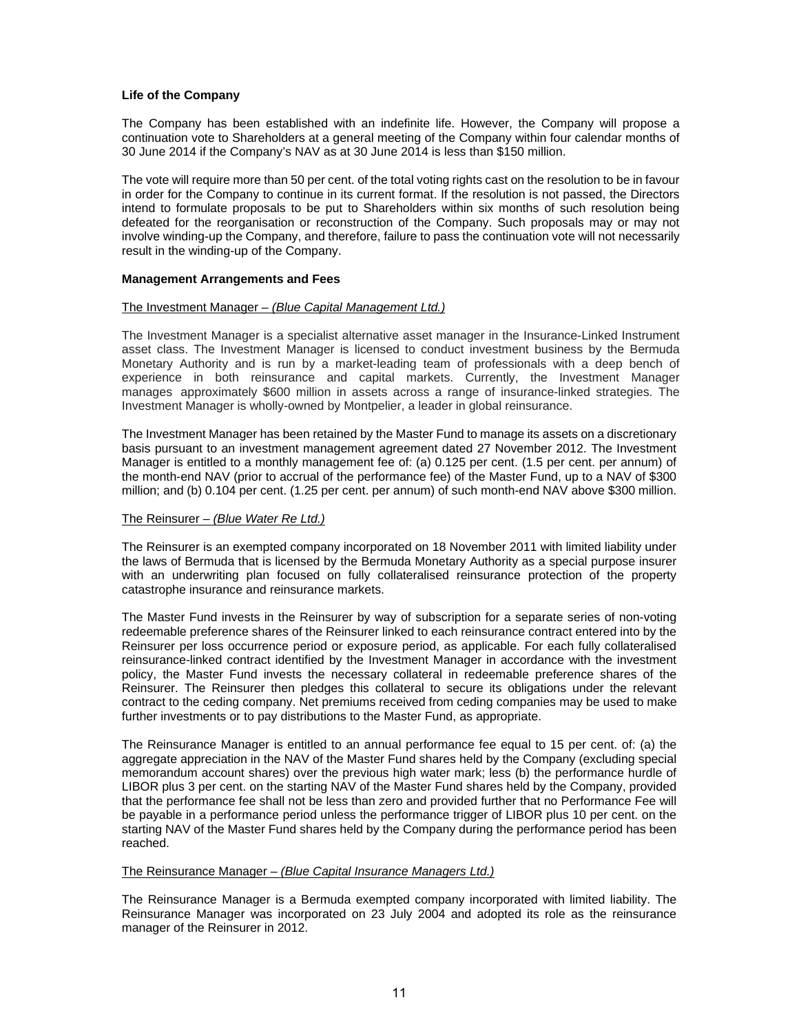**Life of the Company**

The Company has been established with an indefinite life. However, the Company will propose a continuation vote to Shareholders at a general meeting of the Company within four calendar months of 30 June 2014 if the Company's NAV as at 30 June 2014 is less than $150 million.

The vote will require more than 50 per cent. of the total voting rights cast on the resolution to be in favour in order for the Company to continue in its current format. If the resolution is not passed, the Directors intend to formulate proposals to be put to Shareholders within six months of such resolution being defeated for the reorganisation or reconstruction of the Company. Such proposals may or may not involve winding-up the Company, and therefore, failure to pass the continuation vote will not necessarily result in the winding-up of the Company.

**Management Arrangements and Fees**

The Investment Manager – *(Blue Capital Management Ltd.)*

The Investment Manager is a specialist alternative asset manager in the Insurance-Linked Instrument asset class. The Investment Manager is licensed to conduct investment business by the Bermuda Monetary Authority and is run by a market-leading team of professionals with a deep bench of experience in both reinsurance and capital markets. Currently, the Investment Manager manages approximately $600 million in assets across a range of insurance-linked strategies. The Investment Manager is wholly-owned by Montpelier, a leader in global reinsurance.

The Investment Manager has been retained by the Master Fund to manage its assets on a discretionary basis pursuant to an investment management agreement dated 27 November 2012. The Investment Manager is entitled to a monthly management fee of: (a) 0.125 per cent. (1.5 per cent. per annum) of the month-end NAV (prior to accrual of the performance fee) of the Master Fund, up to a NAV of $300 million; and (b) 0.104 per cent. (1.25 per cent. per annum) of such month-end NAV above $300 million.

The Reinsurer – *(Blue Water Re Ltd.)*

The Reinsurer is an exempted company incorporated on 18 November 2011 with limited liability under the laws of Bermuda that is licensed by the Bermuda Monetary Authority as a special purpose insurer with an underwriting plan focused on fully collateralised reinsurance protection of the property catastrophe insurance and reinsurance markets.

The Master Fund invests in the Reinsurer by way of subscription for a separate series of non-voting redeemable preference shares of the Reinsurer linked to each reinsurance contract entered into by the Reinsurer per loss occurrence period or exposure period, as applicable. For each fully collateralised reinsurance-linked contract identified by the Investment Manager in accordance with the investment policy, the Master Fund invests the necessary collateral in redeemable preference shares of the Reinsurer. The Reinsurer then pledges this collateral to secure its obligations under the relevant contract to the ceding company. Net premiums received from ceding companies may be used to make further investments or to pay distributions to the Master Fund, as appropriate.

The Reinsurance Manager is entitled to an annual performance fee equal to 15 per cent. of: (a) the aggregate appreciation in the NAV of the Master Fund shares held by the Company (excluding special memorandum account shares) over the previous high water mark; less (b) the performance hurdle of LIBOR plus 3 per cent. on the starting NAV of the Master Fund shares held by the Company, provided that the performance fee shall not be less than zero and provided further that no Performance Fee will be payable in a performance period unless the performance trigger of LIBOR plus 10 per cent. on the starting NAV of the Master Fund shares held by the Company during the performance period has been reached.

The Reinsurance Manager – *(Blue Capital Insurance Managers Ltd.)*

The Reinsurance Manager is a Bermuda exempted company incorporated with limited liability. The Reinsurance Manager was incorporated on 23 July 2004 and adopted its role as the reinsurance manager of the Reinsurer in 2012.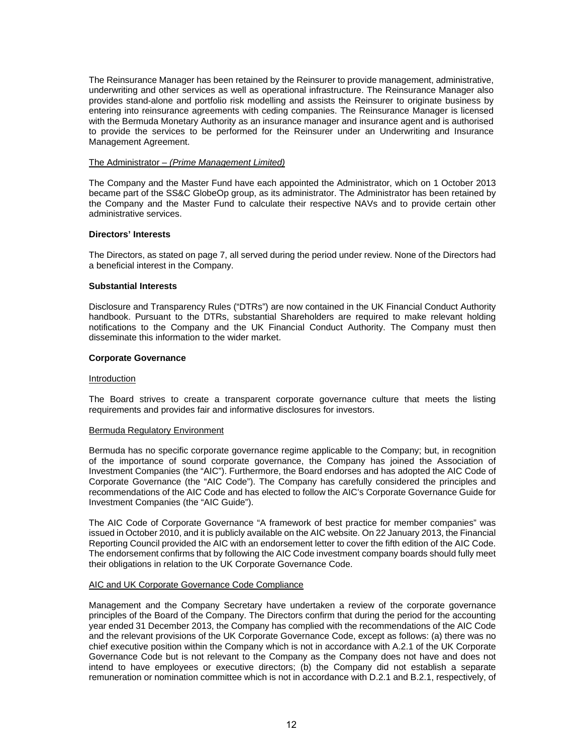The Reinsurance Manager has been retained by the Reinsurer to provide management, administrative, underwriting and other services as well as operational infrastructure. The Reinsurance Manager also provides stand-alone and portfolio risk modelling and assists the Reinsurer to originate business by entering into reinsurance agreements with ceding companies. The Reinsurance Manager is licensed with the Bermuda Monetary Authority as an insurance manager and insurance agent and is authorised to provide the services to be performed for the Reinsurer under an Underwriting and Insurance Management Agreement.

The Administrator – *(Prime Management Limited)*

The Company and the Master Fund have each appointed the Administrator, which on 1 October 2013 became part of the SS&C GlobeOp group, as its administrator. The Administrator has been retained by the Company and the Master Fund to calculate their respective NAVs and to provide certain other administrative services.

**Directors' Interests**

The Directors, as stated on page 7, all served during the period under review. None of the Directors had a beneficial interest in the Company.

**Substantial Interests**

Disclosure and Transparency Rules ("DTRs") are now contained in the UK Financial Conduct Authority handbook. Pursuant to the DTRs, substantial Shareholders are required to make relevant holding notifications to the Company and the UK Financial Conduct Authority. The Company must then disseminate this information to the wider market.

**Corporate Governance**

Introduction

The Board strives to create a transparent corporate governance culture that meets the listing requirements and provides fair and informative disclosures for investors.

Bermuda Regulatory Environment

Bermuda has no specific corporate governance regime applicable to the Company; but, in recognition of the importance of sound corporate governance, the Company has joined the Association of Investment Companies (the "AIC"). Furthermore, the Board endorses and has adopted the AIC Code of Corporate Governance (the "AIC Code"). The Company has carefully considered the principles and recommendations of the AIC Code and has elected to follow the AIC's Corporate Governance Guide for Investment Companies (the "AIC Guide").

The AIC Code of Corporate Governance "A framework of best practice for member companies" was issued in October 2010, and it is publicly available on the AIC website. On 22 January 2013, the Financial Reporting Council provided the AIC with an endorsement letter to cover the fifth edition of the AIC Code. The endorsement confirms that by following the AIC Code investment company boards should fully meet their obligations in relation to the UK Corporate Governance Code.

AIC and UK Corporate Governance Code Compliance

Management and the Company Secretary have undertaken a review of the corporate governance principles of the Board of the Company. The Directors confirm that during the period for the accounting year ended 31 December 2013, the Company has complied with the recommendations of the AIC Code and the relevant provisions of the UK Corporate Governance Code, except as follows: (a) there was no chief executive position within the Company which is not in accordance with A.2.1 of the UK Corporate Governance Code but is not relevant to the Company as the Company does not have and does not intend to have employees or executive directors; (b) the Company did not establish a separate remuneration or nomination committee which is not in accordance with D.2.1 and B.2.1, respectively, of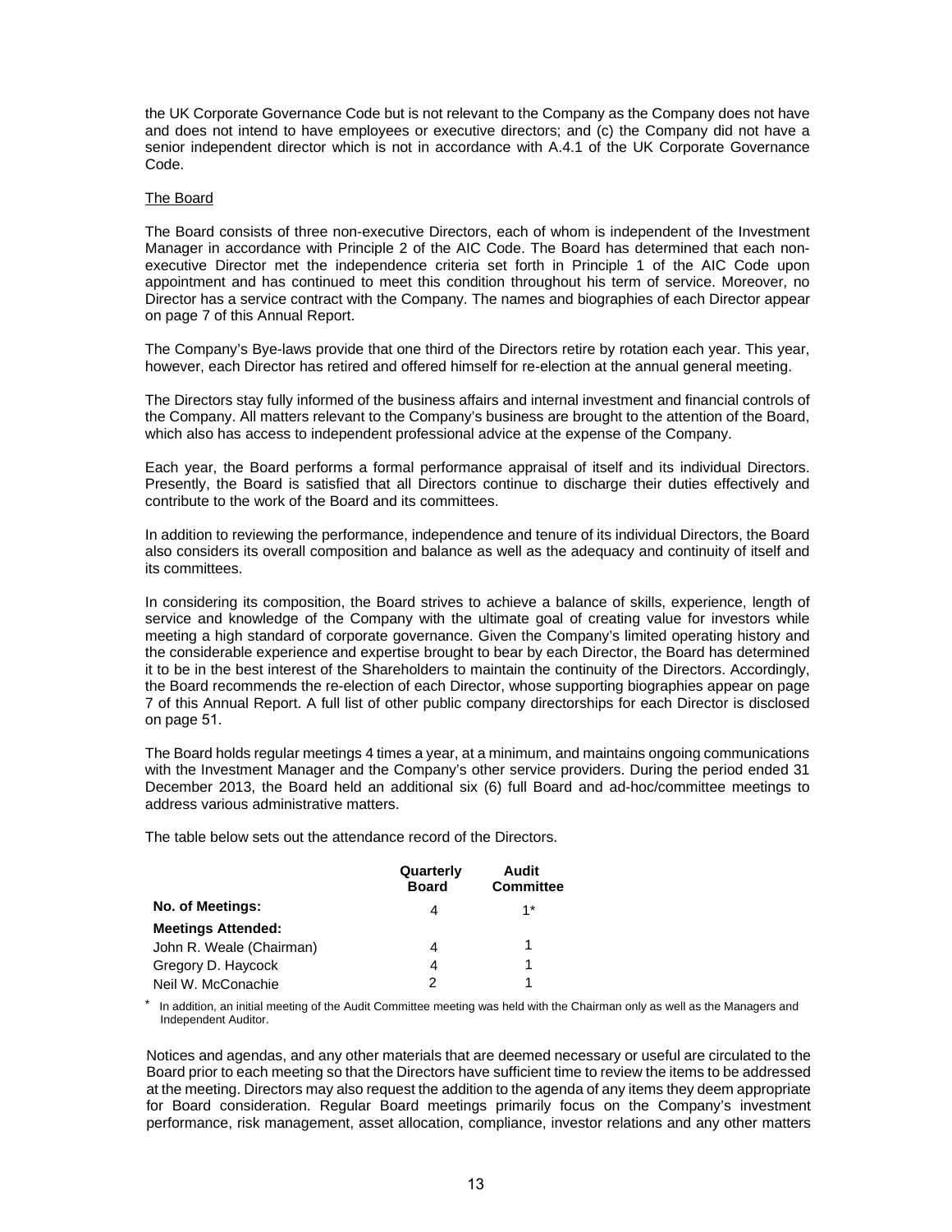the UK Corporate Governance Code but is not relevant to the Company as the Company does not have and does not intend to have employees or executive directors; and (c) the Company did not have a senior independent director which is not in accordance with A.4.1 of the UK Corporate Governance Code.

The Board

The Board consists of three non-executive Directors, each of whom is independent of the Investment Manager in accordance with Principle 2 of the AIC Code. The Board has determined that each non-executive Director met the independence criteria set forth in Principle 1 of the AIC Code upon appointment and has continued to meet this condition throughout his term of service. Moreover, no Director has a service contract with the Company. The names and biographies of each Director appear on page 7 of this Annual Report.

The Company's Bye-laws provide that one third of the Directors retire by rotation each year. This year, however, each Director has retired and offered himself for re-election at the annual general meeting.

The Directors stay fully informed of the business affairs and internal investment and financial controls of the Company. All matters relevant to the Company's business are brought to the attention of the Board, which also has access to independent professional advice at the expense of the Company.

Each year, the Board performs a formal performance appraisal of itself and its individual Directors. Presently, the Board is satisfied that all Directors continue to discharge their duties effectively and contribute to the work of the Board and its committees.

In addition to reviewing the performance, independence and tenure of its individual Directors, the Board also considers its overall composition and balance as well as the adequacy and continuity of itself and its committees.

In considering its composition, the Board strives to achieve a balance of skills, experience, length of service and knowledge of the Company with the ultimate goal of creating value for investors while meeting a high standard of corporate governance. Given the Company's limited operating history and the considerable experience and expertise brought to bear by each Director, the Board has determined it to be in the best interest of the Shareholders to maintain the continuity of the Directors. Accordingly, the Board recommends the re-election of each Director, whose supporting biographies appear on page 7 of this Annual Report. A full list of other public company directorships for each Director is disclosed on page 51.

The Board holds regular meetings 4 times a year, at a minimum, and maintains ongoing communications with the Investment Manager and the Company's other service providers. During the period ended 31 December 2013, the Board held an additional six (6) full Board and ad-hoc/committee meetings to address various administrative matters.

The table below sets out the attendance record of the Directors.

| | Quarterly Board | Audit Committee |
|---|---|---|
| **No. of Meetings:** | 4 | 1* |
| **Meetings Attended:** | | |
| John R. Weale (Chairman) | 4 | 1 |
| Gregory D. Haycock | 4 | 1 |
| Neil W. McConachie | 2 | 1 |

\* In addition, an initial meeting of the Audit Committee meeting was held with the Chairman only as well as the Managers and Independent Auditor.

Notices and agendas, and any other materials that are deemed necessary or useful are circulated to the Board prior to each meeting so that the Directors have sufficient time to review the items to be addressed at the meeting. Directors may also request the addition to the agenda of any items they deem appropriate for Board consideration. Regular Board meetings primarily focus on the Company's investment performance, risk management, asset allocation, compliance, investor relations and any other matters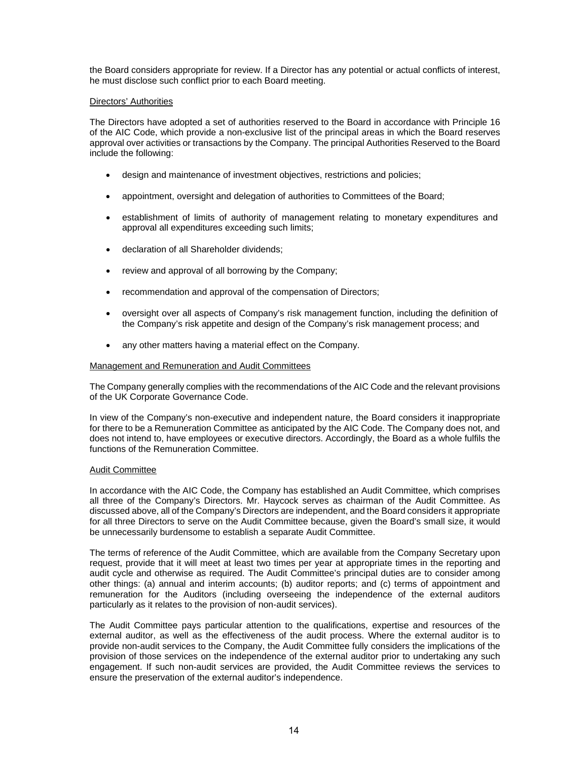the Board considers appropriate for review. If a Director has any potential or actual conflicts of interest, he must disclose such conflict prior to each Board meeting.

Directors' Authorities

The Directors have adopted a set of authorities reserved to the Board in accordance with Principle 16 of the AIC Code, which provide a non-exclusive list of the principal areas in which the Board reserves approval over activities or transactions by the Company. The principal Authorities Reserved to the Board include the following:

- design and maintenance of investment objectives, restrictions and policies;
- appointment, oversight and delegation of authorities to Committees of the Board;
- establishment of limits of authority of management relating to monetary expenditures and approval all expenditures exceeding such limits;
- declaration of all Shareholder dividends;
- review and approval of all borrowing by the Company;
- recommendation and approval of the compensation of Directors;
- oversight over all aspects of Company's risk management function, including the definition of the Company's risk appetite and design of the Company's risk management process; and
- any other matters having a material effect on the Company.

Management and Remuneration and Audit Committees

The Company generally complies with the recommendations of the AIC Code and the relevant provisions of the UK Corporate Governance Code.

In view of the Company's non-executive and independent nature, the Board considers it inappropriate for there to be a Remuneration Committee as anticipated by the AIC Code. The Company does not, and does not intend to, have employees or executive directors. Accordingly, the Board as a whole fulfils the functions of the Remuneration Committee.

Audit Committee

In accordance with the AIC Code, the Company has established an Audit Committee, which comprises all three of the Company's Directors. Mr. Haycock serves as chairman of the Audit Committee. As discussed above, all of the Company's Directors are independent, and the Board considers it appropriate for all three Directors to serve on the Audit Committee because, given the Board's small size, it would be unnecessarily burdensome to establish a separate Audit Committee.

The terms of reference of the Audit Committee, which are available from the Company Secretary upon request, provide that it will meet at least two times per year at appropriate times in the reporting and audit cycle and otherwise as required. The Audit Committee's principal duties are to consider among other things: (a) annual and interim accounts; (b) auditor reports; and (c) terms of appointment and remuneration for the Auditors (including overseeing the independence of the external auditors particularly as it relates to the provision of non-audit services).

The Audit Committee pays particular attention to the qualifications, expertise and resources of the external auditor, as well as the effectiveness of the audit process. Where the external auditor is to provide non-audit services to the Company, the Audit Committee fully considers the implications of the provision of those services on the independence of the external auditor prior to undertaking any such engagement. If such non-audit services are provided, the Audit Committee reviews the services to ensure the preservation of the external auditor's independence.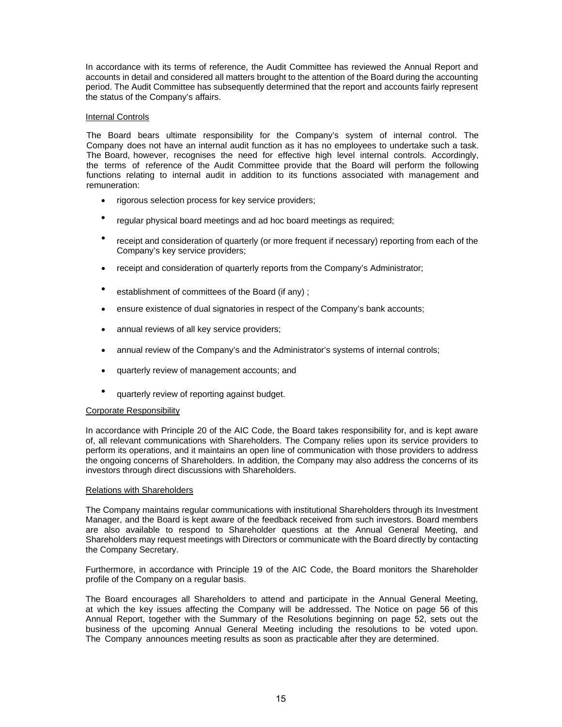In accordance with its terms of reference, the Audit Committee has reviewed the Annual Report and accounts in detail and considered all matters brought to the attention of the Board during the accounting period. The Audit Committee has subsequently determined that the report and accounts fairly represent the status of the Company's affairs.

Internal Controls

The Board bears ultimate responsibility for the Company's system of internal control. The Company does not have an internal audit function as it has no employees to undertake such a task. The Board, however, recognises the need for effective high level internal controls. Accordingly, the terms of reference of the Audit Committee provide that the Board will perform the following functions relating to internal audit in addition to its functions associated with management and remuneration:

- rigorous selection process for key service providers;
- regular physical board meetings and ad hoc board meetings as required;
- receipt and consideration of quarterly (or more frequent if necessary) reporting from each of the Company's key service providers;
- receipt and consideration of quarterly reports from the Company's Administrator;
- establishment of committees of the Board (if any) ;
- ensure existence of dual signatories in respect of the Company's bank accounts;
- annual reviews of all key service providers;
- annual review of the Company's and the Administrator's systems of internal controls;
- quarterly review of management accounts; and
- quarterly review of reporting against budget.

Corporate Responsibility

In accordance with Principle 20 of the AIC Code, the Board takes responsibility for, and is kept aware of, all relevant communications with Shareholders. The Company relies upon its service providers to perform its operations, and it maintains an open line of communication with those providers to address the ongoing concerns of Shareholders. In addition, the Company may also address the concerns of its investors through direct discussions with Shareholders.

Relations with Shareholders

The Company maintains regular communications with institutional Shareholders through its Investment Manager, and the Board is kept aware of the feedback received from such investors. Board members are also available to respond to Shareholder questions at the Annual General Meeting, and Shareholders may request meetings with Directors or communicate with the Board directly by contacting the Company Secretary.

Furthermore, in accordance with Principle 19 of the AIC Code, the Board monitors the Shareholder profile of the Company on a regular basis.

The Board encourages all Shareholders to attend and participate in the Annual General Meeting, at which the key issues affecting the Company will be addressed. The Notice on page 56 of this Annual Report, together with the Summary of the Resolutions beginning on page 52, sets out the business of the upcoming Annual General Meeting including the resolutions to be voted upon. The Company announces meeting results as soon as practicable after they are determined.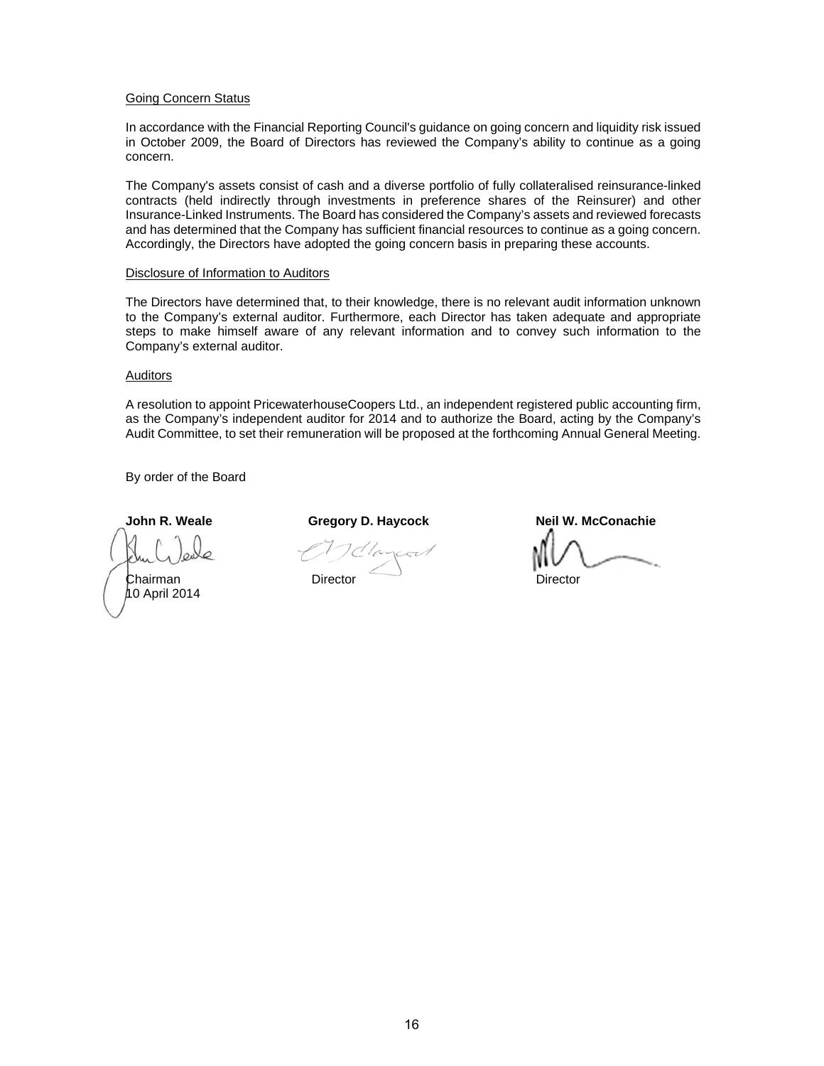### Going Concern Status

In accordance with the Financial Reporting Council's guidance on going concern and liquidity risk issued in October 2009, the Board of Directors has reviewed the Company's ability to continue as a going concern.

The Company's assets consist of cash and a diverse portfolio of fully collateralised reinsurance-linked contracts (held indirectly through investments in preference shares of the Reinsurer) and other Insurance-Linked Instruments. The Board has considered the Company's assets and reviewed forecasts and has determined that the Company has sufficient financial resources to continue as a going concern. Accordingly, the Directors have adopted the going concern basis in preparing these accounts.

### Disclosure of Information to Auditors

The Directors have determined that, to their knowledge, there is no relevant audit information unknown to the Company's external auditor. Furthermore, each Director has taken adequate and appropriate steps to make himself aware of any relevant information and to convey such information to the Company's external auditor.

### Auditors

A resolution to appoint PricewaterhouseCoopers Ltd., an independent registered public accounting firm, as the Company's independent auditor for 2014 and to authorize the Board, acting by the Company's Audit Committee, to set their remuneration will be proposed at the forthcoming Annual General Meeting.

By order of the Board

| **John R. Weale** | **Gregory D. Haycock** | **Neil W. McConachie** |
|---|---|---|
| Chairman | Director | Director |
| 10 April 2014 | | |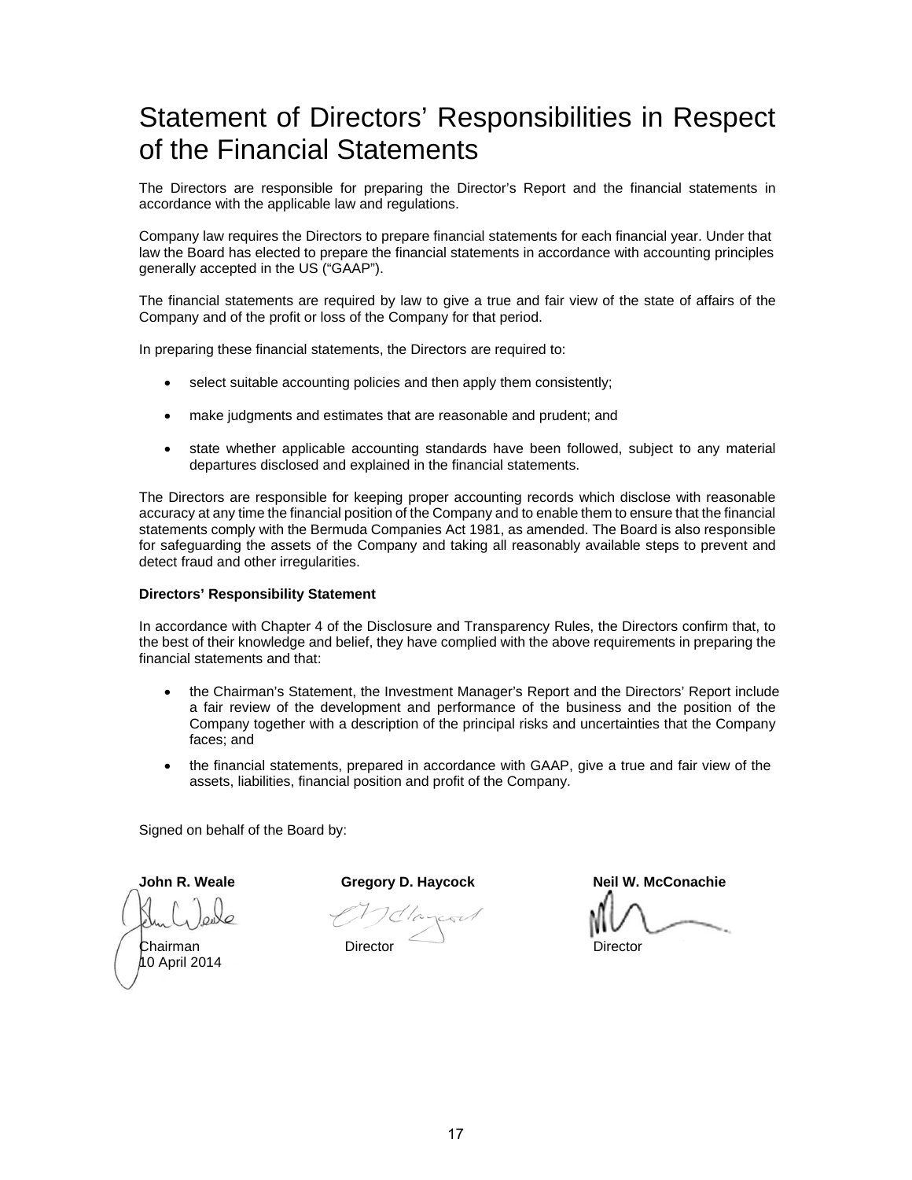# Statement of Directors' Responsibilities in Respect of the Financial Statements

The Directors are responsible for preparing the Director's Report and the financial statements in accordance with the applicable law and regulations.

Company law requires the Directors to prepare financial statements for each financial year. Under that law the Board has elected to prepare the financial statements in accordance with accounting principles generally accepted in the US ("GAAP").

The financial statements are required by law to give a true and fair view of the state of affairs of the Company and of the profit or loss of the Company for that period.

In preparing these financial statements, the Directors are required to:

- select suitable accounting policies and then apply them consistently;
- make judgments and estimates that are reasonable and prudent; and
- state whether applicable accounting standards have been followed, subject to any material departures disclosed and explained in the financial statements.

The Directors are responsible for keeping proper accounting records which disclose with reasonable accuracy at any time the financial position of the Company and to enable them to ensure that the financial statements comply with the Bermuda Companies Act 1981, as amended. The Board is also responsible for safeguarding the assets of the Company and taking all reasonably available steps to prevent and detect fraud and other irregularities.

**Directors' Responsibility Statement**

In accordance with Chapter 4 of the Disclosure and Transparency Rules, the Directors confirm that, to the best of their knowledge and belief, they have complied with the above requirements in preparing the financial statements and that:

- the Chairman's Statement, the Investment Manager's Report and the Directors' Report include a fair review of the development and performance of the business and the position of the Company together with a description of the principal risks and uncertainties that the Company faces; and
- the financial statements, prepared in accordance with GAAP, give a true and fair view of the assets, liabilities, financial position and profit of the Company.

Signed on behalf of the Board by:

| **John R. Weale** | **Gregory D. Haycock** | **Neil W. McConachie** |
|---|---|---|
| Chairman | Director | Director |
| 10 April 2014 | | |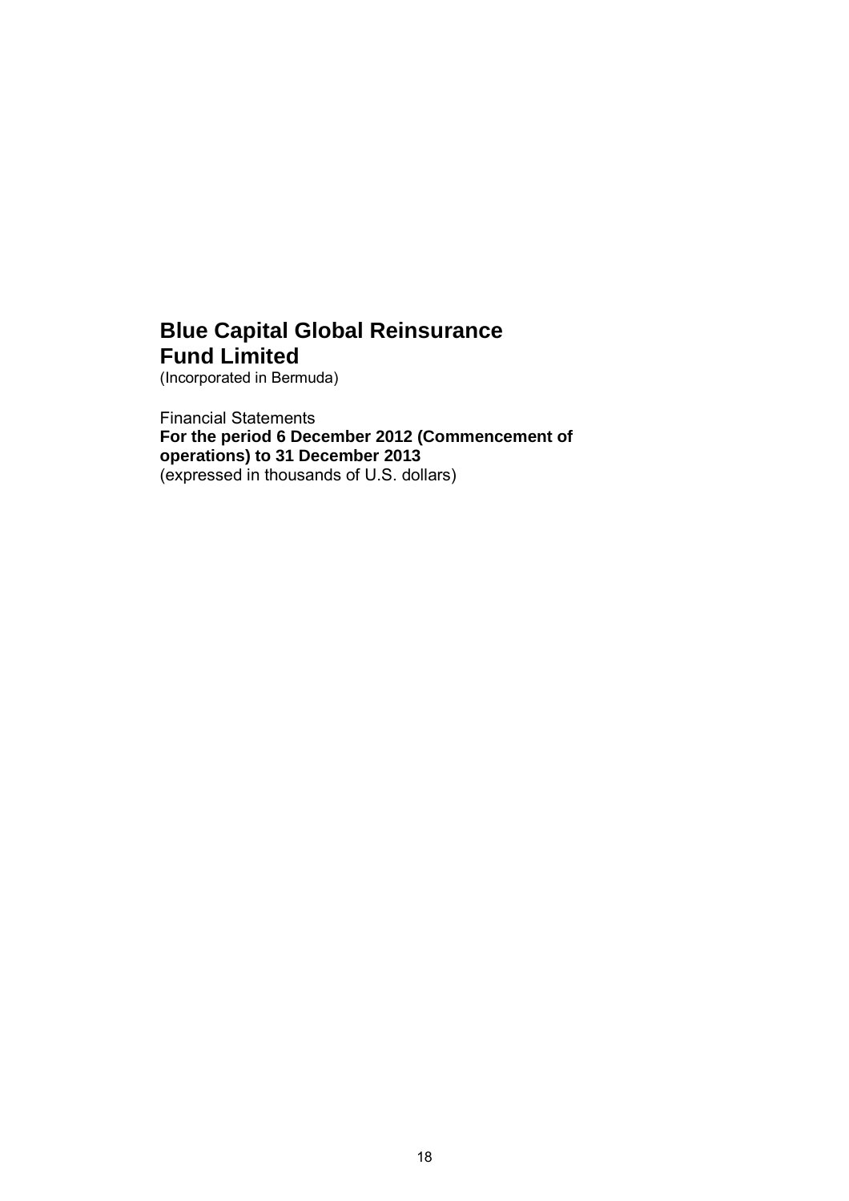# Blue Capital Global Reinsurance Fund Limited

(Incorporated in Bermuda)

Financial Statements

**For the period 6 December 2012 (Commencement of operations) to 31 December 2013**

(expressed in thousands of U.S. dollars)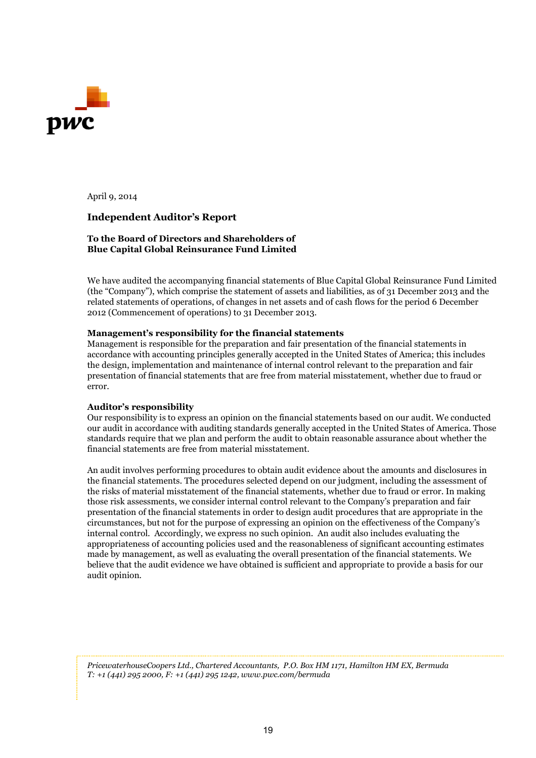April 9, 2014

## Independent Auditor's Report

**To the Board of Directors and Shareholders of**
**Blue Capital Global Reinsurance Fund Limited**

We have audited the accompanying financial statements of Blue Capital Global Reinsurance Fund Limited (the "Company"), which comprise the statement of assets and liabilities, as of 31 December 2013 and the related statements of operations, of changes in net assets and of cash flows for the period 6 December 2012 (Commencement of operations) to 31 December 2013.

**Management's responsibility for the financial statements**
Management is responsible for the preparation and fair presentation of the financial statements in accordance with accounting principles generally accepted in the United States of America; this includes the design, implementation and maintenance of internal control relevant to the preparation and fair presentation of financial statements that are free from material misstatement, whether due to fraud or error.

**Auditor's responsibility**
Our responsibility is to express an opinion on the financial statements based on our audit. We conducted our audit in accordance with auditing standards generally accepted in the United States of America. Those standards require that we plan and perform the audit to obtain reasonable assurance about whether the financial statements are free from material misstatement.

An audit involves performing procedures to obtain audit evidence about the amounts and disclosures in the financial statements. The procedures selected depend on our judgment, including the assessment of the risks of material misstatement of the financial statements, whether due to fraud or error. In making those risk assessments, we consider internal control relevant to the Company's preparation and fair presentation of the financial statements in order to design audit procedures that are appropriate in the circumstances, but not for the purpose of expressing an opinion on the effectiveness of the Company's internal control. Accordingly, we express no such opinion. An audit also includes evaluating the appropriateness of accounting policies used and the reasonableness of significant accounting estimates made by management, as well as evaluating the overall presentation of the financial statements. We believe that the audit evidence we have obtained is sufficient and appropriate to provide a basis for our audit opinion.

*PricewaterhouseCoopers Ltd., Chartered Accountants, P.O. Box HM 1171, Hamilton HM EX, Bermuda*
*T: +1 (441) 295 2000, F: +1 (441) 295 1242, www.pwc.com/bermuda*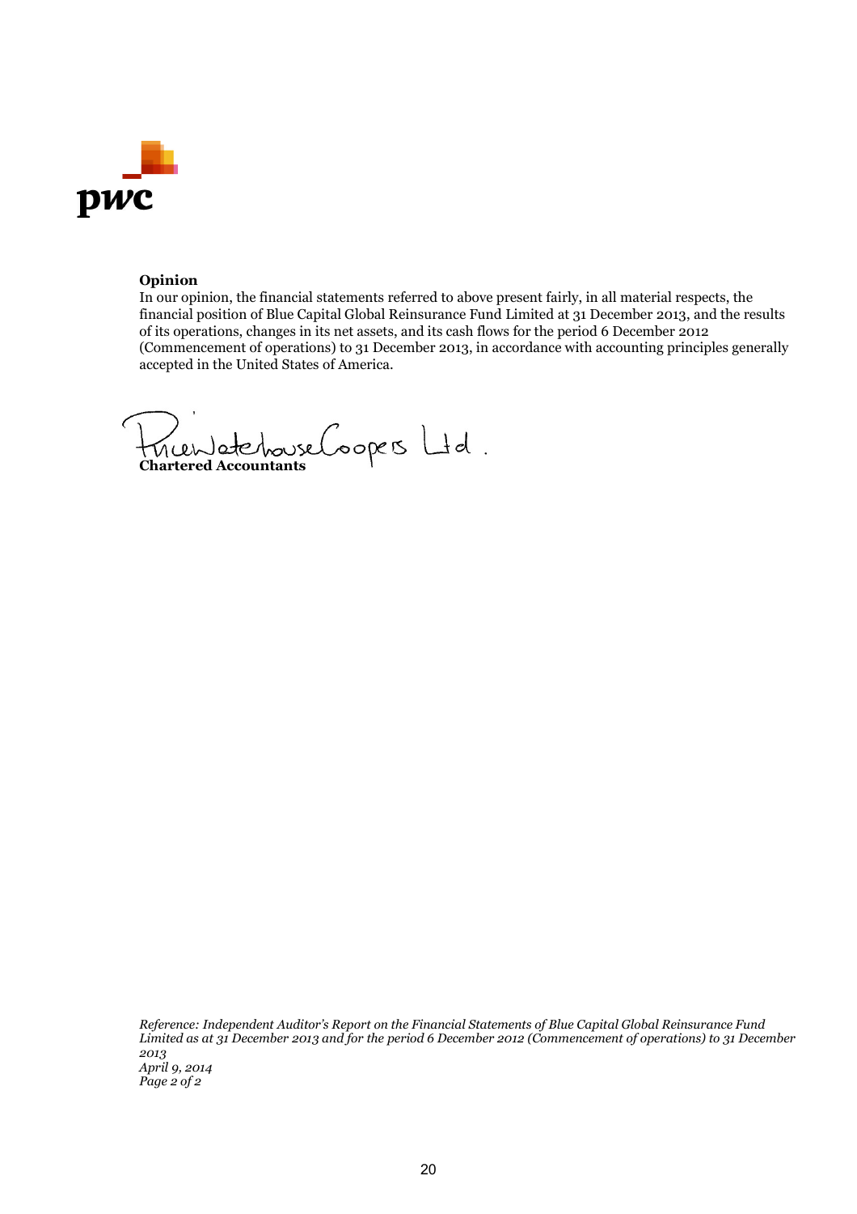**Opinion**

In our opinion, the financial statements referred to above present fairly, in all material respects, the financial position of Blue Capital Global Reinsurance Fund Limited at 31 December 2013, and the results of its operations, changes in its net assets, and its cash flows for the period 6 December 2012 (Commencement of operations) to 31 December 2013, in accordance with accounting principles generally accepted in the United States of America.

PricewaterhouseCoopers Ltd.

**Chartered Accountants**

*Reference: Independent Auditor's Report on the Financial Statements of Blue Capital Global Reinsurance Fund Limited as at 31 December 2013 and for the period 6 December 2012 (Commencement of operations) to 31 December 2013*
*April 9, 2014*
*Page 2 of 2*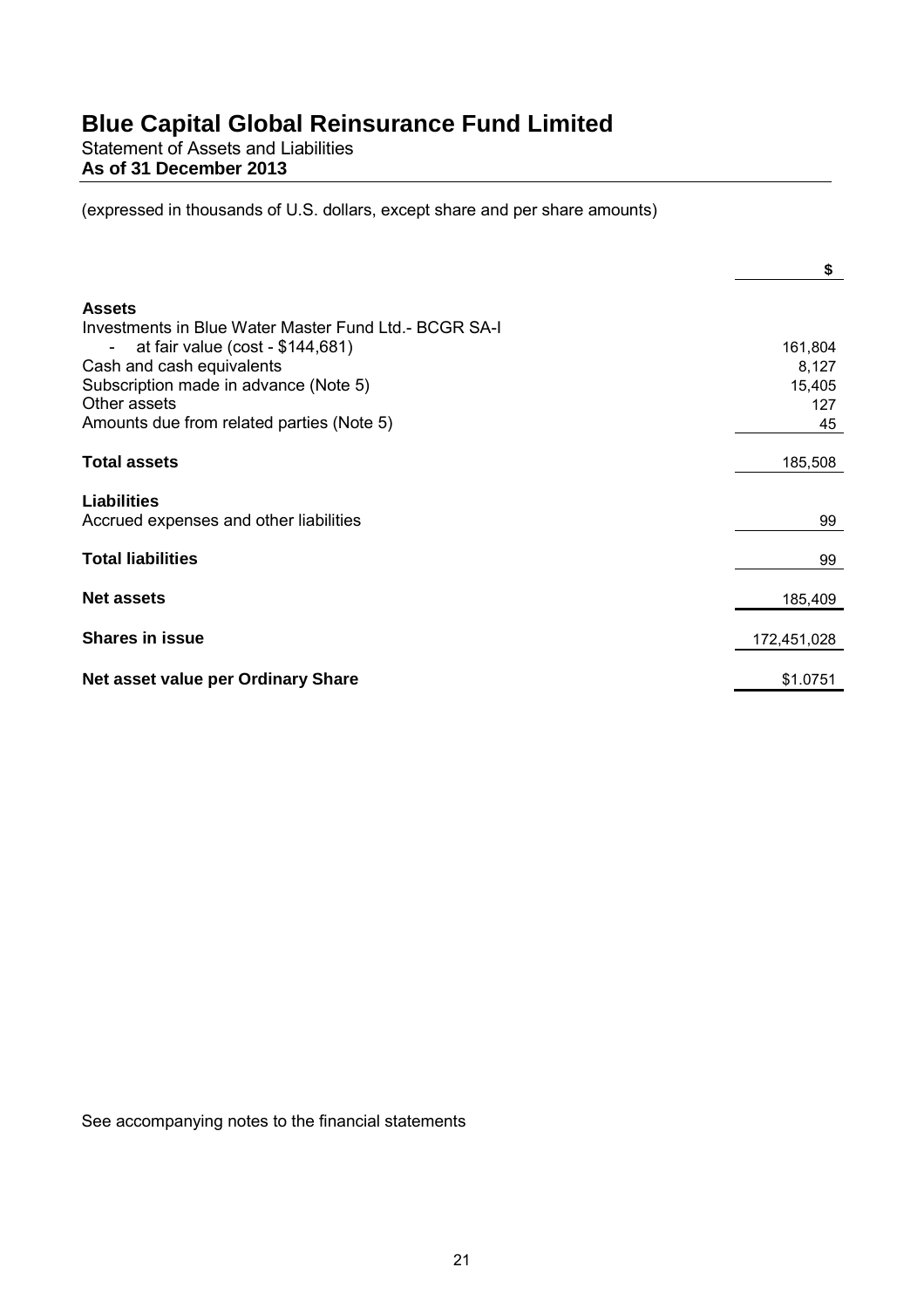# Blue Capital Global Reinsurance Fund Limited

Statement of Assets and Liabilities
**As of 31 December 2013**

(expressed in thousands of U.S. dollars, except share and per share amounts)

| | $ |
|---|---|
| **Assets** | |
| Investments in Blue Water Master Fund Ltd.- BCGR SA-I | |
| - at fair value (cost - $144,681) | 161,804 |
| Cash and cash equivalents | 8,127 |
| Subscription made in advance (Note 5) | 15,405 |
| Other assets | 127 |
| Amounts due from related parties (Note 5) | 45 |
| **Total assets** | 185,508 |
| **Liabilities** | |
| Accrued expenses and other liabilities | 99 |
| **Total liabilities** | 99 |
| **Net assets** | 185,409 |
| **Shares in issue** | 172,451,028 |
| **Net asset value per Ordinary Share** | $1.0751 |

See accompanying notes to the financial statements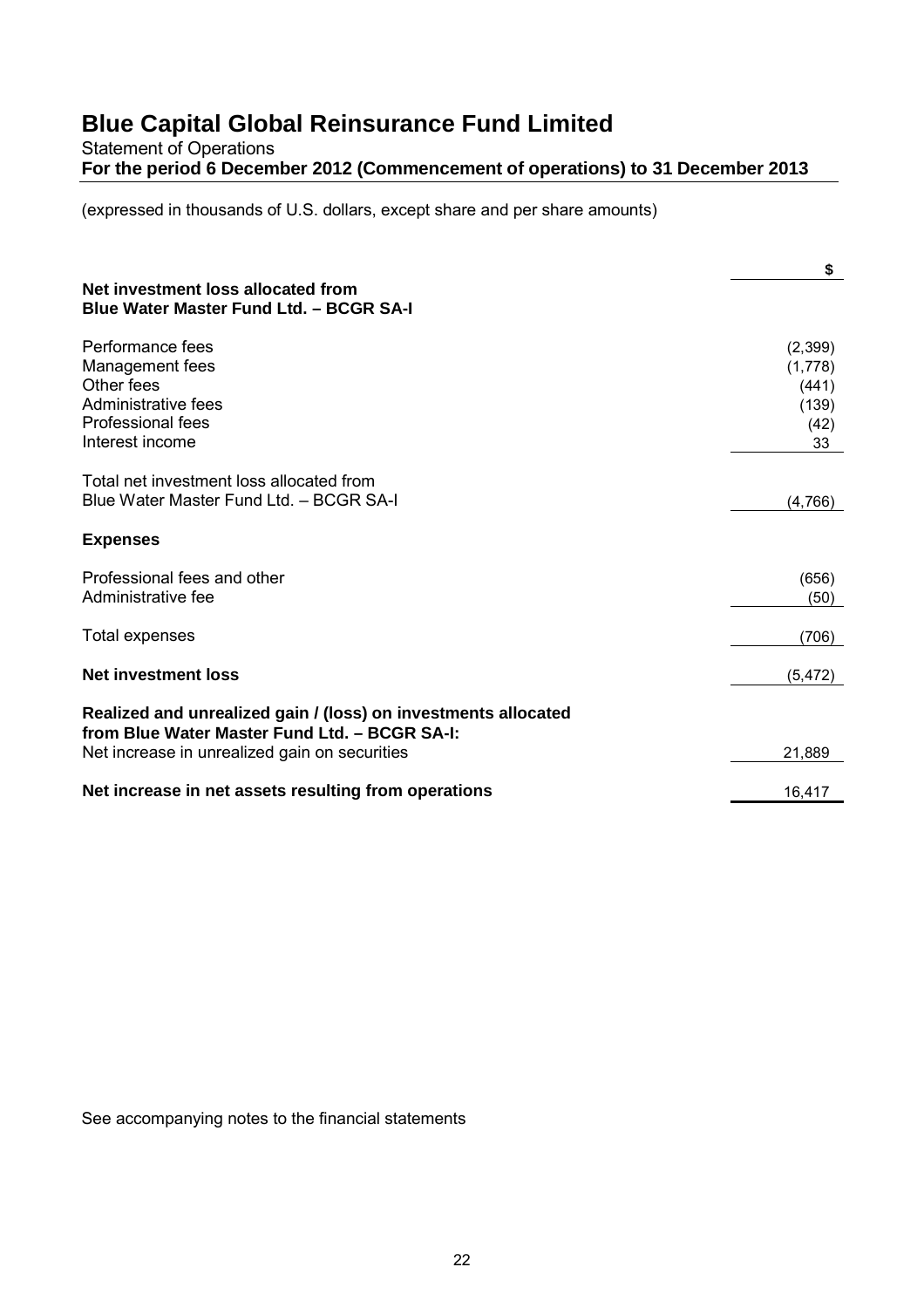# Blue Capital Global Reinsurance Fund Limited

Statement of Operations

**For the period 6 December 2012 (Commencement of operations) to 31 December 2013**

(expressed in thousands of U.S. dollars, except share and per share amounts)

| | $ |
|---|---|
| **Net investment loss allocated from Blue Water Master Fund Ltd. – BCGR SA-I** | |
| Performance fees | (2,399) |
| Management fees | (1,778) |
| Other fees | (441) |
| Administrative fees | (139) |
| Professional fees | (42) |
| Interest income | 33 |
| Total net investment loss allocated from Blue Water Master Fund Ltd. – BCGR SA-I | (4,766) |
| **Expenses** | |
| Professional fees and other | (656) |
| Administrative fee | (50) |
| Total expenses | (706) |
| **Net investment loss** | (5,472) |
| **Realized and unrealized gain / (loss) on investments allocated from Blue Water Master Fund Ltd. – BCGR SA-I:** | |
| Net increase in unrealized gain on securities | 21,889 |
| **Net increase in net assets resulting from operations** | 16,417 |

See accompanying notes to the financial statements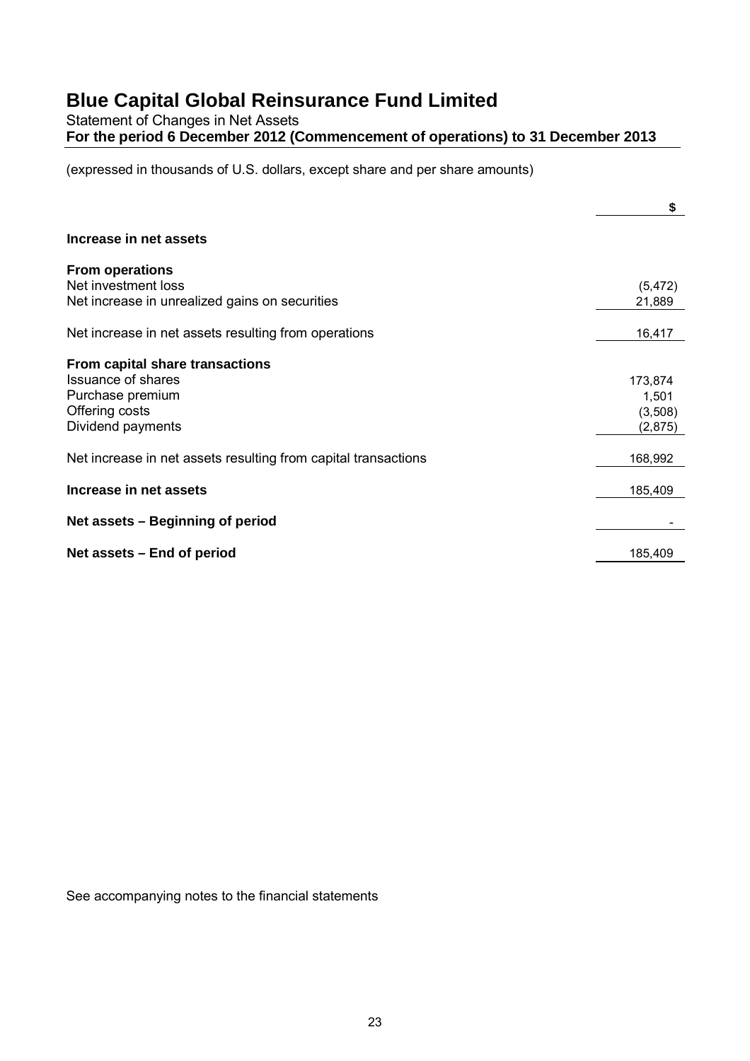# Blue Capital Global Reinsurance Fund Limited

Statement of Changes in Net Assets

**For the period 6 December 2012 (Commencement of operations) to 31 December 2013**

(expressed in thousands of U.S. dollars, except share and per share amounts)

| | $ |
|---|---|
| **Increase in net assets** | |
| **From operations** | |
| Net investment loss | (5,472) |
| Net increase in unrealized gains on securities | 21,889 |
| Net increase in net assets resulting from operations | 16,417 |
| **From capital share transactions** | |
| Issuance of shares | 173,874 |
| Purchase premium | 1,501 |
| Offering costs | (3,508) |
| Dividend payments | (2,875) |
| Net increase in net assets resulting from capital transactions | 168,992 |
| **Increase in net assets** | 185,409 |
| **Net assets – Beginning of period** | - |
| **Net assets – End of period** | 185,409 |

See accompanying notes to the financial statements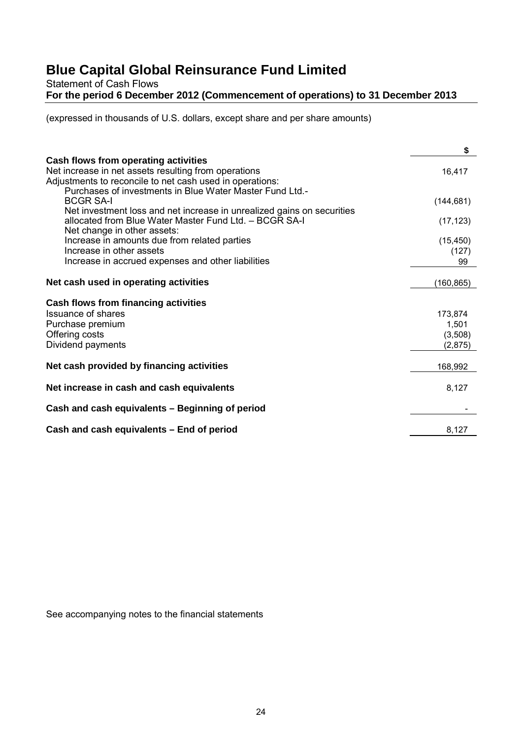# Blue Capital Global Reinsurance Fund Limited

Statement of Cash Flows

**For the period 6 December 2012 (Commencement of operations) to 31 December 2013**

(expressed in thousands of U.S. dollars, except share and per share amounts)

| | $ |
|---|---|
| **Cash flows from operating activities** | |
| Net increase in net assets resulting from operations | 16,417 |
| Adjustments to reconcile to net cash used in operations: | |
| Purchases of investments in Blue Water Master Fund Ltd.- BCGR SA-I | (144,681) |
| Net investment loss and net increase in unrealized gains on securities allocated from Blue Water Master Fund Ltd. – BCGR SA-I | (17,123) |
| Net change in other assets: | |
| Increase in amounts due from related parties | (15,450) |
| Increase in other assets | (127) |
| Increase in accrued expenses and other liabilities | 99 |
| **Net cash used in operating activities** | (160,865) |
| **Cash flows from financing activities** | |
| Issuance of shares | 173,874 |
| Purchase premium | 1,501 |
| Offering costs | (3,508) |
| Dividend payments | (2,875) |
| **Net cash provided by financing activities** | 168,992 |
| **Net increase in cash and cash equivalents** | 8,127 |
| **Cash and cash equivalents – Beginning of period** | - |
| **Cash and cash equivalents – End of period** | 8,127 |

See accompanying notes to the financial statements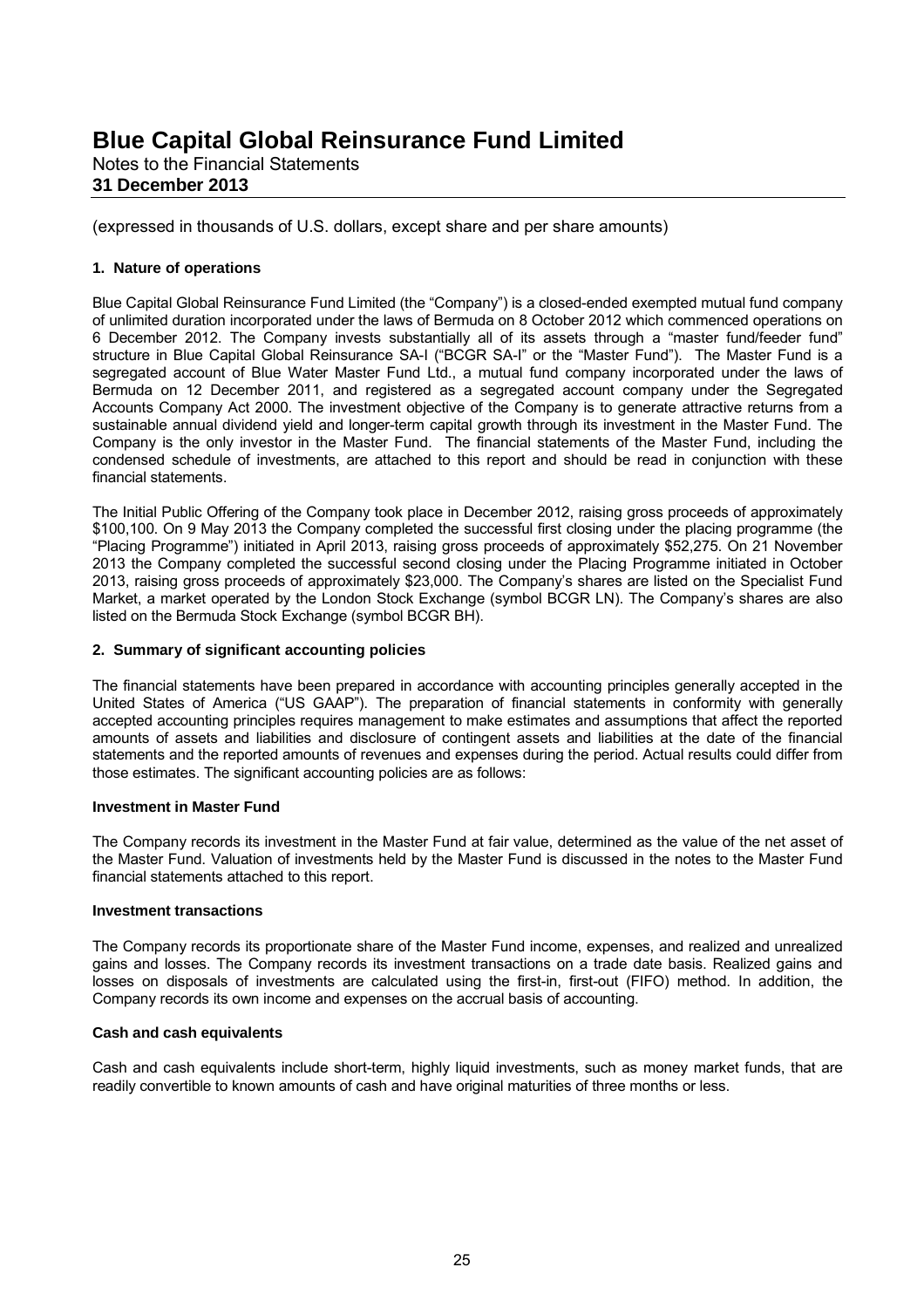# Blue Capital Global Reinsurance Fund Limited

Notes to the Financial Statements
**31 December 2013**

(expressed in thousands of U.S. dollars, except share and per share amounts)

### 1. Nature of operations

Blue Capital Global Reinsurance Fund Limited (the "Company") is a closed-ended exempted mutual fund company of unlimited duration incorporated under the laws of Bermuda on 8 October 2012 which commenced operations on 6 December 2012. The Company invests substantially all of its assets through a "master fund/feeder fund" structure in Blue Capital Global Reinsurance SA-I ("BCGR SA-I" or the "Master Fund"). The Master Fund is a segregated account of Blue Water Master Fund Ltd., a mutual fund company incorporated under the laws of Bermuda on 12 December 2011, and registered as a segregated account company under the Segregated Accounts Company Act 2000. The investment objective of the Company is to generate attractive returns from a sustainable annual dividend yield and longer-term capital growth through its investment in the Master Fund. The Company is the only investor in the Master Fund. The financial statements of the Master Fund, including the condensed schedule of investments, are attached to this report and should be read in conjunction with these financial statements.

The Initial Public Offering of the Company took place in December 2012, raising gross proceeds of approximately $100,100. On 9 May 2013 the Company completed the successful first closing under the placing programme (the "Placing Programme") initiated in April 2013, raising gross proceeds of approximately $52,275. On 21 November 2013 the Company completed the successful second closing under the Placing Programme initiated in October 2013, raising gross proceeds of approximately $23,000. The Company's shares are listed on the Specialist Fund Market, a market operated by the London Stock Exchange (symbol BCGR LN). The Company's shares are also listed on the Bermuda Stock Exchange (symbol BCGR BH).

### 2. Summary of significant accounting policies

The financial statements have been prepared in accordance with accounting principles generally accepted in the United States of America ("US GAAP"). The preparation of financial statements in conformity with generally accepted accounting principles requires management to make estimates and assumptions that affect the reported amounts of assets and liabilities and disclosure of contingent assets and liabilities at the date of the financial statements and the reported amounts of revenues and expenses during the period. Actual results could differ from those estimates. The significant accounting policies are as follows:

#### Investment in Master Fund

The Company records its investment in the Master Fund at fair value, determined as the value of the net asset of the Master Fund. Valuation of investments held by the Master Fund is discussed in the notes to the Master Fund financial statements attached to this report.

#### Investment transactions

The Company records its proportionate share of the Master Fund income, expenses, and realized and unrealized gains and losses. The Company records its investment transactions on a trade date basis. Realized gains and losses on disposals of investments are calculated using the first-in, first-out (FIFO) method. In addition, the Company records its own income and expenses on the accrual basis of accounting.

#### Cash and cash equivalents

Cash and cash equivalents include short-term, highly liquid investments, such as money market funds, that are readily convertible to known amounts of cash and have original maturities of three months or less.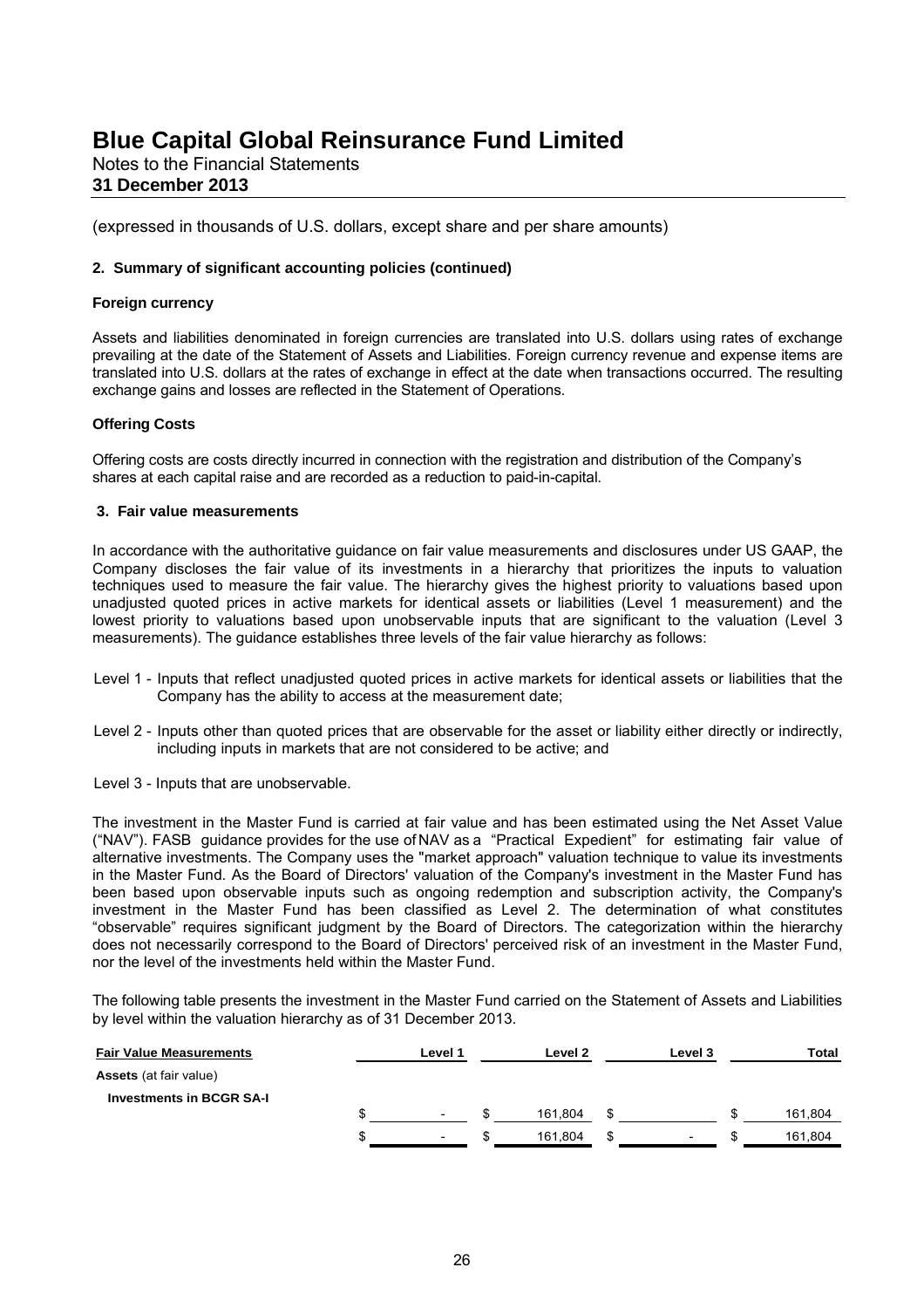# Blue Capital Global Reinsurance Fund Limited

Notes to the Financial Statements
**31 December 2013**

(expressed in thousands of U.S. dollars, except share and per share amounts)

**2. Summary of significant accounting policies (continued)**

**Foreign currency**

Assets and liabilities denominated in foreign currencies are translated into U.S. dollars using rates of exchange prevailing at the date of the Statement of Assets and Liabilities. Foreign currency revenue and expense items are translated into U.S. dollars at the rates of exchange in effect at the date when transactions occurred. The resulting exchange gains and losses are reflected in the Statement of Operations.

**Offering Costs**

Offering costs are costs directly incurred in connection with the registration and distribution of the Company's shares at each capital raise and are recorded as a reduction to paid-in-capital.

**3. Fair value measurements**

In accordance with the authoritative guidance on fair value measurements and disclosures under US GAAP, the Company discloses the fair value of its investments in a hierarchy that prioritizes the inputs to valuation techniques used to measure the fair value. The hierarchy gives the highest priority to valuations based upon unadjusted quoted prices in active markets for identical assets or liabilities (Level 1 measurement) and the lowest priority to valuations based upon unobservable inputs that are significant to the valuation (Level 3 measurements). The guidance establishes three levels of the fair value hierarchy as follows:

Level 1 - Inputs that reflect unadjusted quoted prices in active markets for identical assets or liabilities that the Company has the ability to access at the measurement date;

Level 2 - Inputs other than quoted prices that are observable for the asset or liability either directly or indirectly, including inputs in markets that are not considered to be active; and

Level 3 - Inputs that are unobservable.

The investment in the Master Fund is carried at fair value and has been estimated using the Net Asset Value ("NAV"). FASB guidance provides for the use of NAV as a "Practical Expedient" for estimating fair value of alternative investments. The Company uses the "market approach" valuation technique to value its investments in the Master Fund. As the Board of Directors' valuation of the Company's investment in the Master Fund has been based upon observable inputs such as ongoing redemption and subscription activity, the Company's investment in the Master Fund has been classified as Level 2. The determination of what constitutes "observable" requires significant judgment by the Board of Directors. The categorization within the hierarchy does not necessarily correspond to the Board of Directors' perceived risk of an investment in the Master Fund, nor the level of the investments held within the Master Fund.

The following table presents the investment in the Master Fund carried on the Statement of Assets and Liabilities by level within the valuation hierarchy as of 31 December 2013.

| Fair Value Measurements | Level 1 | Level 2 | Level 3 | Total |
|---|---|---|---|---|
| **Assets** (at fair value) | | | | |
| **Investments in BCGR SA-I** | $ - | $ 161,804 | $ | $ 161,804 |
| | $ - | $ 161,804 | $ - | $ 161,804 |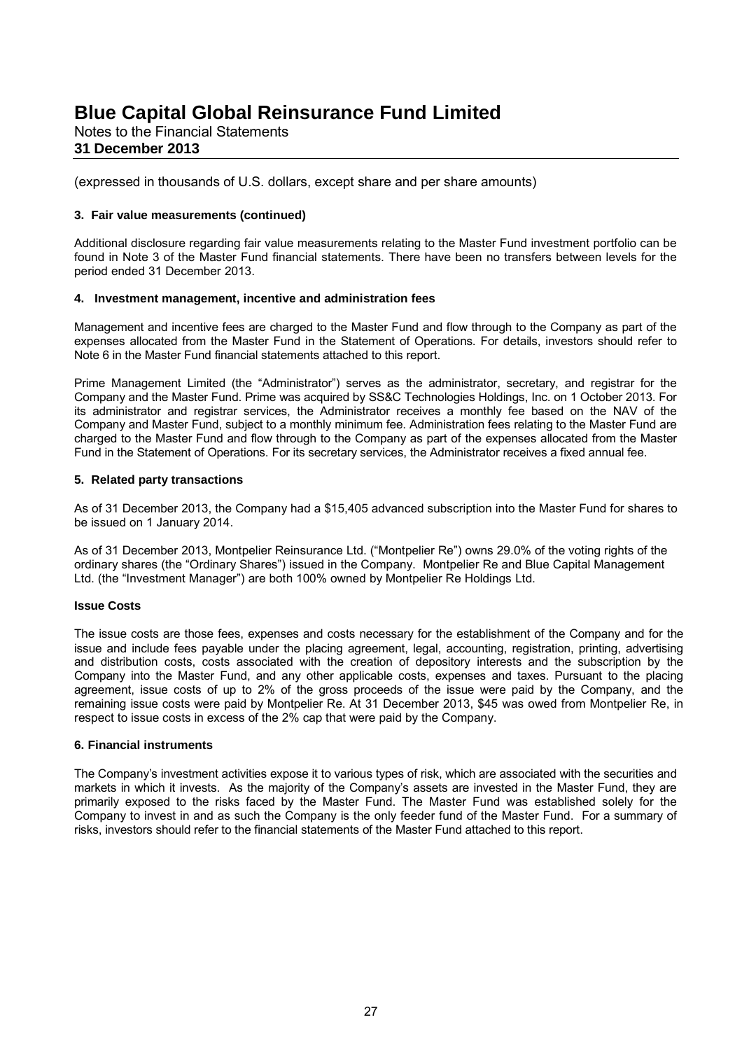(expressed in thousands of U.S. dollars, except share and per share amounts)

**3. Fair value measurements (continued)**

Additional disclosure regarding fair value measurements relating to the Master Fund investment portfolio can be found in Note 3 of the Master Fund financial statements. There have been no transfers between levels for the period ended 31 December 2013.

**4. Investment management, incentive and administration fees**

Management and incentive fees are charged to the Master Fund and flow through to the Company as part of the expenses allocated from the Master Fund in the Statement of Operations. For details, investors should refer to Note 6 in the Master Fund financial statements attached to this report.

Prime Management Limited (the "Administrator") serves as the administrator, secretary, and registrar for the Company and the Master Fund. Prime was acquired by SS&C Technologies Holdings, Inc. on 1 October 2013. For its administrator and registrar services, the Administrator receives a monthly fee based on the NAV of the Company and Master Fund, subject to a monthly minimum fee. Administration fees relating to the Master Fund are charged to the Master Fund and flow through to the Company as part of the expenses allocated from the Master Fund in the Statement of Operations. For its secretary services, the Administrator receives a fixed annual fee.

**5. Related party transactions**

As of 31 December 2013, the Company had a $15,405 advanced subscription into the Master Fund for shares to be issued on 1 January 2014.

As of 31 December 2013, Montpelier Reinsurance Ltd. ("Montpelier Re") owns 29.0% of the voting rights of the ordinary shares (the "Ordinary Shares") issued in the Company. Montpelier Re and Blue Capital Management Ltd. (the "Investment Manager") are both 100% owned by Montpelier Re Holdings Ltd.

**Issue Costs**

The issue costs are those fees, expenses and costs necessary for the establishment of the Company and for the issue and include fees payable under the placing agreement, legal, accounting, registration, printing, advertising and distribution costs, costs associated with the creation of depository interests and the subscription by the Company into the Master Fund, and any other applicable costs, expenses and taxes. Pursuant to the placing agreement, issue costs of up to 2% of the gross proceeds of the issue were paid by the Company, and the remaining issue costs were paid by Montpelier Re. At 31 December 2013, $45 was owed from Montpelier Re, in respect to issue costs in excess of the 2% cap that were paid by the Company.

**6. Financial instruments**

The Company's investment activities expose it to various types of risk, which are associated with the securities and markets in which it invests. As the majority of the Company's assets are invested in the Master Fund, they are primarily exposed to the risks faced by the Master Fund. The Master Fund was established solely for the Company to invest in and as such the Company is the only feeder fund of the Master Fund. For a summary of risks, investors should refer to the financial statements of the Master Fund attached to this report.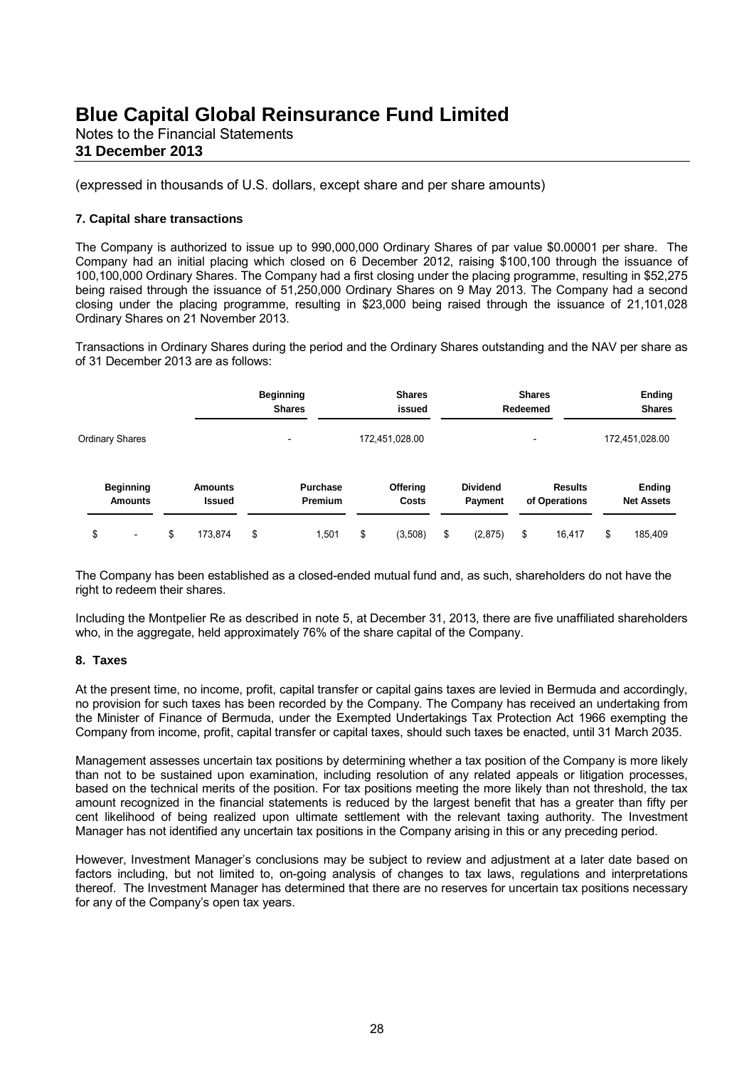# Blue Capital Global Reinsurance Fund Limited

Notes to the Financial Statements
**31 December 2013**

(expressed in thousands of U.S. dollars, except share and per share amounts)

### 7. Capital share transactions

The Company is authorized to issue up to 990,000,000 Ordinary Shares of par value $0.00001 per share. The Company had an initial placing which closed on 6 December 2012, raising $100,100 through the issuance of 100,100,000 Ordinary Shares. The Company had a first closing under the placing programme, resulting in $52,275 being raised through the issuance of 51,250,000 Ordinary Shares on 9 May 2013. The Company had a second closing under the placing programme, resulting in $23,000 being raised through the issuance of 21,101,028 Ordinary Shares on 21 November 2013.

Transactions in Ordinary Shares during the period and the Ordinary Shares outstanding and the NAV per share as of 31 December 2013 are as follows:

| | Beginning Shares | Shares issued | Shares Redeemed | Ending Shares |
|---|---|---|---|---|
| Ordinary Shares | - | 172,451,028.00 | - | 172,451,028.00 |

| Beginning Amounts | Amounts Issued | Purchase Premium | Offering Costs | Dividend Payment | Results of Operations | Ending Net Assets |
|---|---|---|---|---|---|---|
| $ - | $ 173,874 | $ 1,501 | $ (3,508) | $ (2,875) | $ 16,417 | $ 185,409 |

The Company has been established as a closed-ended mutual fund and, as such, shareholders do not have the right to redeem their shares.

Including the Montpelier Re as described in note 5, at December 31, 2013, there are five unaffiliated shareholders who, in the aggregate, held approximately 76% of the share capital of the Company.

### 8. Taxes

At the present time, no income, profit, capital transfer or capital gains taxes are levied in Bermuda and accordingly, no provision for such taxes has been recorded by the Company. The Company has received an undertaking from the Minister of Finance of Bermuda, under the Exempted Undertakings Tax Protection Act 1966 exempting the Company from income, profit, capital transfer or capital taxes, should such taxes be enacted, until 31 March 2035.

Management assesses uncertain tax positions by determining whether a tax position of the Company is more likely than not to be sustained upon examination, including resolution of any related appeals or litigation processes, based on the technical merits of the position. For tax positions meeting the more likely than not threshold, the tax amount recognized in the financial statements is reduced by the largest benefit that has a greater than fifty per cent likelihood of being realized upon ultimate settlement with the relevant taxing authority. The Investment Manager has not identified any uncertain tax positions in the Company arising in this or any preceding period.

However, Investment Manager's conclusions may be subject to review and adjustment at a later date based on factors including, but not limited to, on-going analysis of changes to tax laws, regulations and interpretations thereof. The Investment Manager has determined that there are no reserves for uncertain tax positions necessary for any of the Company's open tax years.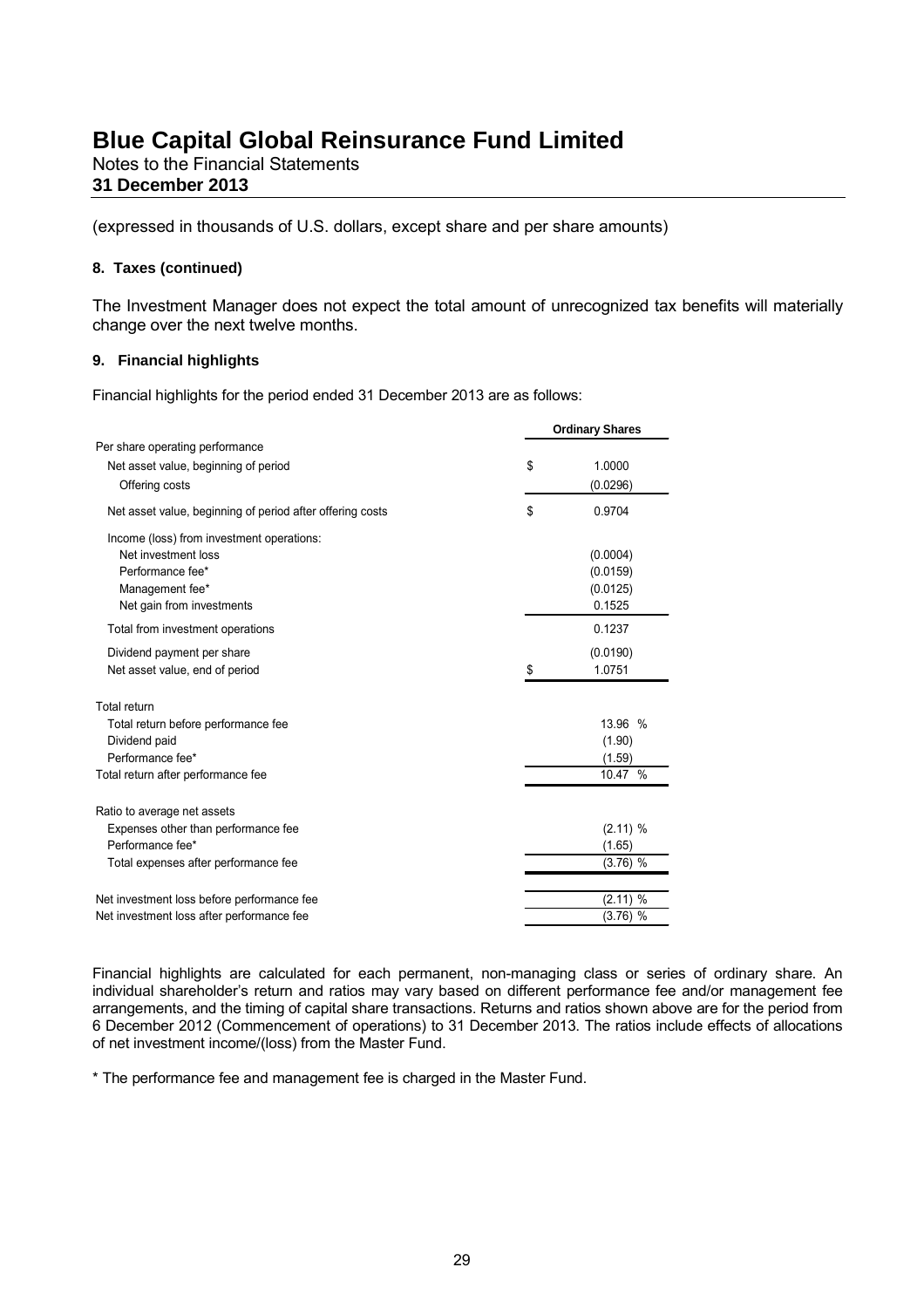# Blue Capital Global Reinsurance Fund Limited

Notes to the Financial Statements
**31 December 2013**

(expressed in thousands of U.S. dollars, except share and per share amounts)

**8. Taxes (continued)**

The Investment Manager does not expect the total amount of unrecognized tax benefits will materially change over the next twelve months.

**9. Financial highlights**

Financial highlights for the period ended 31 December 2013 are as follows:

| | | Ordinary Shares |
|---|---|---|
| Per share operating performance | | |
| Net asset value, beginning of period | $ | 1.0000 |
| Offering costs | | (0.0296) |
| Net asset value, beginning of period after offering costs | $ | 0.9704 |
| Income (loss) from investment operations: | | |
| Net investment loss | | (0.0004) |
| Performance fee* | | (0.0159) |
| Management fee* | | (0.0125) |
| Net gain from investments | | 0.1525 |
| Total from investment operations | | 0.1237 |
| Dividend payment per share | | (0.0190) |
| Net asset value, end of period | $ | 1.0751 |
| Total return | | |
| Total return before performance fee | | 13.96 % |
| Dividend paid | | (1.90) |
| Performance fee* | | (1.59) |
| Total return after performance fee | | 10.47 % |
| Ratio to average net assets | | |
| Expenses other than performance fee | | (2.11) % |
| Performance fee* | | (1.65) |
| Total expenses after performance fee | | (3.76) % |
| Net investment loss before performance fee | | (2.11) % |
| Net investment loss after performance fee | | (3.76) % |

Financial highlights are calculated for each permanent, non-managing class or series of ordinary share. An individual shareholder's return and ratios may vary based on different performance fee and/or management fee arrangements, and the timing of capital share transactions. Returns and ratios shown above are for the period from 6 December 2012 (Commencement of operations) to 31 December 2013. The ratios include effects of allocations of net investment income/(loss) from the Master Fund.

* The performance fee and management fee is charged in the Master Fund.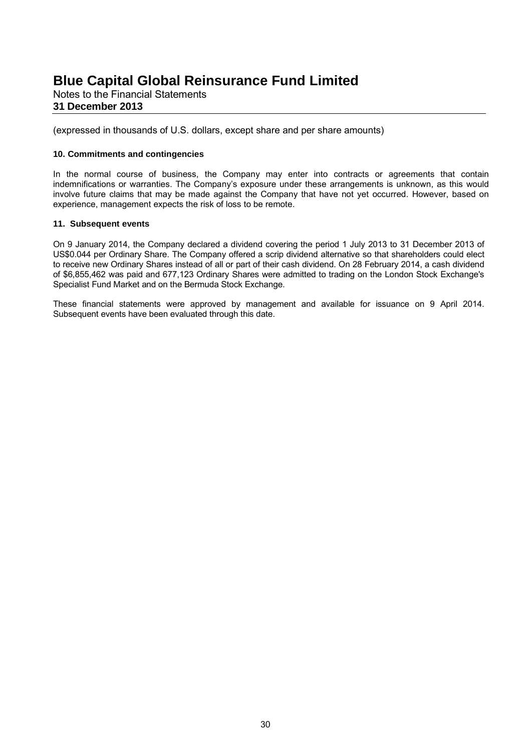(expressed in thousands of U.S. dollars, except share and per share amounts)

### 10. Commitments and contingencies

In the normal course of business, the Company may enter into contracts or agreements that contain indemnifications or warranties. The Company's exposure under these arrangements is unknown, as this would involve future claims that may be made against the Company that have not yet occurred. However, based on experience, management expects the risk of loss to be remote.

### 11. Subsequent events

On 9 January 2014, the Company declared a dividend covering the period 1 July 2013 to 31 December 2013 of US$0.044 per Ordinary Share. The Company offered a scrip dividend alternative so that shareholders could elect to receive new Ordinary Shares instead of all or part of their cash dividend. On 28 February 2014, a cash dividend of $6,855,462 was paid and 677,123 Ordinary Shares were admitted to trading on the London Stock Exchange's Specialist Fund Market and on the Bermuda Stock Exchange.

These financial statements were approved by management and available for issuance on 9 April 2014. Subsequent events have been evaluated through this date.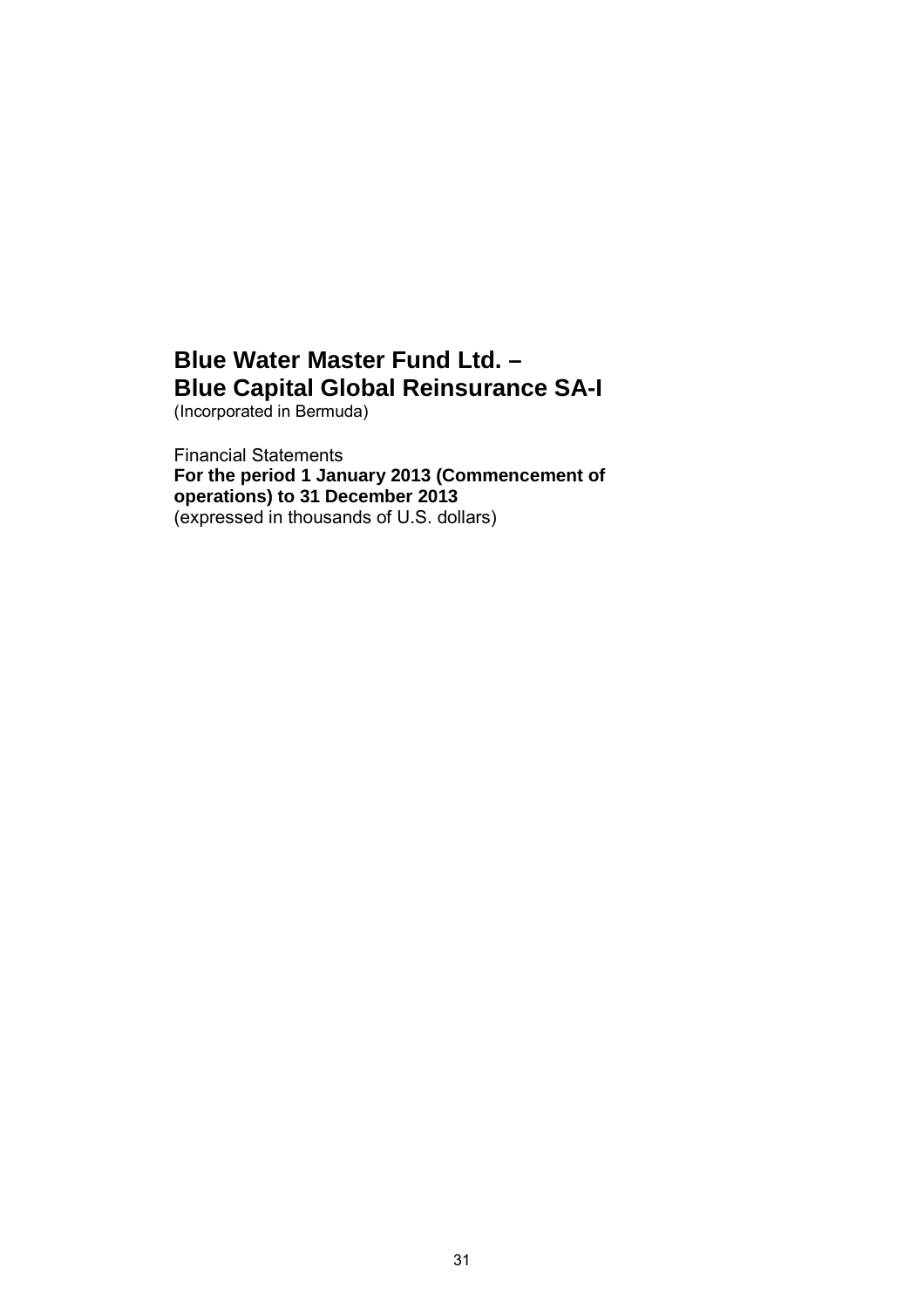# Blue Water Master Fund Ltd. –
# Blue Capital Global Reinsurance SA-I

(Incorporated in Bermuda)

Financial Statements

**For the period 1 January 2013 (Commencement of operations) to 31 December 2013**

(expressed in thousands of U.S. dollars)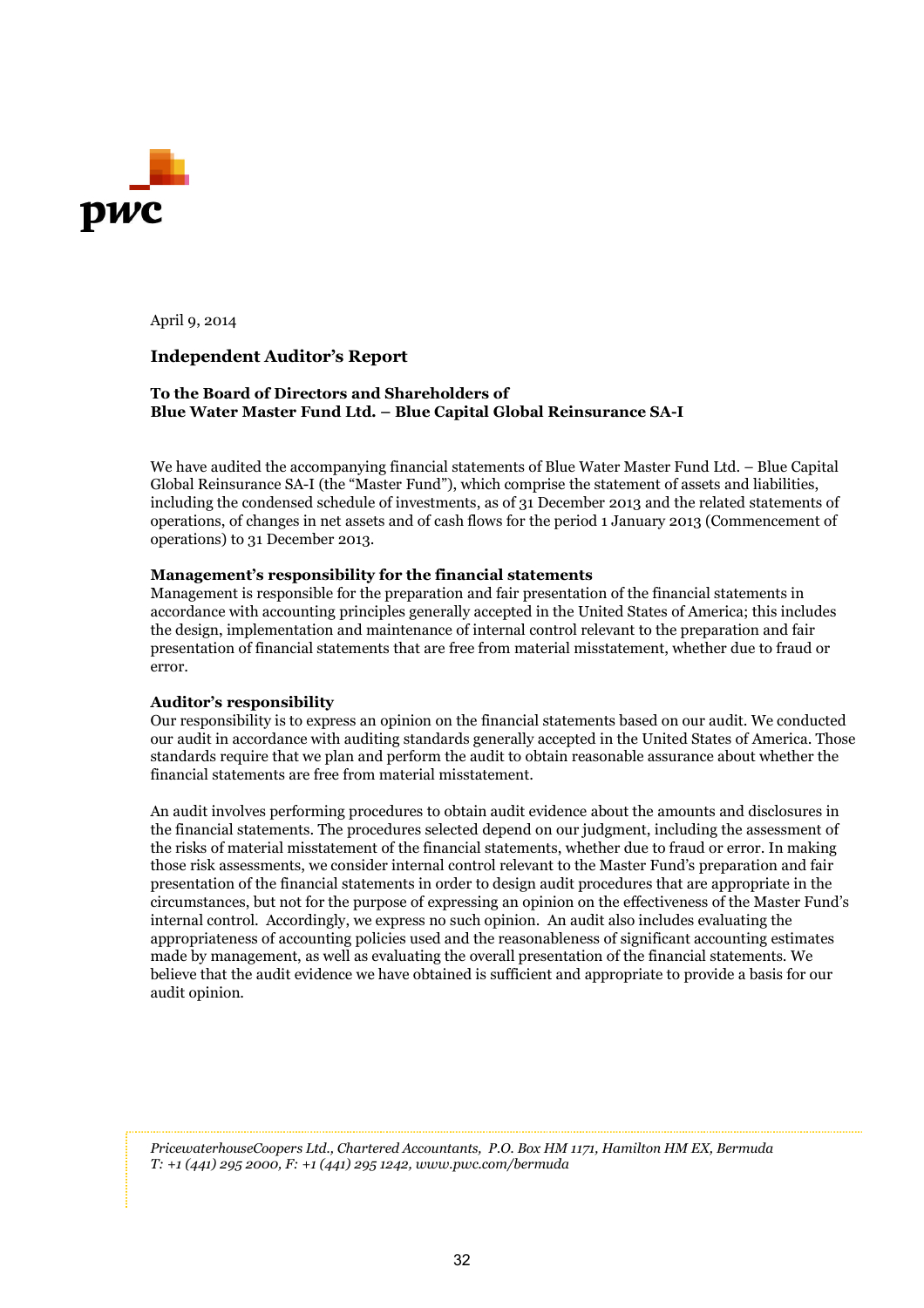April 9, 2014

## Independent Auditor's Report

**To the Board of Directors and Shareholders of**
**Blue Water Master Fund Ltd. – Blue Capital Global Reinsurance SA-I**

We have audited the accompanying financial statements of Blue Water Master Fund Ltd. – Blue Capital Global Reinsurance SA-I (the "Master Fund"), which comprise the statement of assets and liabilities, including the condensed schedule of investments, as of 31 December 2013 and the related statements of operations, of changes in net assets and of cash flows for the period 1 January 2013 (Commencement of operations) to 31 December 2013.

**Management's responsibility for the financial statements**
Management is responsible for the preparation and fair presentation of the financial statements in accordance with accounting principles generally accepted in the United States of America; this includes the design, implementation and maintenance of internal control relevant to the preparation and fair presentation of financial statements that are free from material misstatement, whether due to fraud or error.

**Auditor's responsibility**
Our responsibility is to express an opinion on the financial statements based on our audit. We conducted our audit in accordance with auditing standards generally accepted in the United States of America. Those standards require that we plan and perform the audit to obtain reasonable assurance about whether the financial statements are free from material misstatement.

An audit involves performing procedures to obtain audit evidence about the amounts and disclosures in the financial statements. The procedures selected depend on our judgment, including the assessment of the risks of material misstatement of the financial statements, whether due to fraud or error. In making those risk assessments, we consider internal control relevant to the Master Fund's preparation and fair presentation of the financial statements in order to design audit procedures that are appropriate in the circumstances, but not for the purpose of expressing an opinion on the effectiveness of the Master Fund's internal control. Accordingly, we express no such opinion. An audit also includes evaluating the appropriateness of accounting policies used and the reasonableness of significant accounting estimates made by management, as well as evaluating the overall presentation of the financial statements. We believe that the audit evidence we have obtained is sufficient and appropriate to provide a basis for our audit opinion.

*PricewaterhouseCoopers Ltd., Chartered Accountants, P.O. Box HM 1171, Hamilton HM EX, Bermuda*
*T: +1 (441) 295 2000, F: +1 (441) 295 1242, www.pwc.com/bermuda*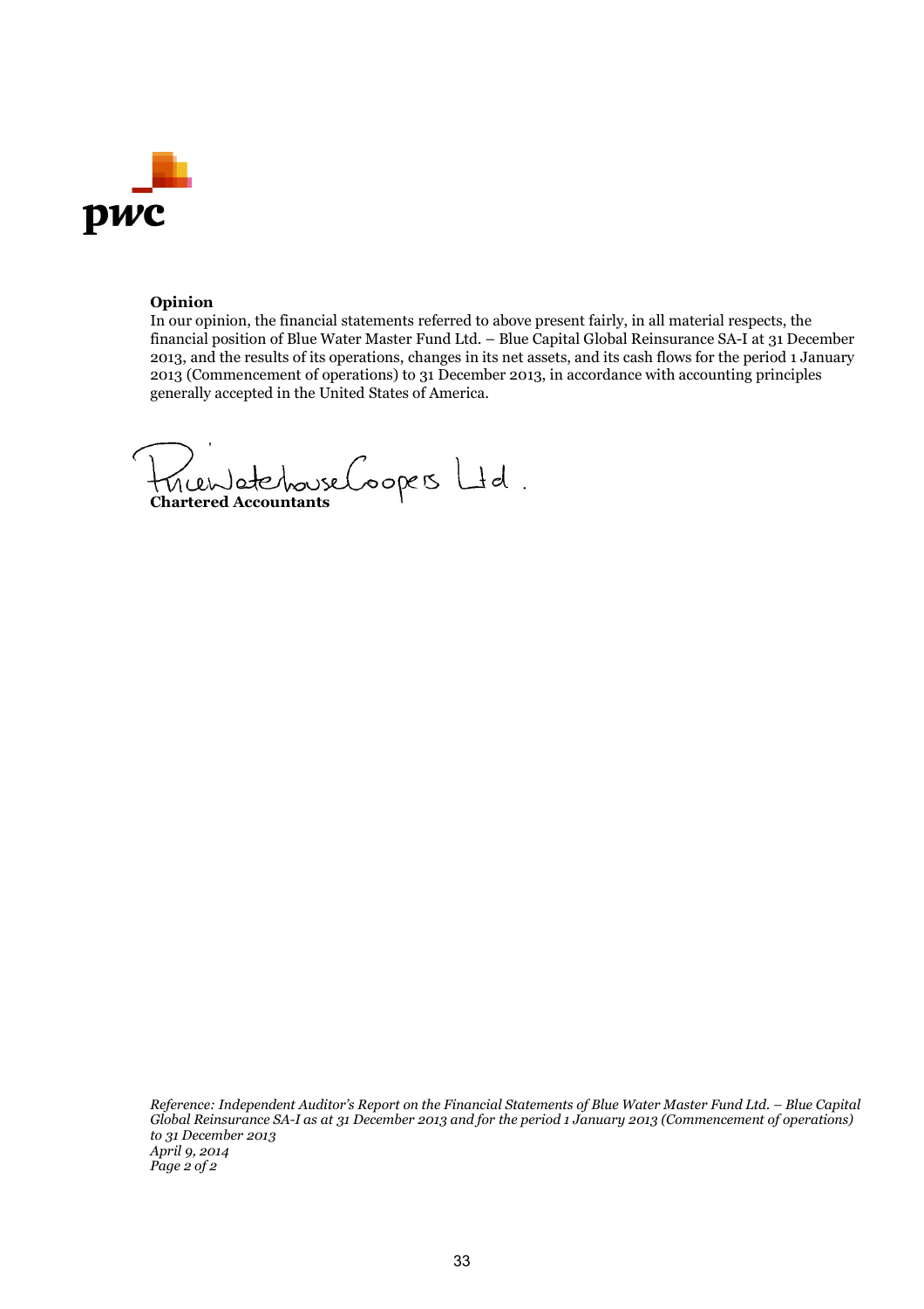**Opinion**

In our opinion, the financial statements referred to above present fairly, in all material respects, the financial position of Blue Water Master Fund Ltd. – Blue Capital Global Reinsurance SA-I at 31 December 2013, and the results of its operations, changes in its net assets, and its cash flows for the period 1 January 2013 (Commencement of operations) to 31 December 2013, in accordance with accounting principles generally accepted in the United States of America.

PricewaterhouseCoopers Ltd.

**Chartered Accountants**

*Reference: Independent Auditor's Report on the Financial Statements of Blue Water Master Fund Ltd. – Blue Capital Global Reinsurance SA-I as at 31 December 2013 and for the period 1 January 2013 (Commencement of operations) to 31 December 2013*
*April 9, 2014*
*Page 2 of 2*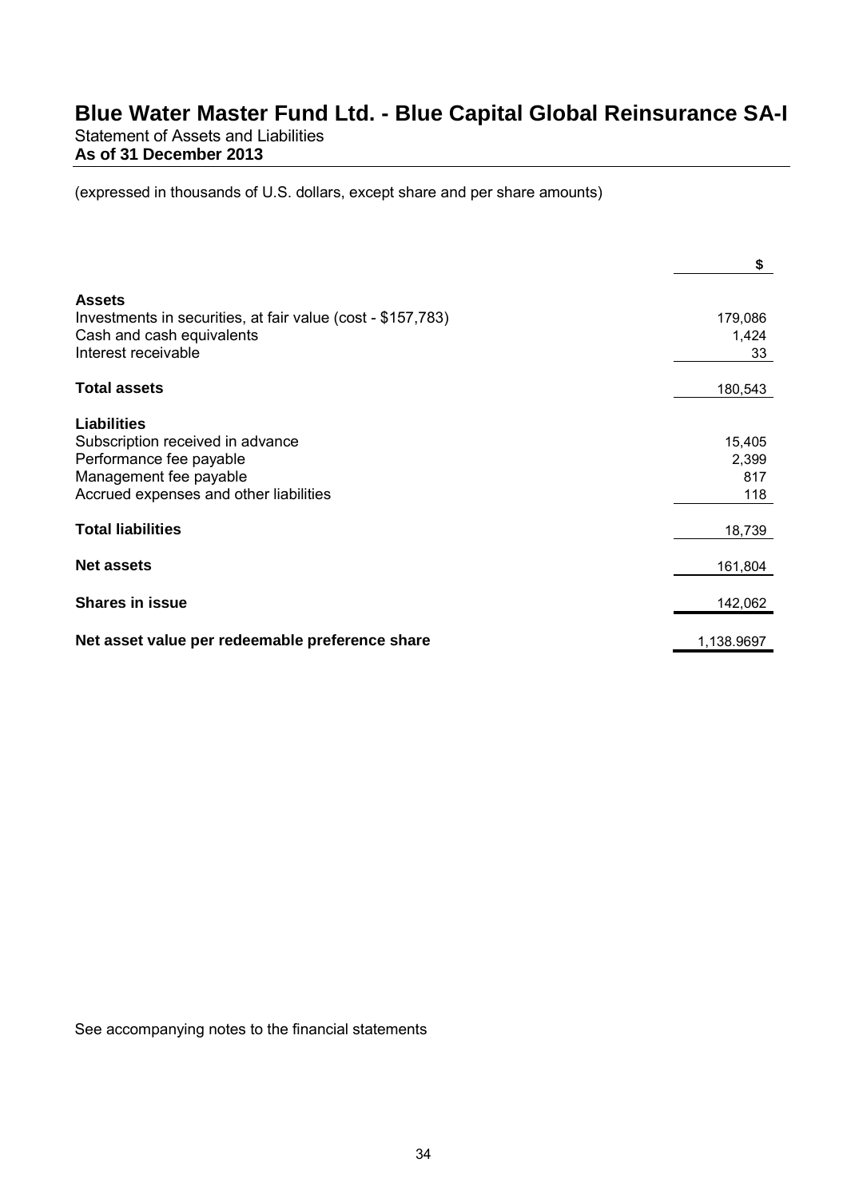# Blue Water Master Fund Ltd. - Blue Capital Global Reinsurance SA-I

Statement of Assets and Liabilities

**As of 31 December 2013**

(expressed in thousands of U.S. dollars, except share and per share amounts)

| | $ |
|---|---|
| **Assets** | |
| Investments in securities, at fair value (cost - $157,783) | 179,086 |
| Cash and cash equivalents | 1,424 |
| Interest receivable | 33 |
| **Total assets** | 180,543 |
| **Liabilities** | |
| Subscription received in advance | 15,405 |
| Performance fee payable | 2,399 |
| Management fee payable | 817 |
| Accrued expenses and other liabilities | 118 |
| **Total liabilities** | 18,739 |
| **Net assets** | 161,804 |
| **Shares in issue** | 142,062 |
| **Net asset value per redeemable preference share** | 1,138.9697 |

See accompanying notes to the financial statements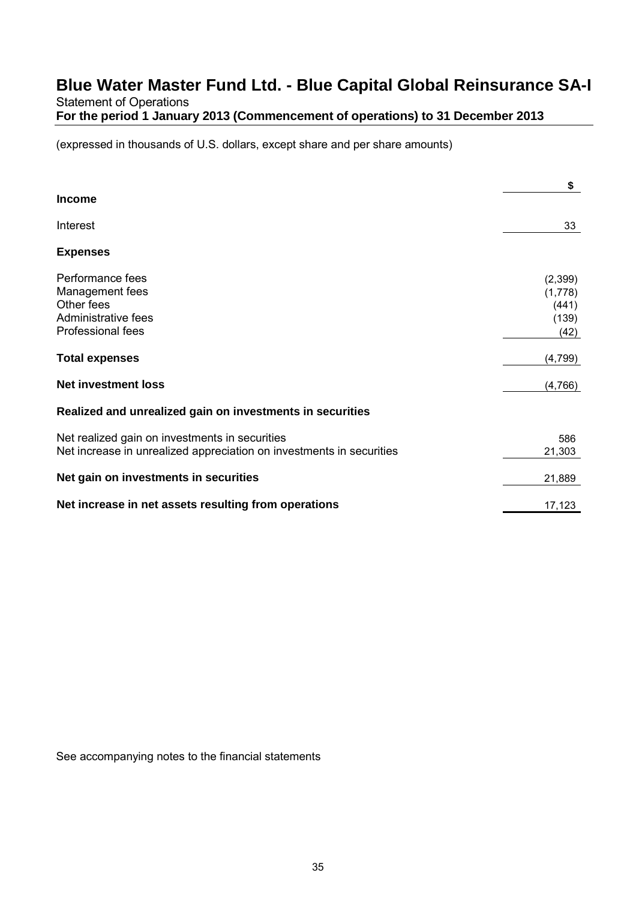# Blue Water Master Fund Ltd. - Blue Capital Global Reinsurance SA-I

Statement of Operations

**For the period 1 January 2013 (Commencement of operations) to 31 December 2013**

(expressed in thousands of U.S. dollars, except share and per share amounts)

| | $ |
|---|---|
| **Income** | |
| Interest | 33 |
| **Expenses** | |
| Performance fees | (2,399) |
| Management fees | (1,778) |
| Other fees | (441) |
| Administrative fees | (139) |
| Professional fees | (42) |
| **Total expenses** | (4,799) |
| **Net investment loss** | (4,766) |
| **Realized and unrealized gain on investments in securities** | |
| Net realized gain on investments in securities | 586 |
| Net increase in unrealized appreciation on investments in securities | 21,303 |
| **Net gain on investments in securities** | 21,889 |
| **Net increase in net assets resulting from operations** | 17,123 |

See accompanying notes to the financial statements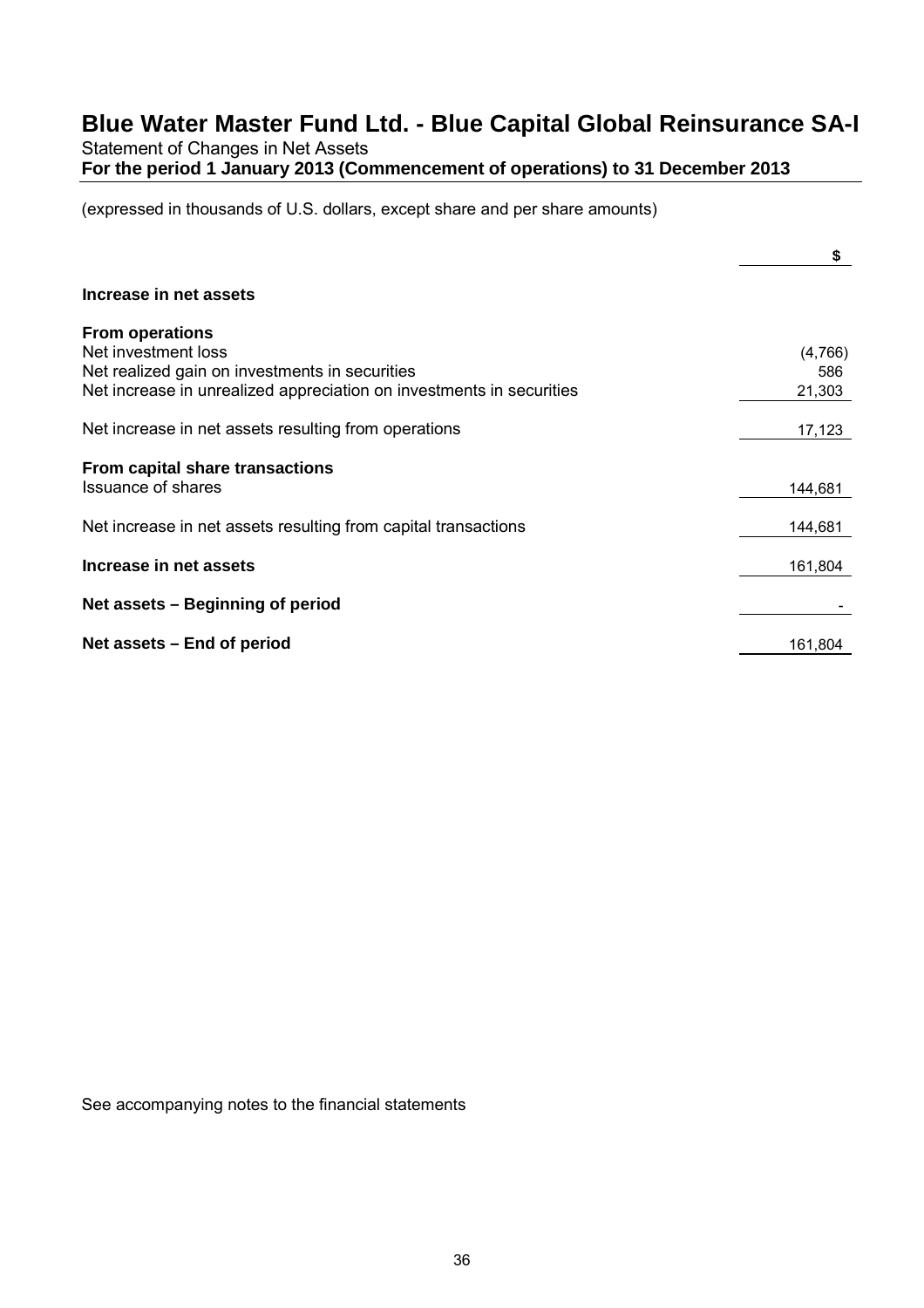# Blue Water Master Fund Ltd. - Blue Capital Global Reinsurance SA-I

Statement of Changes in Net Assets

**For the period 1 January 2013 (Commencement of operations) to 31 December 2013**

(expressed in thousands of U.S. dollars, except share and per share amounts)

| | $ |
|---|---|
| **Increase in net assets** | |
| **From operations** | |
| Net investment loss | (4,766) |
| Net realized gain on investments in securities | 586 |
| Net increase in unrealized appreciation on investments in securities | 21,303 |
| Net increase in net assets resulting from operations | 17,123 |
| **From capital share transactions** | |
| Issuance of shares | 144,681 |
| Net increase in net assets resulting from capital transactions | 144,681 |
| **Increase in net assets** | 161,804 |
| **Net assets – Beginning of period** | - |
| **Net assets – End of period** | 161,804 |

See accompanying notes to the financial statements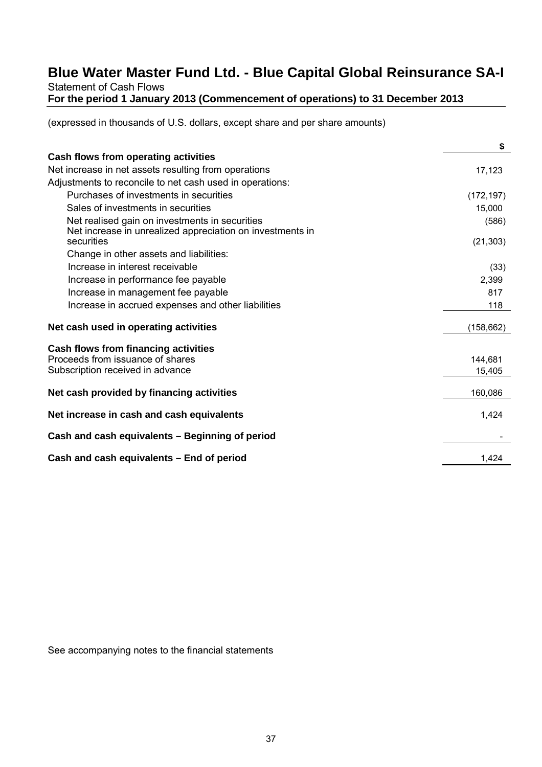# Blue Water Master Fund Ltd. - Blue Capital Global Reinsurance SA-I

Statement of Cash Flows

**For the period 1 January 2013 (Commencement of operations) to 31 December 2013**

(expressed in thousands of U.S. dollars, except share and per share amounts)

| | $ |
|---|---|
| **Cash flows from operating activities** | |
| Net increase in net assets resulting from operations | 17,123 |
| Adjustments to reconcile to net cash used in operations: | |
| Purchases of investments in securities | (172,197) |
| Sales of investments in securities | 15,000 |
| Net realised gain on investments in securities | (586) |
| Net increase in unrealized appreciation on investments in securities | (21,303) |
| Change in other assets and liabilities: | |
| Increase in interest receivable | (33) |
| Increase in performance fee payable | 2,399 |
| Increase in management fee payable | 817 |
| Increase in accrued expenses and other liabilities | 118 |
| **Net cash used in operating activities** | (158,662) |
| **Cash flows from financing activities** | |
| Proceeds from issuance of shares | 144,681 |
| Subscription received in advance | 15,405 |
| **Net cash provided by financing activities** | 160,086 |
| **Net increase in cash and cash equivalents** | 1,424 |
| **Cash and cash equivalents – Beginning of period** | - |
| **Cash and cash equivalents – End of period** | 1,424 |

See accompanying notes to the financial statements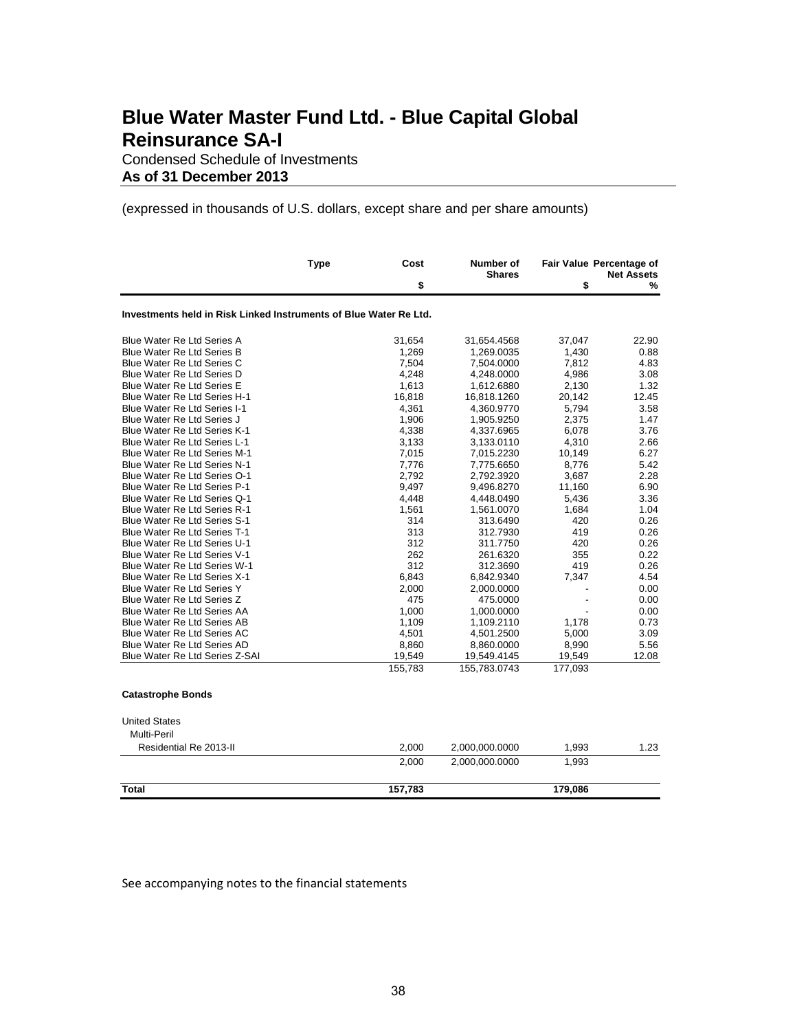# Blue Water Master Fund Ltd. - Blue Capital Global Reinsurance SA-I

Condensed Schedule of Investments

**As of 31 December 2013**

(expressed in thousands of U.S. dollars, except share and per share amounts)

| | Type | Cost | Number of Shares | Fair Value | Percentage of Net Assets |
|---|---|---|---|---|---|
| | | $ | | $ | % |
| **Investments held in Risk Linked Instruments of Blue Water Re Ltd.** | | | | | |
| Blue Water Re Ltd Series A | | 31,654 | 31,654.4568 | 37,047 | 22.90 |
| Blue Water Re Ltd Series B | | 1,269 | 1,269.0035 | 1,430 | 0.88 |
| Blue Water Re Ltd Series C | | 7,504 | 7,504.0000 | 7,812 | 4.83 |
| Blue Water Re Ltd Series D | | 4,248 | 4,248.0000 | 4,986 | 3.08 |
| Blue Water Re Ltd Series E | | 1,613 | 1,612.6880 | 2,130 | 1.32 |
| Blue Water Re Ltd Series H-1 | | 16,818 | 16,818.1260 | 20,142 | 12.45 |
| Blue Water Re Ltd Series I-1 | | 4,361 | 4,360.9770 | 5,794 | 3.58 |
| Blue Water Re Ltd Series J | | 1,906 | 1,905.9250 | 2,375 | 1.47 |
| Blue Water Re Ltd Series K-1 | | 4,338 | 4,337.6965 | 6,078 | 3.76 |
| Blue Water Re Ltd Series L-1 | | 3,133 | 3,133.0110 | 4,310 | 2.66 |
| Blue Water Re Ltd Series M-1 | | 7,015 | 7,015.2230 | 10,149 | 6.27 |
| Blue Water Re Ltd Series N-1 | | 7,776 | 7,775.6650 | 8,776 | 5.42 |
| Blue Water Re Ltd Series O-1 | | 2,792 | 2,792.3920 | 3,687 | 2.28 |
| Blue Water Re Ltd Series P-1 | | 9,497 | 9,496.8270 | 11,160 | 6.90 |
| Blue Water Re Ltd Series Q-1 | | 4,448 | 4,448.0490 | 5,436 | 3.36 |
| Blue Water Re Ltd Series R-1 | | 1,561 | 1,561.0070 | 1,684 | 1.04 |
| Blue Water Re Ltd Series S-1 | | 314 | 313.6490 | 420 | 0.26 |
| Blue Water Re Ltd Series T-1 | | 313 | 312.7930 | 419 | 0.26 |
| Blue Water Re Ltd Series U-1 | | 312 | 311.7750 | 420 | 0.26 |
| Blue Water Re Ltd Series V-1 | | 262 | 261.6320 | 355 | 0.22 |
| Blue Water Re Ltd Series W-1 | | 312 | 312.3690 | 419 | 0.26 |
| Blue Water Re Ltd Series X-1 | | 6,843 | 6,842.9340 | 7,347 | 4.54 |
| Blue Water Re Ltd Series Y | | 2,000 | 2,000.0000 | - | 0.00 |
| Blue Water Re Ltd Series Z | | 475 | 475.0000 | - | 0.00 |
| Blue Water Re Ltd Series AA | | 1,000 | 1,000.0000 | - | 0.00 |
| Blue Water Re Ltd Series AB | | 1,109 | 1,109.2110 | 1,178 | 0.73 |
| Blue Water Re Ltd Series AC | | 4,501 | 4,501.2500 | 5,000 | 3.09 |
| Blue Water Re Ltd Series AD | | 8,860 | 8,860.0000 | 8,990 | 5.56 |
| Blue Water Re Ltd Series Z-SAI | | 19,549 | 19,549.4145 | 19,549 | 12.08 |
| | | 155,783 | 155,783.0743 | 177,093 | |
| **Catastrophe Bonds** | | | | | |
| United States | | | | | |
| Multi-Peril | | | | | |
| Residential Re 2013-II | | 2,000 | 2,000,000.0000 | 1,993 | 1.23 |
| | | 2,000 | 2,000,000.0000 | 1,993 | |
| **Total** | | **157,783** | | **179,086** | |

See accompanying notes to the financial statements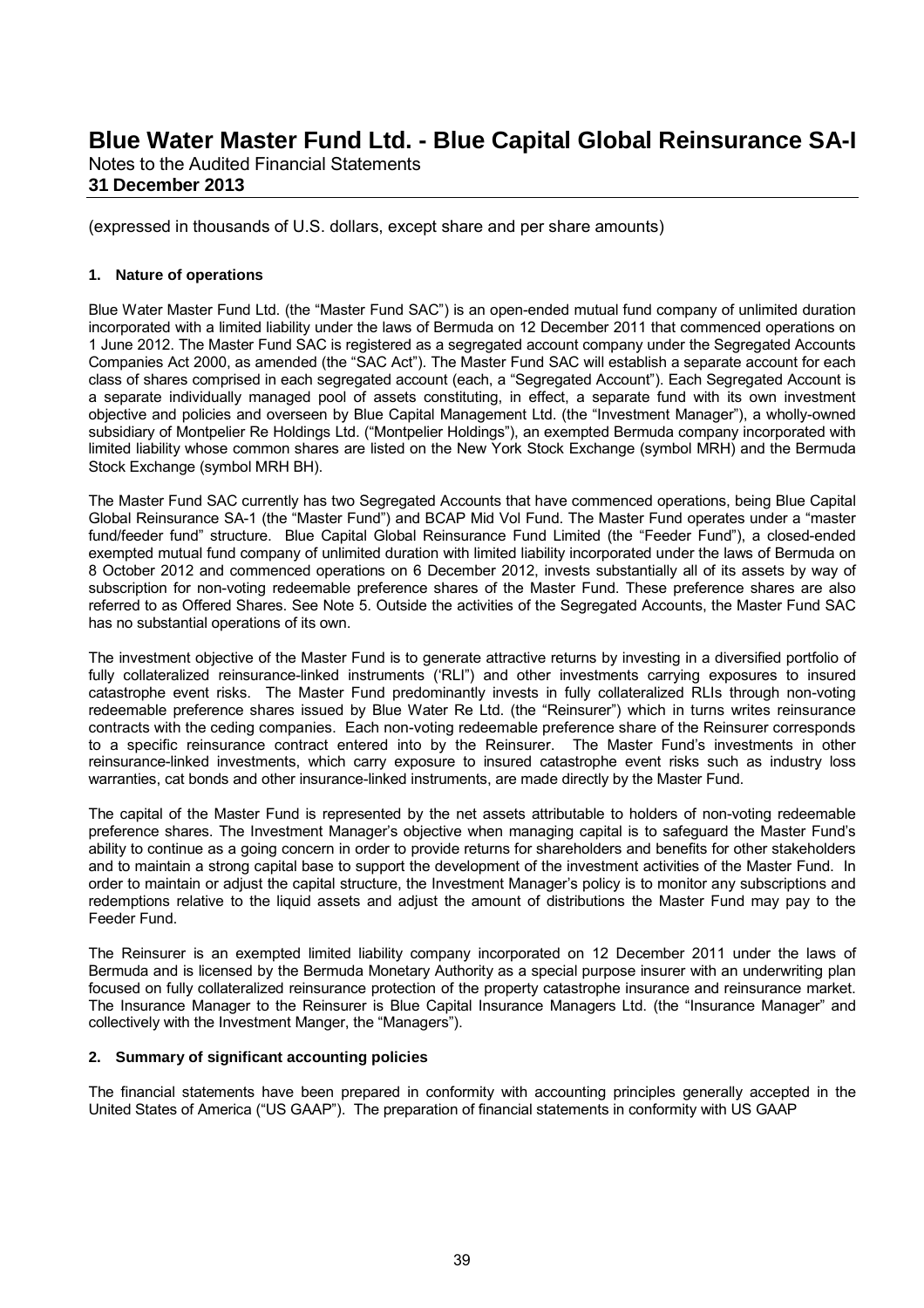(expressed in thousands of U.S. dollars, except share and per share amounts)

**1. Nature of operations**

Blue Water Master Fund Ltd. (the "Master Fund SAC") is an open-ended mutual fund company of unlimited duration incorporated with a limited liability under the laws of Bermuda on 12 December 2011 that commenced operations on 1 June 2012. The Master Fund SAC is registered as a segregated account company under the Segregated Accounts Companies Act 2000, as amended (the "SAC Act"). The Master Fund SAC will establish a separate account for each class of shares comprised in each segregated account (each, a "Segregated Account"). Each Segregated Account is a separate individually managed pool of assets constituting, in effect, a separate fund with its own investment objective and policies and overseen by Blue Capital Management Ltd. (the "Investment Manager"), a wholly-owned subsidiary of Montpelier Re Holdings Ltd. ("Montpelier Holdings"), an exempted Bermuda company incorporated with limited liability whose common shares are listed on the New York Stock Exchange (symbol MRH) and the Bermuda Stock Exchange (symbol MRH BH).

The Master Fund SAC currently has two Segregated Accounts that have commenced operations, being Blue Capital Global Reinsurance SA-1 (the "Master Fund") and BCAP Mid Vol Fund. The Master Fund operates under a "master fund/feeder fund" structure. Blue Capital Global Reinsurance Fund Limited (the "Feeder Fund"), a closed-ended exempted mutual fund company of unlimited duration with limited liability incorporated under the laws of Bermuda on 8 October 2012 and commenced operations on 6 December 2012, invests substantially all of its assets by way of subscription for non-voting redeemable preference shares of the Master Fund. These preference shares are also referred to as Offered Shares. See Note 5. Outside the activities of the Segregated Accounts, the Master Fund SAC has no substantial operations of its own.

The investment objective of the Master Fund is to generate attractive returns by investing in a diversified portfolio of fully collateralized reinsurance-linked instruments ('RLI") and other investments carrying exposures to insured catastrophe event risks. The Master Fund predominantly invests in fully collateralized RLIs through non-voting redeemable preference shares issued by Blue Water Re Ltd. (the "Reinsurer") which in turns writes reinsurance contracts with the ceding companies. Each non-voting redeemable preference share of the Reinsurer corresponds to a specific reinsurance contract entered into by the Reinsurer. The Master Fund's investments in other reinsurance-linked investments, which carry exposure to insured catastrophe event risks such as industry loss warranties, cat bonds and other insurance-linked instruments, are made directly by the Master Fund.

The capital of the Master Fund is represented by the net assets attributable to holders of non-voting redeemable preference shares. The Investment Manager's objective when managing capital is to safeguard the Master Fund's ability to continue as a going concern in order to provide returns for shareholders and benefits for other stakeholders and to maintain a strong capital base to support the development of the investment activities of the Master Fund. In order to maintain or adjust the capital structure, the Investment Manager's policy is to monitor any subscriptions and redemptions relative to the liquid assets and adjust the amount of distributions the Master Fund may pay to the Feeder Fund.

The Reinsurer is an exempted limited liability company incorporated on 12 December 2011 under the laws of Bermuda and is licensed by the Bermuda Monetary Authority as a special purpose insurer with an underwriting plan focused on fully collateralized reinsurance protection of the property catastrophe insurance and reinsurance market. The Insurance Manager to the Reinsurer is Blue Capital Insurance Managers Ltd. (the "Insurance Manager" and collectively with the Investment Manger, the "Managers").

**2. Summary of significant accounting policies**

The financial statements have been prepared in conformity with accounting principles generally accepted in the United States of America ("US GAAP"). The preparation of financial statements in conformity with US GAAP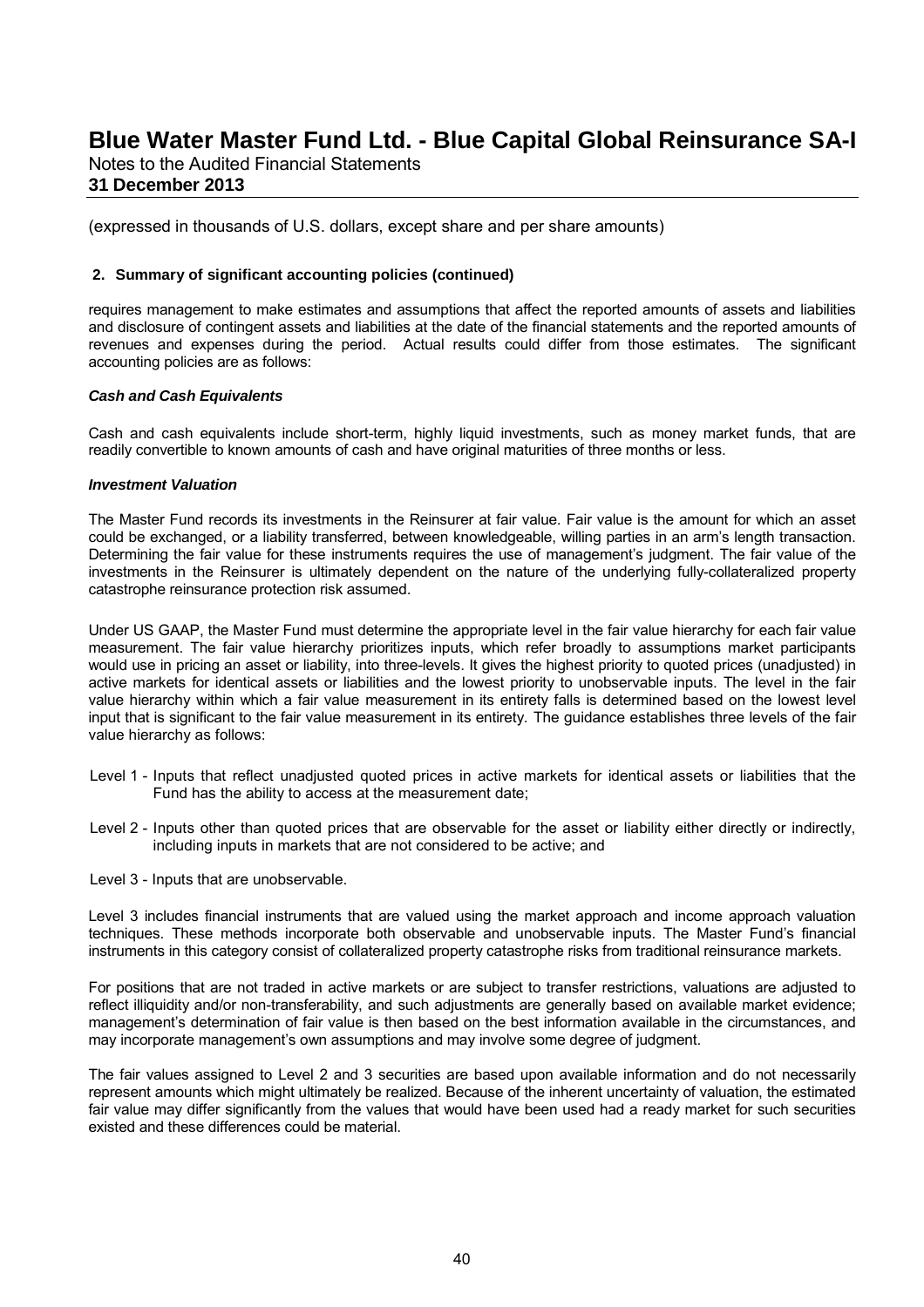(expressed in thousands of U.S. dollars, except share and per share amounts)

**2. Summary of significant accounting policies (continued)**

requires management to make estimates and assumptions that affect the reported amounts of assets and liabilities and disclosure of contingent assets and liabilities at the date of the financial statements and the reported amounts of revenues and expenses during the period. Actual results could differ from those estimates. The significant accounting policies are as follows:

***Cash and Cash Equivalents***

Cash and cash equivalents include short-term, highly liquid investments, such as money market funds, that are readily convertible to known amounts of cash and have original maturities of three months or less.

***Investment Valuation***

The Master Fund records its investments in the Reinsurer at fair value. Fair value is the amount for which an asset could be exchanged, or a liability transferred, between knowledgeable, willing parties in an arm's length transaction. Determining the fair value for these instruments requires the use of management's judgment. The fair value of the investments in the Reinsurer is ultimately dependent on the nature of the underlying fully-collateralized property catastrophe reinsurance protection risk assumed.

Under US GAAP, the Master Fund must determine the appropriate level in the fair value hierarchy for each fair value measurement. The fair value hierarchy prioritizes inputs, which refer broadly to assumptions market participants would use in pricing an asset or liability, into three-levels. It gives the highest priority to quoted prices (unadjusted) in active markets for identical assets or liabilities and the lowest priority to unobservable inputs. The level in the fair value hierarchy within which a fair value measurement in its entirety falls is determined based on the lowest level input that is significant to the fair value measurement in its entirety. The guidance establishes three levels of the fair value hierarchy as follows:

Level 1 - Inputs that reflect unadjusted quoted prices in active markets for identical assets or liabilities that the Fund has the ability to access at the measurement date;

Level 2 - Inputs other than quoted prices that are observable for the asset or liability either directly or indirectly, including inputs in markets that are not considered to be active; and

Level 3 - Inputs that are unobservable.

Level 3 includes financial instruments that are valued using the market approach and income approach valuation techniques. These methods incorporate both observable and unobservable inputs. The Master Fund's financial instruments in this category consist of collateralized property catastrophe risks from traditional reinsurance markets.

For positions that are not traded in active markets or are subject to transfer restrictions, valuations are adjusted to reflect illiquidity and/or non-transferability, and such adjustments are generally based on available market evidence; management's determination of fair value is then based on the best information available in the circumstances, and may incorporate management's own assumptions and may involve some degree of judgment.

The fair values assigned to Level 2 and 3 securities are based upon available information and do not necessarily represent amounts which might ultimately be realized. Because of the inherent uncertainty of valuation, the estimated fair value may differ significantly from the values that would have been used had a ready market for such securities existed and these differences could be material.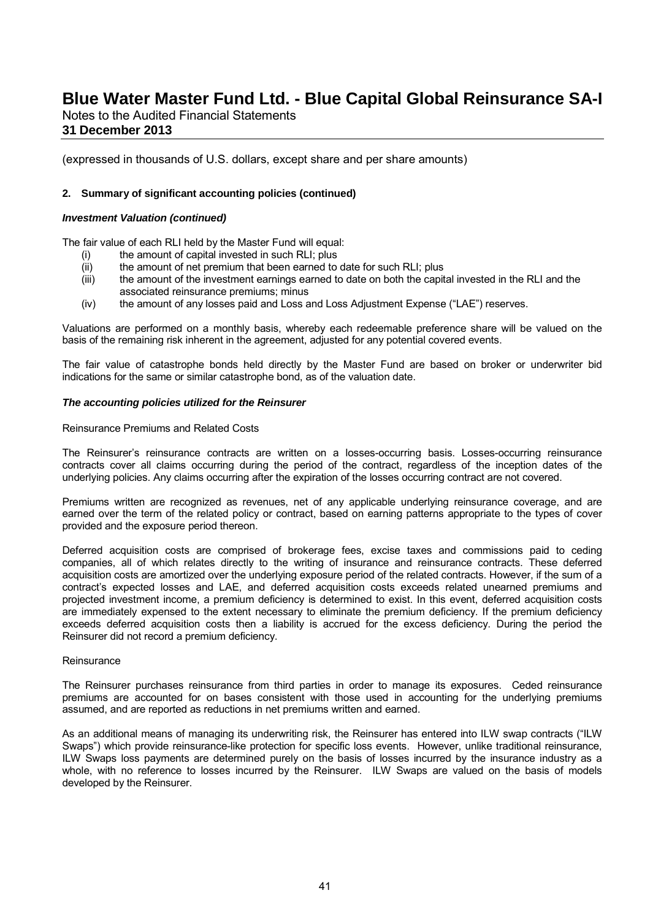(expressed in thousands of U.S. dollars, except share and per share amounts)

**2. Summary of significant accounting policies (continued)**

***Investment Valuation (continued)***

The fair value of each RLI held by the Master Fund will equal:

- (i) the amount of capital invested in such RLI; plus
- (ii) the amount of net premium that been earned to date for such RLI; plus
- (iii) the amount of the investment earnings earned to date on both the capital invested in the RLI and the associated reinsurance premiums; minus
- (iv) the amount of any losses paid and Loss and Loss Adjustment Expense ("LAE") reserves.

Valuations are performed on a monthly basis, whereby each redeemable preference share will be valued on the basis of the remaining risk inherent in the agreement, adjusted for any potential covered events.

The fair value of catastrophe bonds held directly by the Master Fund are based on broker or underwriter bid indications for the same or similar catastrophe bond, as of the valuation date.

***The accounting policies utilized for the Reinsurer***

Reinsurance Premiums and Related Costs

The Reinsurer's reinsurance contracts are written on a losses-occurring basis. Losses-occurring reinsurance contracts cover all claims occurring during the period of the contract, regardless of the inception dates of the underlying policies. Any claims occurring after the expiration of the losses occurring contract are not covered.

Premiums written are recognized as revenues, net of any applicable underlying reinsurance coverage, and are earned over the term of the related policy or contract, based on earning patterns appropriate to the types of cover provided and the exposure period thereon.

Deferred acquisition costs are comprised of brokerage fees, excise taxes and commissions paid to ceding companies, all of which relates directly to the writing of insurance and reinsurance contracts. These deferred acquisition costs are amortized over the underlying exposure period of the related contracts. However, if the sum of a contract's expected losses and LAE, and deferred acquisition costs exceeds related unearned premiums and projected investment income, a premium deficiency is determined to exist. In this event, deferred acquisition costs are immediately expensed to the extent necessary to eliminate the premium deficiency. If the premium deficiency exceeds deferred acquisition costs then a liability is accrued for the excess deficiency. During the period the Reinsurer did not record a premium deficiency.

Reinsurance

The Reinsurer purchases reinsurance from third parties in order to manage its exposures. Ceded reinsurance premiums are accounted for on bases consistent with those used in accounting for the underlying premiums assumed, and are reported as reductions in net premiums written and earned.

As an additional means of managing its underwriting risk, the Reinsurer has entered into ILW swap contracts ("ILW Swaps") which provide reinsurance-like protection for specific loss events. However, unlike traditional reinsurance, ILW Swaps loss payments are determined purely on the basis of losses incurred by the insurance industry as a whole, with no reference to losses incurred by the Reinsurer. ILW Swaps are valued on the basis of models developed by the Reinsurer.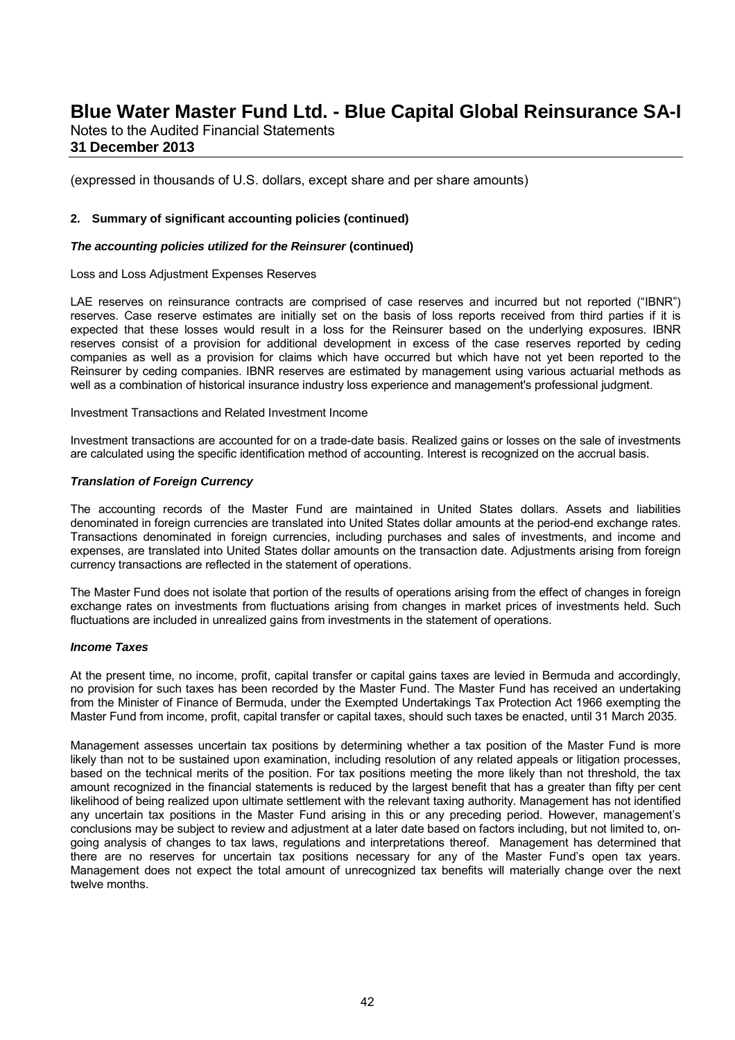(expressed in thousands of U.S. dollars, except share and per share amounts)

**2. Summary of significant accounting policies (continued)**

***The accounting policies utilized for the Reinsurer*** **(continued)**

Loss and Loss Adjustment Expenses Reserves

LAE reserves on reinsurance contracts are comprised of case reserves and incurred but not reported ("IBNR") reserves. Case reserve estimates are initially set on the basis of loss reports received from third parties if it is expected that these losses would result in a loss for the Reinsurer based on the underlying exposures. IBNR reserves consist of a provision for additional development in excess of the case reserves reported by ceding companies as well as a provision for claims which have occurred but which have not yet been reported to the Reinsurer by ceding companies. IBNR reserves are estimated by management using various actuarial methods as well as a combination of historical insurance industry loss experience and management's professional judgment.

Investment Transactions and Related Investment Income

Investment transactions are accounted for on a trade-date basis. Realized gains or losses on the sale of investments are calculated using the specific identification method of accounting. Interest is recognized on the accrual basis.

***Translation of Foreign Currency***

The accounting records of the Master Fund are maintained in United States dollars. Assets and liabilities denominated in foreign currencies are translated into United States dollar amounts at the period-end exchange rates. Transactions denominated in foreign currencies, including purchases and sales of investments, and income and expenses, are translated into United States dollar amounts on the transaction date. Adjustments arising from foreign currency transactions are reflected in the statement of operations.

The Master Fund does not isolate that portion of the results of operations arising from the effect of changes in foreign exchange rates on investments from fluctuations arising from changes in market prices of investments held. Such fluctuations are included in unrealized gains from investments in the statement of operations.

***Income Taxes***

At the present time, no income, profit, capital transfer or capital gains taxes are levied in Bermuda and accordingly, no provision for such taxes has been recorded by the Master Fund. The Master Fund has received an undertaking from the Minister of Finance of Bermuda, under the Exempted Undertakings Tax Protection Act 1966 exempting the Master Fund from income, profit, capital transfer or capital taxes, should such taxes be enacted, until 31 March 2035.

Management assesses uncertain tax positions by determining whether a tax position of the Master Fund is more likely than not to be sustained upon examination, including resolution of any related appeals or litigation processes, based on the technical merits of the position. For tax positions meeting the more likely than not threshold, the tax amount recognized in the financial statements is reduced by the largest benefit that has a greater than fifty per cent likelihood of being realized upon ultimate settlement with the relevant taxing authority. Management has not identified any uncertain tax positions in the Master Fund arising in this or any preceding period. However, management's conclusions may be subject to review and adjustment at a later date based on factors including, but not limited to, on-going analysis of changes to tax laws, regulations and interpretations thereof. Management has determined that there are no reserves for uncertain tax positions necessary for any of the Master Fund's open tax years. Management does not expect the total amount of unrecognized tax benefits will materially change over the next twelve months.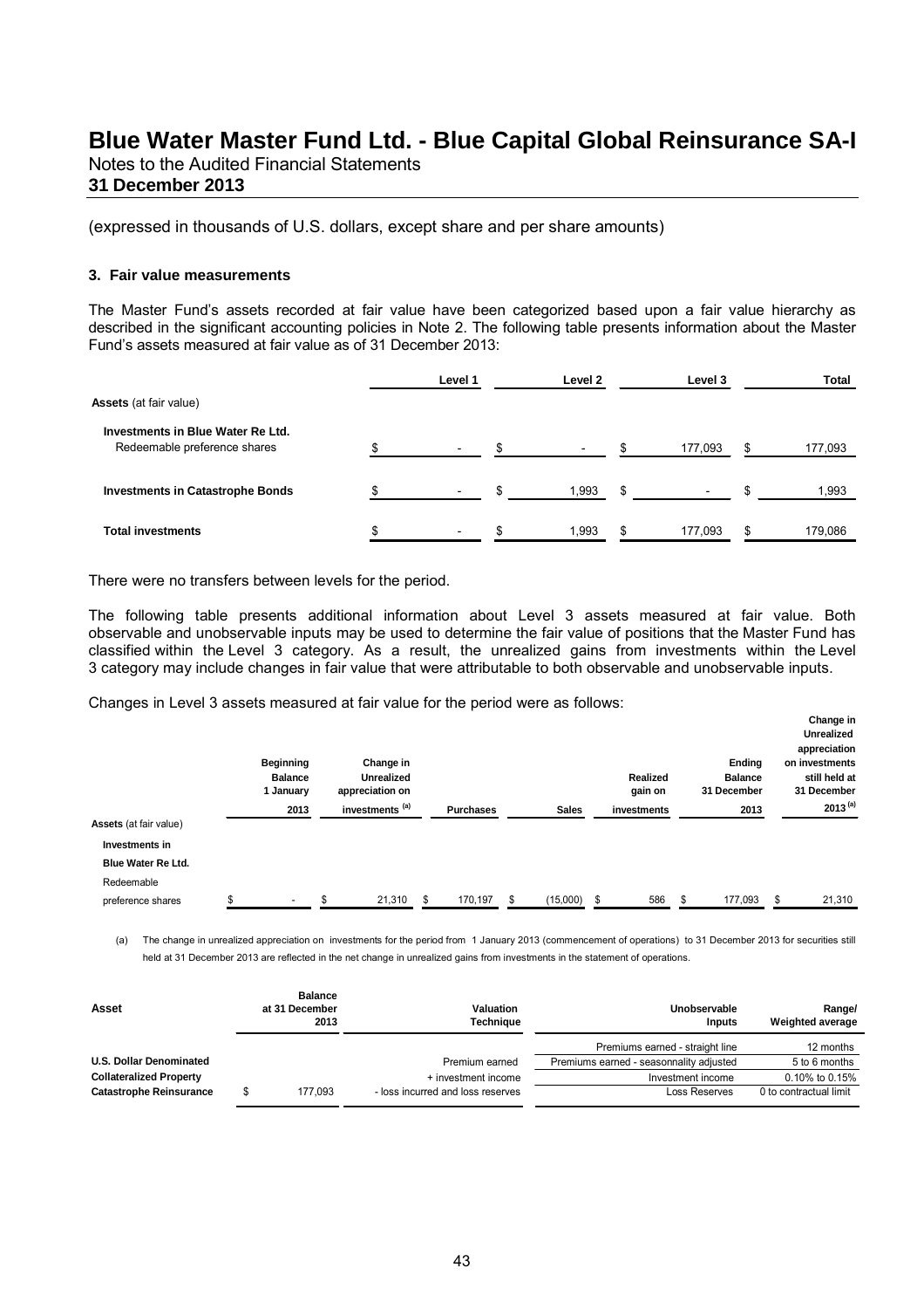# Blue Water Master Fund Ltd. - Blue Capital Global Reinsurance SA-I

Notes to the Audited Financial Statements
**31 December 2013**

(expressed in thousands of U.S. dollars, except share and per share amounts)

### 3. Fair value measurements

The Master Fund's assets recorded at fair value have been categorized based upon a fair value hierarchy as described in the significant accounting policies in Note 2. The following table presents information about the Master Fund's assets measured at fair value as of 31 December 2013:

| | Level 1 | Level 2 | Level 3 | Total |
|---|---|---|---|---|
| **Assets** (at fair value) | | | | |
| **Investments in Blue Water Re Ltd.** Redeemable preference shares | $ - | $ - | $ 177,093 | $ 177,093 |
| **Investments in Catastrophe Bonds** | $ - | $ 1,993 | $ - | $ 1,993 |
| **Total investments** | $ - | $ 1,993 | $ 177,093 | $ 179,086 |

There were no transfers between levels for the period.

The following table presents additional information about Level 3 assets measured at fair value. Both observable and unobservable inputs may be used to determine the fair value of positions that the Master Fund has classified within the Level 3 category. As a result, the unrealized gains from investments within the Level 3 category may include changes in fair value that were attributable to both observable and unobservable inputs.

Changes in Level 3 assets measured at fair value for the period were as follows:

| | Beginning Balance 1 January 2013 | Change in Unrealized appreciation on investments [(a)] | Purchases | Sales | Realized gain on investments | Ending Balance 31 December 2013 | Change in Unrealized appreciation on investments still held at 31 December 2013 [(a)] |
|---|---|---|---|---|---|---|---|
| **Assets** (at fair value) | | | | | | | |
| **Investments in Blue Water Re Ltd.** Redeemable preference shares | $ - | $ 21,310 | $ 170,197 | $ (15,000) | $ 586 | $ 177,093 | $ 21,310 |

(a) The change in unrealized appreciation on investments for the period from 1 January 2013 (commencement of operations) to 31 December 2013 for securities still held at 31 December 2013 are reflected in the net change in unrealized gains from investments in the statement of operations.

| Asset | Balance at 31 December 2013 | Valuation Technique | Unobservable Inputs | Range/ Weighted average |
|---|---|---|---|---|
| | | | Premiums earned - straight line | 12 months |
| **U.S. Dollar Denominated** | | Premium earned | Premiums earned - seasonnality adjusted | 5 to 6 months |
| **Collateralized Property** | | + investment income | Investment income | 0.10% to 0.15% |
| **Catastrophe Reinsurance** | $ 177,093 | - loss incurred and loss reserves | Loss Reserves | 0 to contractual limit |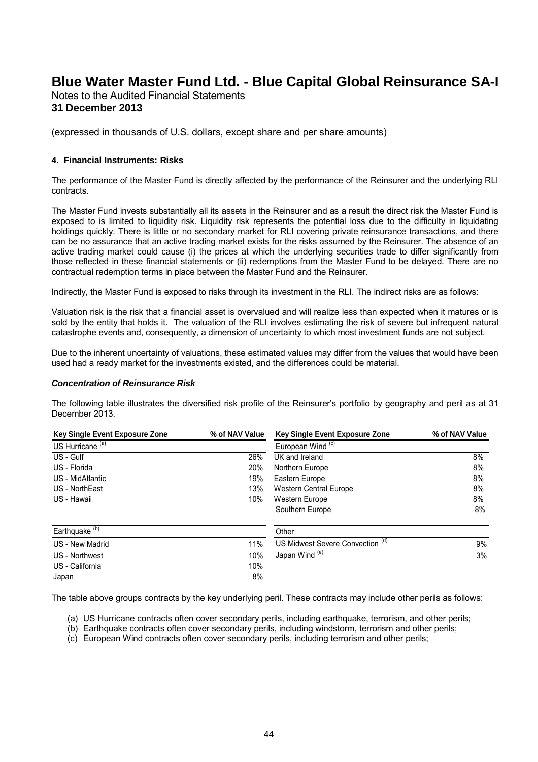# Blue Water Master Fund Ltd. - Blue Capital Global Reinsurance SA-I

Notes to the Audited Financial Statements
**31 December 2013**

(expressed in thousands of U.S. dollars, except share and per share amounts)

**4. Financial Instruments: Risks**

The performance of the Master Fund is directly affected by the performance of the Reinsurer and the underlying RLI contracts.

The Master Fund invests substantially all its assets in the Reinsurer and as a result the direct risk the Master Fund is exposed to is limited to liquidity risk. Liquidity risk represents the potential loss due to the difficulty in liquidating holdings quickly. There is little or no secondary market for RLI covering private reinsurance transactions, and there can be no assurance that an active trading market exists for the risks assumed by the Reinsurer. The absence of an active trading market could cause (i) the prices at which the underlying securities trade to differ significantly from those reflected in these financial statements or (ii) redemptions from the Master Fund to be delayed. There are no contractual redemption terms in place between the Master Fund and the Reinsurer.

Indirectly, the Master Fund is exposed to risks through its investment in the RLI. The indirect risks are as follows:

Valuation risk is the risk that a financial asset is overvalued and will realize less than expected when it matures or is sold by the entity that holds it. The valuation of the RLI involves estimating the risk of severe but infrequent natural catastrophe events and, consequently, a dimension of uncertainty to which most investment funds are not subject.

Due to the inherent uncertainty of valuations, these estimated values may differ from the values that would have been used had a ready market for the investments existed, and the differences could be material.

***Concentration of Reinsurance Risk***

The following table illustrates the diversified risk profile of the Reinsurer's portfolio by geography and peril as at 31 December 2013.

| Key Single Event Exposure Zone | % of NAV Value | Key Single Event Exposure Zone | % of NAV Value |
|---|---|---|---|
| US Hurricane [(a)] | | European Wind [(c)] | |
| US - Gulf | 26% | UK and Ireland | 8% |
| US - Florida | 20% | Northern Europe | 8% |
| US - MidAtlantic | 19% | Eastern Europe | 8% |
| US - NorthEast | 13% | Western Central Europe | 8% |
| US - Hawaii | 10% | Western Europe | 8% |
| | | Southern Europe | 8% |
| Earthquake [(b)] | | Other | |
| US - New Madrid | 11% | US Midwest Severe Convection [(d)] | 9% |
| US - Northwest | 10% | Japan Wind [(e)] | 3% |
| US - California | 10% | | |
| Japan | 8% | | |

The table above groups contracts by the key underlying peril. These contracts may include other perils as follows:

(a) US Hurricane contracts often cover secondary perils, including earthquake, terrorism, and other perils;
(b) Earthquake contracts often cover secondary perils, including windstorm, terrorism and other perils;
(c) European Wind contracts often cover secondary perils, including terrorism and other perils;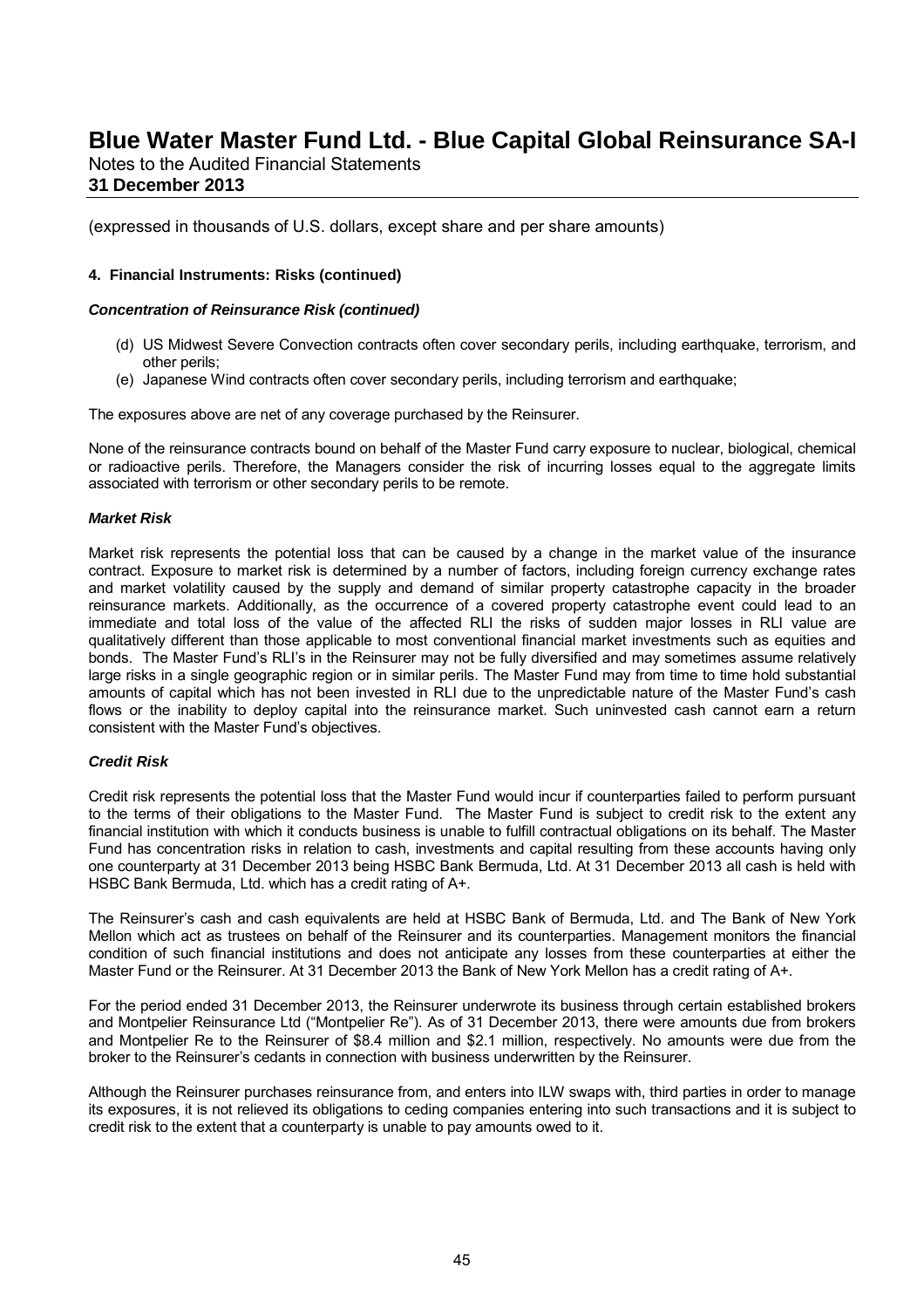(expressed in thousands of U.S. dollars, except share and per share amounts)

#### 4. Financial Instruments: Risks (continued)

***Concentration of Reinsurance Risk (continued)***

(d) US Midwest Severe Convection contracts often cover secondary perils, including earthquake, terrorism, and other perils;
(e) Japanese Wind contracts often cover secondary perils, including terrorism and earthquake;

The exposures above are net of any coverage purchased by the Reinsurer.

None of the reinsurance contracts bound on behalf of the Master Fund carry exposure to nuclear, biological, chemical or radioactive perils. Therefore, the Managers consider the risk of incurring losses equal to the aggregate limits associated with terrorism or other secondary perils to be remote.

***Market Risk***

Market risk represents the potential loss that can be caused by a change in the market value of the insurance contract. Exposure to market risk is determined by a number of factors, including foreign currency exchange rates and market volatility caused by the supply and demand of similar property catastrophe capacity in the broader reinsurance markets. Additionally, as the occurrence of a covered property catastrophe event could lead to an immediate and total loss of the value of the affected RLI the risks of sudden major losses in RLI value are qualitatively different than those applicable to most conventional financial market investments such as equities and bonds. The Master Fund's RLI's in the Reinsurer may not be fully diversified and may sometimes assume relatively large risks in a single geographic region or in similar perils. The Master Fund may from time to time hold substantial amounts of capital which has not been invested in RLI due to the unpredictable nature of the Master Fund's cash flows or the inability to deploy capital into the reinsurance market. Such uninvested cash cannot earn a return consistent with the Master Fund's objectives.

***Credit Risk***

Credit risk represents the potential loss that the Master Fund would incur if counterparties failed to perform pursuant to the terms of their obligations to the Master Fund. The Master Fund is subject to credit risk to the extent any financial institution with which it conducts business is unable to fulfill contractual obligations on its behalf. The Master Fund has concentration risks in relation to cash, investments and capital resulting from these accounts having only one counterparty at 31 December 2013 being HSBC Bank Bermuda, Ltd. At 31 December 2013 all cash is held with HSBC Bank Bermuda, Ltd. which has a credit rating of A+.

The Reinsurer's cash and cash equivalents are held at HSBC Bank of Bermuda, Ltd. and The Bank of New York Mellon which act as trustees on behalf of the Reinsurer and its counterparties. Management monitors the financial condition of such financial institutions and does not anticipate any losses from these counterparties at either the Master Fund or the Reinsurer. At 31 December 2013 the Bank of New York Mellon has a credit rating of A+.

For the period ended 31 December 2013, the Reinsurer underwrote its business through certain established brokers and Montpelier Reinsurance Ltd ("Montpelier Re"). As of 31 December 2013, there were amounts due from brokers and Montpelier Re to the Reinsurer of \$8.4 million and \$2.1 million, respectively. No amounts were due from the broker to the Reinsurer's cedants in connection with business underwritten by the Reinsurer.

Although the Reinsurer purchases reinsurance from, and enters into ILW swaps with, third parties in order to manage its exposures, it is not relieved its obligations to ceding companies entering into such transactions and it is subject to credit risk to the extent that a counterparty is unable to pay amounts owed to it.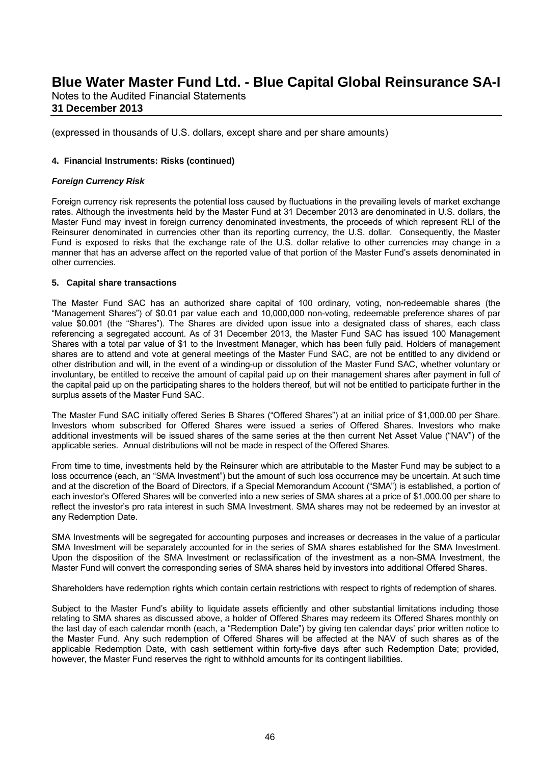(expressed in thousands of U.S. dollars, except share and per share amounts)

**4. Financial Instruments: Risks (continued)**

***Foreign Currency Risk***

Foreign currency risk represents the potential loss caused by fluctuations in the prevailing levels of market exchange rates. Although the investments held by the Master Fund at 31 December 2013 are denominated in U.S. dollars, the Master Fund may invest in foreign currency denominated investments, the proceeds of which represent RLI of the Reinsurer denominated in currencies other than its reporting currency, the U.S. dollar. Consequently, the Master Fund is exposed to risks that the exchange rate of the U.S. dollar relative to other currencies may change in a manner that has an adverse affect on the reported value of that portion of the Master Fund's assets denominated in other currencies.

**5. Capital share transactions**

The Master Fund SAC has an authorized share capital of 100 ordinary, voting, non-redeemable shares (the "Management Shares") of $0.01 par value each and 10,000,000 non-voting, redeemable preference shares of par value $0.001 (the "Shares"). The Shares are divided upon issue into a designated class of shares, each class referencing a segregated account. As of 31 December 2013, the Master Fund SAC has issued 100 Management Shares with a total par value of $1 to the Investment Manager, which has been fully paid. Holders of management shares are to attend and vote at general meetings of the Master Fund SAC, are not be entitled to any dividend or other distribution and will, in the event of a winding-up or dissolution of the Master Fund SAC, whether voluntary or involuntary, be entitled to receive the amount of capital paid up on their management shares after payment in full of the capital paid up on the participating shares to the holders thereof, but will not be entitled to participate further in the surplus assets of the Master Fund SAC.

The Master Fund SAC initially offered Series B Shares ("Offered Shares") at an initial price of $1,000.00 per Share. Investors whom subscribed for Offered Shares were issued a series of Offered Shares. Investors who make additional investments will be issued shares of the same series at the then current Net Asset Value ("NAV") of the applicable series. Annual distributions will not be made in respect of the Offered Shares.

From time to time, investments held by the Reinsurer which are attributable to the Master Fund may be subject to a loss occurrence (each, an "SMA Investment") but the amount of such loss occurrence may be uncertain. At such time and at the discretion of the Board of Directors, if a Special Memorandum Account ("SMA") is established, a portion of each investor's Offered Shares will be converted into a new series of SMA shares at a price of $1,000.00 per share to reflect the investor's pro rata interest in such SMA Investment. SMA shares may not be redeemed by an investor at any Redemption Date.

SMA Investments will be segregated for accounting purposes and increases or decreases in the value of a particular SMA Investment will be separately accounted for in the series of SMA shares established for the SMA Investment. Upon the disposition of the SMA Investment or reclassification of the investment as a non-SMA Investment, the Master Fund will convert the corresponding series of SMA shares held by investors into additional Offered Shares.

Shareholders have redemption rights which contain certain restrictions with respect to rights of redemption of shares.

Subject to the Master Fund's ability to liquidate assets efficiently and other substantial limitations including those relating to SMA shares as discussed above, a holder of Offered Shares may redeem its Offered Shares monthly on the last day of each calendar month (each, a "Redemption Date") by giving ten calendar days' prior written notice to the Master Fund. Any such redemption of Offered Shares will be affected at the NAV of such shares as of the applicable Redemption Date, with cash settlement within forty-five days after such Redemption Date; provided, however, the Master Fund reserves the right to withhold amounts for its contingent liabilities.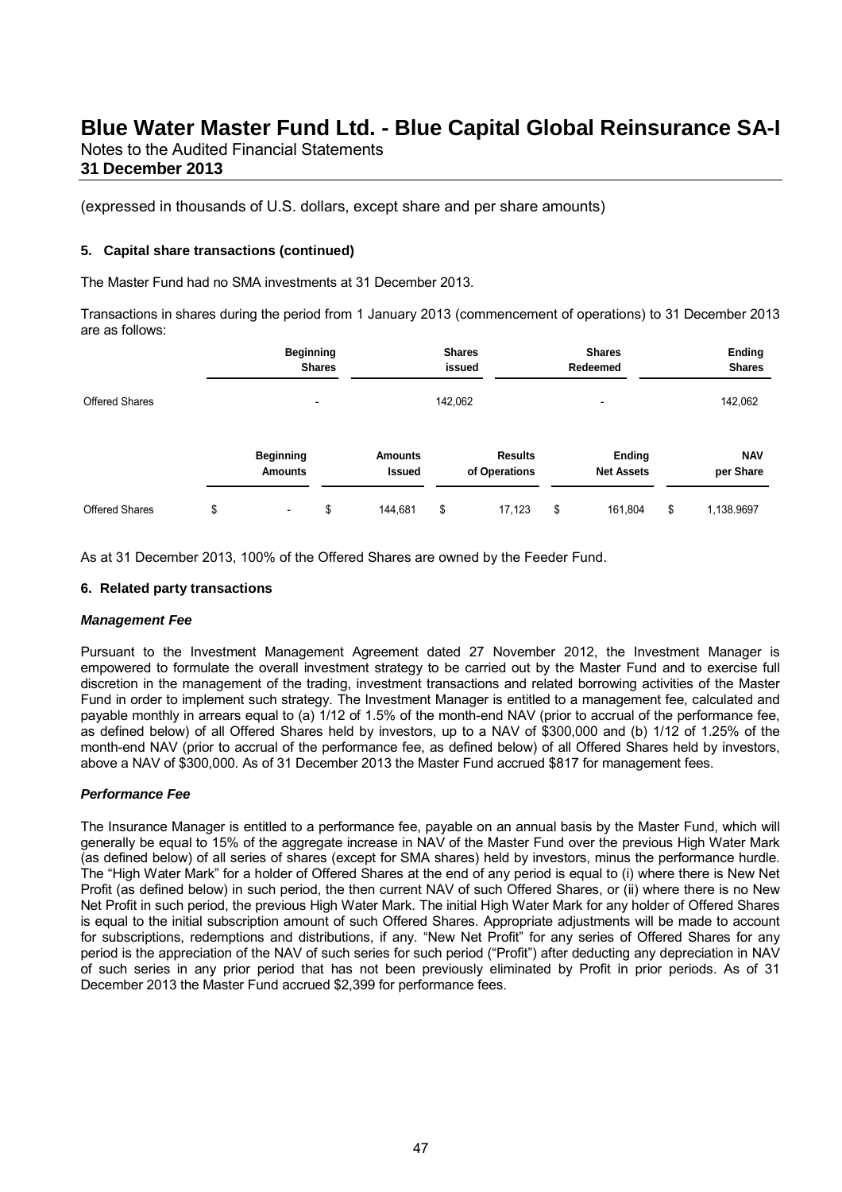# Blue Water Master Fund Ltd. - Blue Capital Global Reinsurance SA-I

Notes to the Audited Financial Statements
**31 December 2013**

(expressed in thousands of U.S. dollars, except share and per share amounts)

**5. Capital share transactions (continued)**

The Master Fund had no SMA investments at 31 December 2013.

Transactions in shares during the period from 1 January 2013 (commencement of operations) to 31 December 2013 are as follows:

| | Beginning Shares | Shares issued | Shares Redeemed | Ending Shares |
|---|---|---|---|---|
| Offered Shares | - | 142,062 | - | 142,062 |

| | Beginning Amounts | Amounts Issued | Results of Operations | Ending Net Assets | NAV per Share |
|---|---|---|---|---|---|
| Offered Shares | $ - | $ 144,681 | $ 17,123 | $ 161,804 | $ 1,138.9697 |

As at 31 December 2013, 100% of the Offered Shares are owned by the Feeder Fund.

**6. Related party transactions**

***Management Fee***

Pursuant to the Investment Management Agreement dated 27 November 2012, the Investment Manager is empowered to formulate the overall investment strategy to be carried out by the Master Fund and to exercise full discretion in the management of the trading, investment transactions and related borrowing activities of the Master Fund in order to implement such strategy. The Investment Manager is entitled to a management fee, calculated and payable monthly in arrears equal to (a) 1/12 of 1.5% of the month-end NAV (prior to accrual of the performance fee, as defined below) of all Offered Shares held by investors, up to a NAV of $300,000 and (b) 1/12 of 1.25% of the month-end NAV (prior to accrual of the performance fee, as defined below) of all Offered Shares held by investors, above a NAV of $300,000. As of 31 December 2013 the Master Fund accrued $817 for management fees.

***Performance Fee***

The Insurance Manager is entitled to a performance fee, payable on an annual basis by the Master Fund, which will generally be equal to 15% of the aggregate increase in NAV of the Master Fund over the previous High Water Mark (as defined below) of all series of shares (except for SMA shares) held by investors, minus the performance hurdle. The "High Water Mark" for a holder of Offered Shares at the end of any period is equal to (i) where there is New Net Profit (as defined below) in such period, the then current NAV of such Offered Shares, or (ii) where there is no New Net Profit in such period, the previous High Water Mark. The initial High Water Mark for any holder of Offered Shares is equal to the initial subscription amount of such Offered Shares. Appropriate adjustments will be made to account for subscriptions, redemptions and distributions, if any. "New Net Profit" for any series of Offered Shares for any period is the appreciation of the NAV of such series for such period ("Profit") after deducting any depreciation in NAV of such series in any prior period that has not been previously eliminated by Profit in prior periods. As of 31 December 2013 the Master Fund accrued $2,399 for performance fees.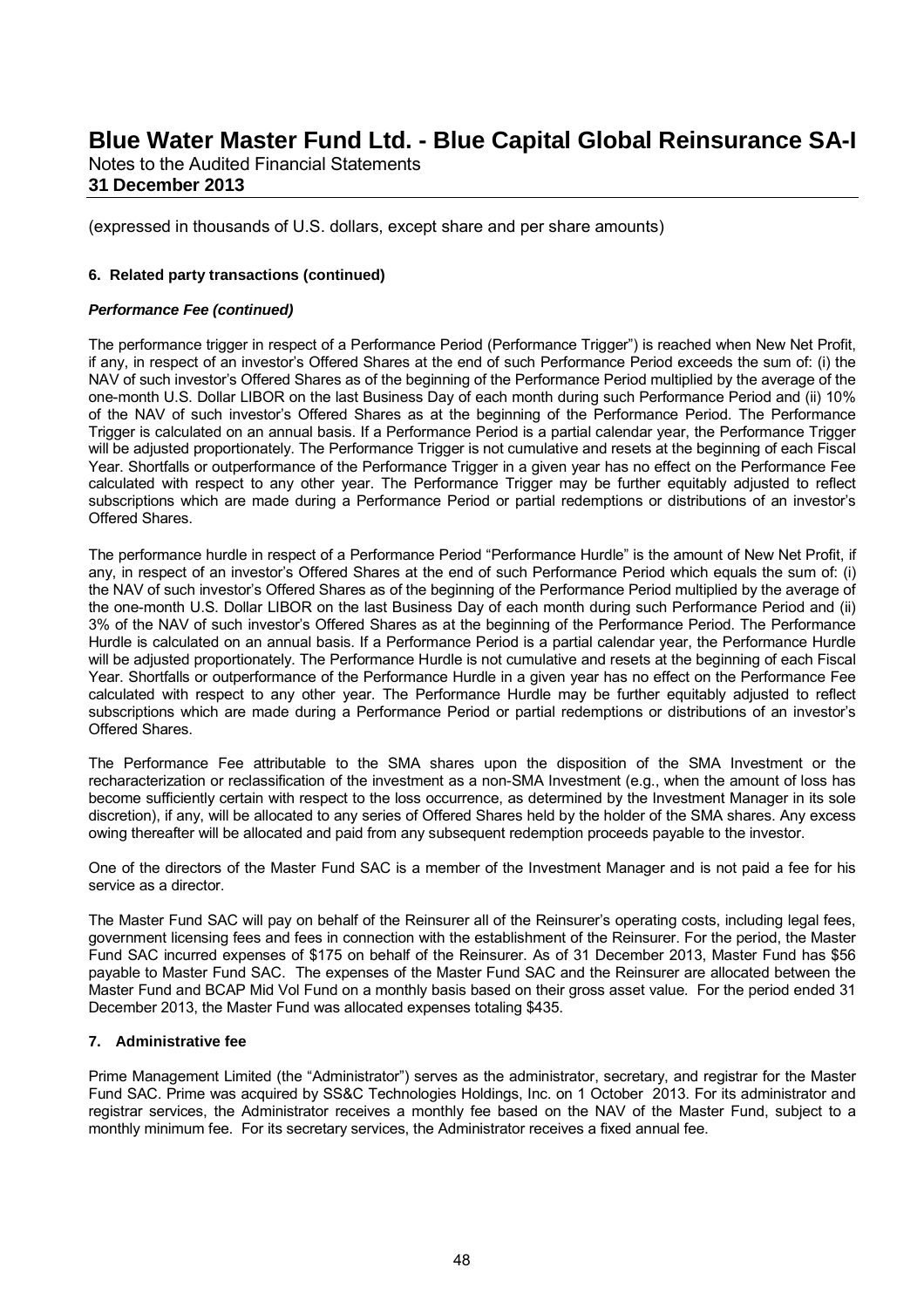(expressed in thousands of U.S. dollars, except share and per share amounts)

**6. Related party transactions (continued)**

***Performance Fee (continued)***

The performance trigger in respect of a Performance Period (Performance Trigger") is reached when New Net Profit, if any, in respect of an investor's Offered Shares at the end of such Performance Period exceeds the sum of: (i) the NAV of such investor's Offered Shares as of the beginning of the Performance Period multiplied by the average of the one-month U.S. Dollar LIBOR on the last Business Day of each month during such Performance Period and (ii) 10% of the NAV of such investor's Offered Shares as at the beginning of the Performance Period. The Performance Trigger is calculated on an annual basis. If a Performance Period is a partial calendar year, the Performance Trigger will be adjusted proportionately. The Performance Trigger is not cumulative and resets at the beginning of each Fiscal Year. Shortfalls or outperformance of the Performance Trigger in a given year has no effect on the Performance Fee calculated with respect to any other year. The Performance Trigger may be further equitably adjusted to reflect subscriptions which are made during a Performance Period or partial redemptions or distributions of an investor's Offered Shares.

The performance hurdle in respect of a Performance Period "Performance Hurdle" is the amount of New Net Profit, if any, in respect of an investor's Offered Shares at the end of such Performance Period which equals the sum of: (i) the NAV of such investor's Offered Shares as of the beginning of the Performance Period multiplied by the average of the one-month U.S. Dollar LIBOR on the last Business Day of each month during such Performance Period and (ii) 3% of the NAV of such investor's Offered Shares as at the beginning of the Performance Period. The Performance Hurdle is calculated on an annual basis. If a Performance Period is a partial calendar year, the Performance Hurdle will be adjusted proportionately. The Performance Hurdle is not cumulative and resets at the beginning of each Fiscal Year. Shortfalls or outperformance of the Performance Hurdle in a given year has no effect on the Performance Fee calculated with respect to any other year. The Performance Hurdle may be further equitably adjusted to reflect subscriptions which are made during a Performance Period or partial redemptions or distributions of an investor's Offered Shares.

The Performance Fee attributable to the SMA shares upon the disposition of the SMA Investment or the recharacterization or reclassification of the investment as a non-SMA Investment (e.g., when the amount of loss has become sufficiently certain with respect to the loss occurrence, as determined by the Investment Manager in its sole discretion), if any, will be allocated to any series of Offered Shares held by the holder of the SMA shares. Any excess owing thereafter will be allocated and paid from any subsequent redemption proceeds payable to the investor.

One of the directors of the Master Fund SAC is a member of the Investment Manager and is not paid a fee for his service as a director.

The Master Fund SAC will pay on behalf of the Reinsurer all of the Reinsurer's operating costs, including legal fees, government licensing fees and fees in connection with the establishment of the Reinsurer. For the period, the Master Fund SAC incurred expenses of $175 on behalf of the Reinsurer. As of 31 December 2013, Master Fund has $56 payable to Master Fund SAC. The expenses of the Master Fund SAC and the Reinsurer are allocated between the Master Fund and BCAP Mid Vol Fund on a monthly basis based on their gross asset value. For the period ended 31 December 2013, the Master Fund was allocated expenses totaling $435.

**7. Administrative fee**

Prime Management Limited (the "Administrator") serves as the administrator, secretary, and registrar for the Master Fund SAC. Prime was acquired by SS&C Technologies Holdings, Inc. on 1 October 2013. For its administrator and registrar services, the Administrator receives a monthly fee based on the NAV of the Master Fund, subject to a monthly minimum fee. For its secretary services, the Administrator receives a fixed annual fee.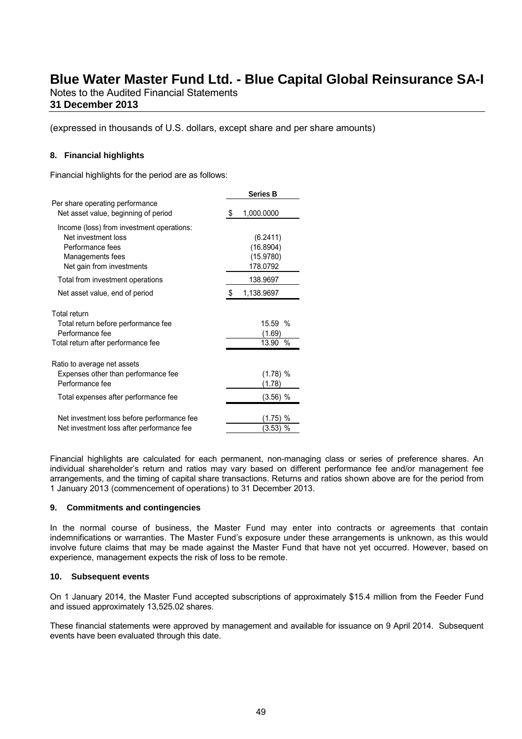# Blue Water Master Fund Ltd. - Blue Capital Global Reinsurance SA-I

Notes to the Audited Financial Statements
**31 December 2013**

(expressed in thousands of U.S. dollars, except share and per share amounts)

### 8. Financial highlights

Financial highlights for the period are as follows:

| | Series B |
|---|---|
| Per share operating performance | |
| Net asset value, beginning of period | $ 1,000.0000 |
| Income (loss) from investment operations: | |
| Net investment loss | (6.2411) |
| Performance fees | (16.8904) |
| Managements fees | (15.9780) |
| Net gain from investments | 178.0792 |
| Total from investment operations | 138.9697 |
| Net asset value, end of period | $ 1,138.9697 |
| Total return | |
| Total return before performance fee | 15.59 % |
| Performance fee | (1.69) |
| Total return after performance fee | 13.90 % |
| Ratio to average net assets | |
| Expenses other than performance fee | (1.78) % |
| Performance fee | (1.78) |
| Total expenses after performance fee | (3.56) % |
| Net investment loss before performance fee | (1.75) % |
| Net investment loss after performance fee | (3.53) % |

Financial highlights are calculated for each permanent, non-managing class or series of preference shares. An individual shareholder's return and ratios may vary based on different performance fee and/or management fee arrangements, and the timing of capital share transactions. Returns and ratios shown above are for the period from 1 January 2013 (commencement of operations) to 31 December 2013.

### 9. Commitments and contingencies

In the normal course of business, the Master Fund may enter into contracts or agreements that contain indemnifications or warranties. The Master Fund's exposure under these arrangements is unknown, as this would involve future claims that may be made against the Master Fund that have not yet occurred. However, based on experience, management expects the risk of loss to be remote.

### 10. Subsequent events

On 1 January 2014, the Master Fund accepted subscriptions of approximately $15.4 million from the Feeder Fund and issued approximately 13,525.02 shares.

These financial statements were approved by management and available for issuance on 9 April 2014. Subsequent events have been evaluated through this date.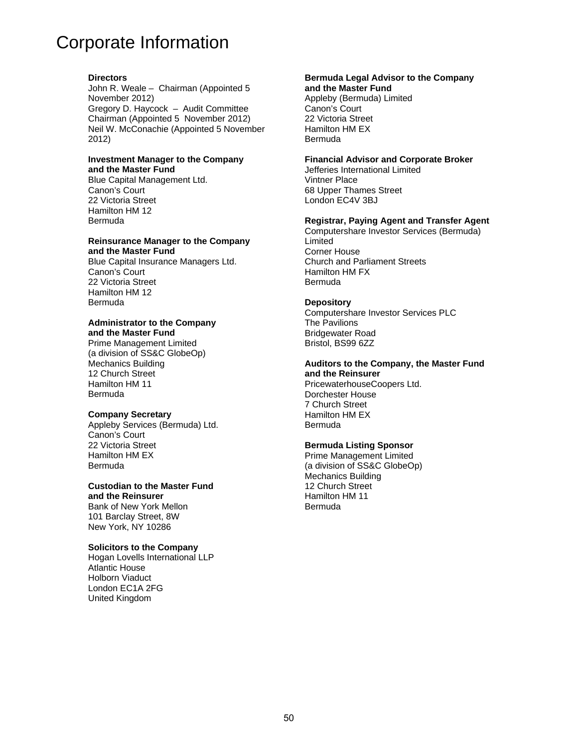# Corporate Information

**Directors**
John R. Weale – Chairman (Appointed 5 November 2012)
Gregory D. Haycock – Audit Committee Chairman (Appointed 5 November 2012)
Neil W. McConachie (Appointed 5 November 2012)

**Investment Manager to the Company and the Master Fund**
Blue Capital Management Ltd.
Canon's Court
22 Victoria Street
Hamilton HM 12
Bermuda

**Reinsurance Manager to the Company and the Master Fund**
Blue Capital Insurance Managers Ltd.
Canon's Court
22 Victoria Street
Hamilton HM 12
Bermuda

**Administrator to the Company and the Master Fund**
Prime Management Limited
(a division of SS&C GlobeOp)
Mechanics Building
12 Church Street
Hamilton HM 11
Bermuda

**Company Secretary**
Appleby Services (Bermuda) Ltd.
Canon's Court
22 Victoria Street
Hamilton HM EX
Bermuda

**Custodian to the Master Fund and the Reinsurer**
Bank of New York Mellon
101 Barclay Street, 8W
New York, NY 10286

**Solicitors to the Company**
Hogan Lovells International LLP
Atlantic House
Holborn Viaduct
London EC1A 2FG
United Kingdom

**Bermuda Legal Advisor to the Company and the Master Fund**
Appleby (Bermuda) Limited
Canon's Court
22 Victoria Street
Hamilton HM EX
Bermuda

**Financial Advisor and Corporate Broker**
Jefferies International Limited
Vintner Place
68 Upper Thames Street
London EC4V 3BJ

**Registrar, Paying Agent and Transfer Agent**
Computershare Investor Services (Bermuda) Limited
Corner House
Church and Parliament Streets
Hamilton HM FX
Bermuda

**Depository**
Computershare Investor Services PLC
The Pavilions
Bridgewater Road
Bristol, BS99 6ZZ

**Auditors to the Company, the Master Fund and the Reinsurer**
PricewaterhouseCoopers Ltd.
Dorchester House
7 Church Street
Hamilton HM EX
Bermuda

**Bermuda Listing Sponsor**
Prime Management Limited
(a division of SS&C GlobeOp)
Mechanics Building
12 Church Street
Hamilton HM 11
Bermuda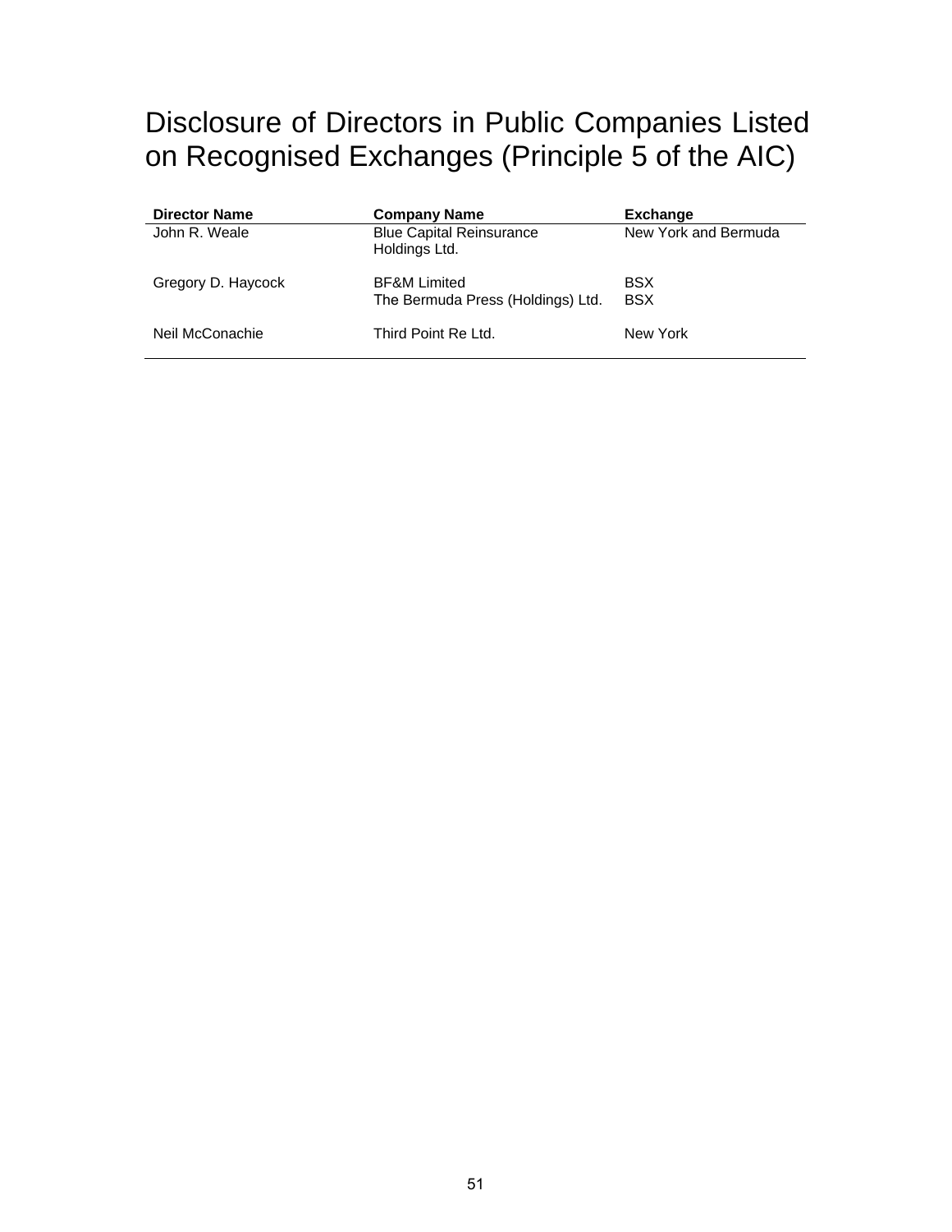# Disclosure of Directors in Public Companies Listed on Recognised Exchanges (Principle 5 of the AIC)

| Director Name | Company Name | Exchange |
|---|---|---|
| John R. Weale | Blue Capital Reinsurance Holdings Ltd. | New York and Bermuda |
| Gregory D. Haycock | BF&M Limited | BSX |
| | The Bermuda Press (Holdings) Ltd. | BSX |
| Neil McConachie | Third Point Re Ltd. | New York |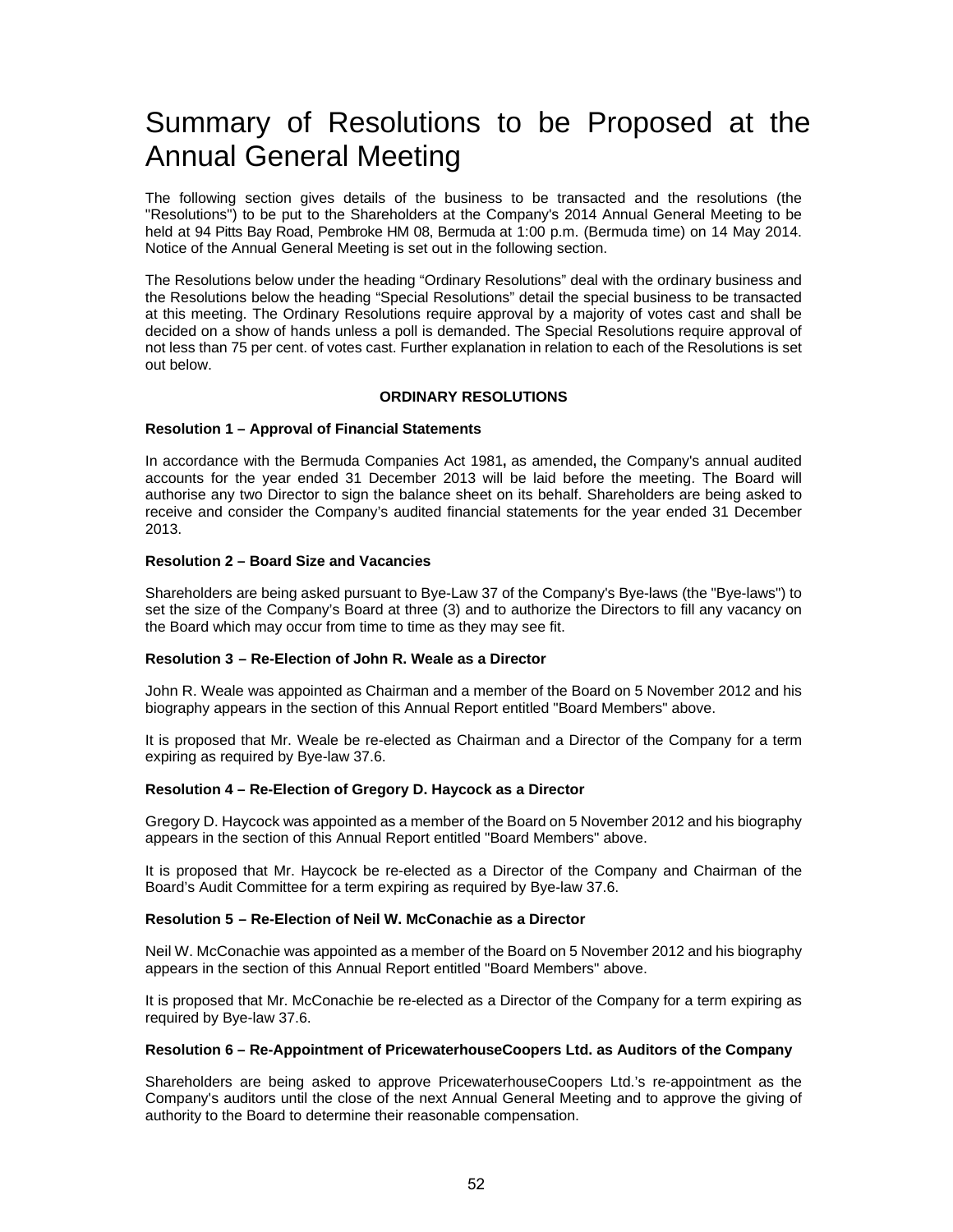# Summary of Resolutions to be Proposed at the Annual General Meeting

The following section gives details of the business to be transacted and the resolutions (the "Resolutions") to be put to the Shareholders at the Company's 2014 Annual General Meeting to be held at 94 Pitts Bay Road, Pembroke HM 08, Bermuda at 1:00 p.m. (Bermuda time) on 14 May 2014. Notice of the Annual General Meeting is set out in the following section.

The Resolutions below under the heading "Ordinary Resolutions" deal with the ordinary business and the Resolutions below the heading "Special Resolutions" detail the special business to be transacted at this meeting. The Ordinary Resolutions require approval by a majority of votes cast and shall be decided on a show of hands unless a poll is demanded. The Special Resolutions require approval of not less than 75 per cent. of votes cast. Further explanation in relation to each of the Resolutions is set out below.

**ORDINARY RESOLUTIONS**

**Resolution 1 – Approval of Financial Statements**

In accordance with the Bermuda Companies Act 1981**,** as amended**,** the Company's annual audited accounts for the year ended 31 December 2013 will be laid before the meeting. The Board will authorise any two Director to sign the balance sheet on its behalf. Shareholders are being asked to receive and consider the Company's audited financial statements for the year ended 31 December 2013.

**Resolution 2 – Board Size and Vacancies**

Shareholders are being asked pursuant to Bye-Law 37 of the Company's Bye-laws (the "Bye-laws") to set the size of the Company's Board at three (3) and to authorize the Directors to fill any vacancy on the Board which may occur from time to time as they may see fit.

**Resolution 3 – Re-Election of John R. Weale as a Director**

John R. Weale was appointed as Chairman and a member of the Board on 5 November 2012 and his biography appears in the section of this Annual Report entitled "Board Members" above.

It is proposed that Mr. Weale be re-elected as Chairman and a Director of the Company for a term expiring as required by Bye-law 37.6.

**Resolution 4 – Re-Election of Gregory D. Haycock as a Director**

Gregory D. Haycock was appointed as a member of the Board on 5 November 2012 and his biography appears in the section of this Annual Report entitled "Board Members" above.

It is proposed that Mr. Haycock be re-elected as a Director of the Company and Chairman of the Board's Audit Committee for a term expiring as required by Bye-law 37.6.

**Resolution 5 – Re-Election of Neil W. McConachie as a Director**

Neil W. McConachie was appointed as a member of the Board on 5 November 2012 and his biography appears in the section of this Annual Report entitled "Board Members" above.

It is proposed that Mr. McConachie be re-elected as a Director of the Company for a term expiring as required by Bye-law 37.6.

**Resolution 6 – Re-Appointment of PricewaterhouseCoopers Ltd. as Auditors of the Company**

Shareholders are being asked to approve PricewaterhouseCoopers Ltd.'s re-appointment as the Company's auditors until the close of the next Annual General Meeting and to approve the giving of authority to the Board to determine their reasonable compensation.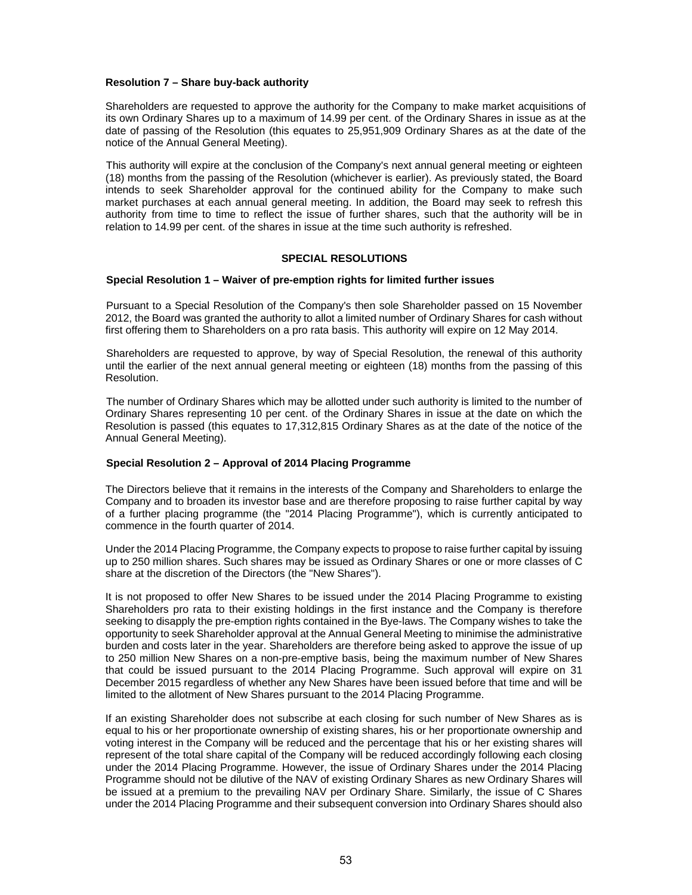**Resolution 7 – Share buy-back authority**

Shareholders are requested to approve the authority for the Company to make market acquisitions of its own Ordinary Shares up to a maximum of 14.99 per cent. of the Ordinary Shares in issue as at the date of passing of the Resolution (this equates to 25,951,909 Ordinary Shares as at the date of the notice of the Annual General Meeting).

This authority will expire at the conclusion of the Company's next annual general meeting or eighteen (18) months from the passing of the Resolution (whichever is earlier). As previously stated, the Board intends to seek Shareholder approval for the continued ability for the Company to make such market purchases at each annual general meeting. In addition, the Board may seek to refresh this authority from time to time to reflect the issue of further shares, such that the authority will be in relation to 14.99 per cent. of the shares in issue at the time such authority is refreshed.

## SPECIAL RESOLUTIONS

**Special Resolution 1 – Waiver of pre-emption rights for limited further issues**

Pursuant to a Special Resolution of the Company's then sole Shareholder passed on 15 November 2012, the Board was granted the authority to allot a limited number of Ordinary Shares for cash without first offering them to Shareholders on a pro rata basis. This authority will expire on 12 May 2014.

Shareholders are requested to approve, by way of Special Resolution, the renewal of this authority until the earlier of the next annual general meeting or eighteen (18) months from the passing of this Resolution.

The number of Ordinary Shares which may be allotted under such authority is limited to the number of Ordinary Shares representing 10 per cent. of the Ordinary Shares in issue at the date on which the Resolution is passed (this equates to 17,312,815 Ordinary Shares as at the date of the notice of the Annual General Meeting).

**Special Resolution 2 – Approval of 2014 Placing Programme**

The Directors believe that it remains in the interests of the Company and Shareholders to enlarge the Company and to broaden its investor base and are therefore proposing to raise further capital by way of a further placing programme (the "2014 Placing Programme"), which is currently anticipated to commence in the fourth quarter of 2014.

Under the 2014 Placing Programme, the Company expects to propose to raise further capital by issuing up to 250 million shares. Such shares may be issued as Ordinary Shares or one or more classes of C share at the discretion of the Directors (the "New Shares").

It is not proposed to offer New Shares to be issued under the 2014 Placing Programme to existing Shareholders pro rata to their existing holdings in the first instance and the Company is therefore seeking to disapply the pre-emption rights contained in the Bye-laws. The Company wishes to take the opportunity to seek Shareholder approval at the Annual General Meeting to minimise the administrative burden and costs later in the year. Shareholders are therefore being asked to approve the issue of up to 250 million New Shares on a non-pre-emptive basis, being the maximum number of New Shares that could be issued pursuant to the 2014 Placing Programme. Such approval will expire on 31 December 2015 regardless of whether any New Shares have been issued before that time and will be limited to the allotment of New Shares pursuant to the 2014 Placing Programme.

If an existing Shareholder does not subscribe at each closing for such number of New Shares as is equal to his or her proportionate ownership of existing shares, his or her proportionate ownership and voting interest in the Company will be reduced and the percentage that his or her existing shares will represent of the total share capital of the Company will be reduced accordingly following each closing under the 2014 Placing Programme. However, the issue of Ordinary Shares under the 2014 Placing Programme should not be dilutive of the NAV of existing Ordinary Shares as new Ordinary Shares will be issued at a premium to the prevailing NAV per Ordinary Share. Similarly, the issue of C Shares under the 2014 Placing Programme and their subsequent conversion into Ordinary Shares should also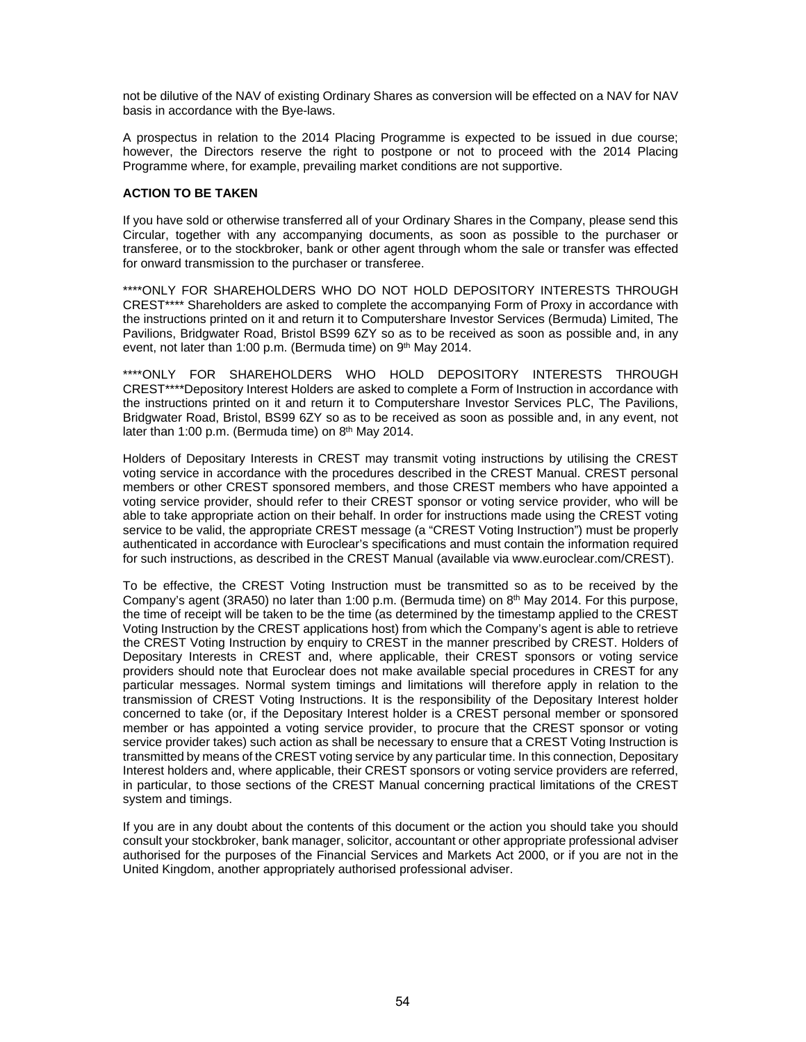not be dilutive of the NAV of existing Ordinary Shares as conversion will be effected on a NAV for NAV basis in accordance with the Bye-laws.

A prospectus in relation to the 2014 Placing Programme is expected to be issued in due course; however, the Directors reserve the right to postpone or not to proceed with the 2014 Placing Programme where, for example, prevailing market conditions are not supportive.

**ACTION TO BE TAKEN**

If you have sold or otherwise transferred all of your Ordinary Shares in the Company, please send this Circular, together with any accompanying documents, as soon as possible to the purchaser or transferee, or to the stockbroker, bank or other agent through whom the sale or transfer was effected for onward transmission to the purchaser or transferee.

****ONLY FOR SHAREHOLDERS WHO DO NOT HOLD DEPOSITORY INTERESTS THROUGH CREST**** Shareholders are asked to complete the accompanying Form of Proxy in accordance with the instructions printed on it and return it to Computershare Investor Services (Bermuda) Limited, The Pavilions, Bridgwater Road, Bristol BS99 6ZY so as to be received as soon as possible and, in any event, not later than 1:00 p.m. (Bermuda time) on 9th May 2014.

****ONLY FOR SHAREHOLDERS WHO HOLD DEPOSITORY INTERESTS THROUGH CREST****Depository Interest Holders are asked to complete a Form of Instruction in accordance with the instructions printed on it and return it to Computershare Investor Services PLC, The Pavilions, Bridgwater Road, Bristol, BS99 6ZY so as to be received as soon as possible and, in any event, not later than 1:00 p.m. (Bermuda time) on 8th May 2014.

Holders of Depositary Interests in CREST may transmit voting instructions by utilising the CREST voting service in accordance with the procedures described in the CREST Manual. CREST personal members or other CREST sponsored members, and those CREST members who have appointed a voting service provider, should refer to their CREST sponsor or voting service provider, who will be able to take appropriate action on their behalf. In order for instructions made using the CREST voting service to be valid, the appropriate CREST message (a "CREST Voting Instruction") must be properly authenticated in accordance with Euroclear's specifications and must contain the information required for such instructions, as described in the CREST Manual (available via www.euroclear.com/CREST).

To be effective, the CREST Voting Instruction must be transmitted so as to be received by the Company's agent (3RA50) no later than 1:00 p.m. (Bermuda time) on 8th May 2014. For this purpose, the time of receipt will be taken to be the time (as determined by the timestamp applied to the CREST Voting Instruction by the CREST applications host) from which the Company's agent is able to retrieve the CREST Voting Instruction by enquiry to CREST in the manner prescribed by CREST. Holders of Depositary Interests in CREST and, where applicable, their CREST sponsors or voting service providers should note that Euroclear does not make available special procedures in CREST for any particular messages. Normal system timings and limitations will therefore apply in relation to the transmission of CREST Voting Instructions. It is the responsibility of the Depositary Interest holder concerned to take (or, if the Depositary Interest holder is a CREST personal member or sponsored member or has appointed a voting service provider, to procure that the CREST sponsor or voting service provider takes) such action as shall be necessary to ensure that a CREST Voting Instruction is transmitted by means of the CREST voting service by any particular time. In this connection, Depositary Interest holders and, where applicable, their CREST sponsors or voting service providers are referred, in particular, to those sections of the CREST Manual concerning practical limitations of the CREST system and timings.

If you are in any doubt about the contents of this document or the action you should take you should consult your stockbroker, bank manager, solicitor, accountant or other appropriate professional adviser authorised for the purposes of the Financial Services and Markets Act 2000, or if you are not in the United Kingdom, another appropriately authorised professional adviser.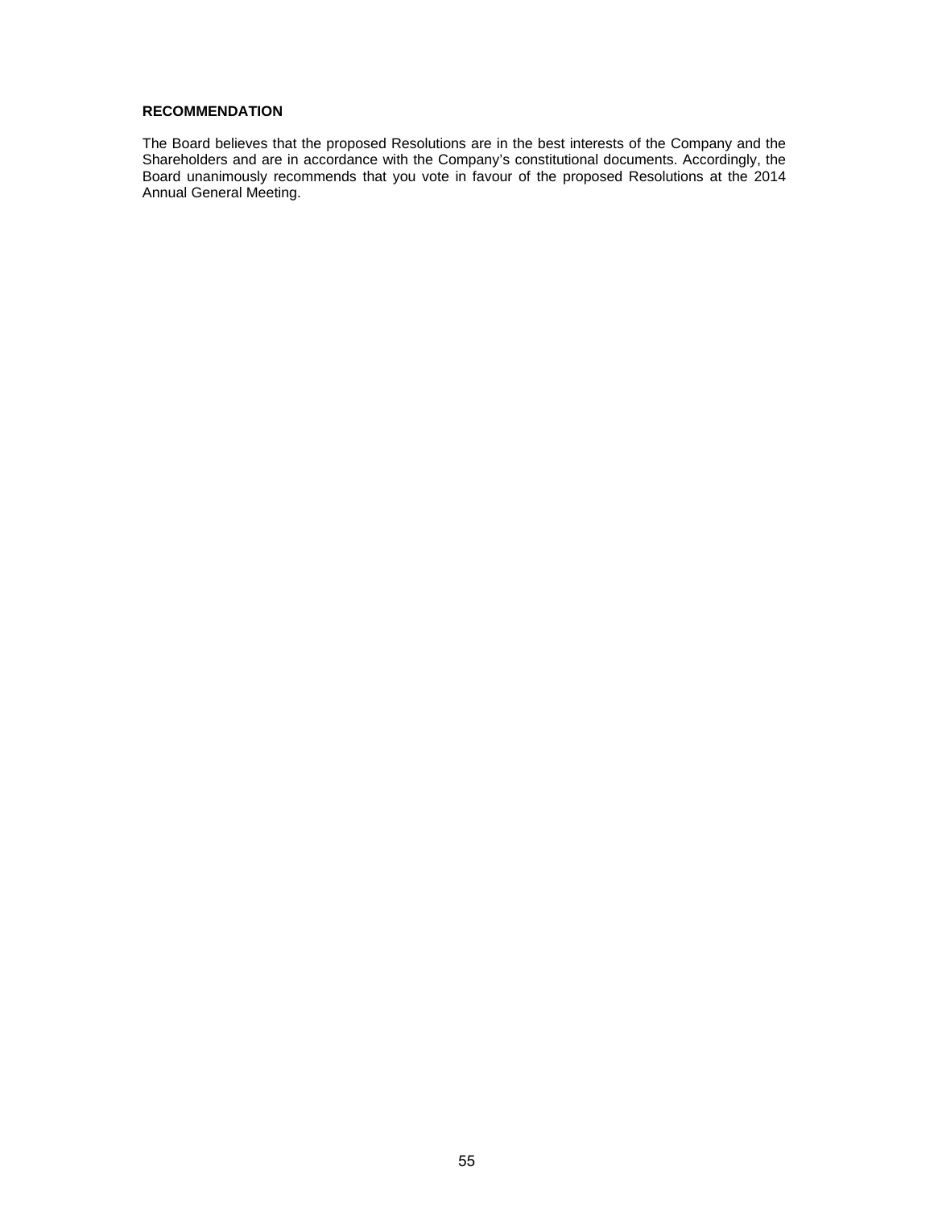**RECOMMENDATION**

The Board believes that the proposed Resolutions are in the best interests of the Company and the Shareholders and are in accordance with the Company's constitutional documents. Accordingly, the Board unanimously recommends that you vote in favour of the proposed Resolutions at the 2014 Annual General Meeting.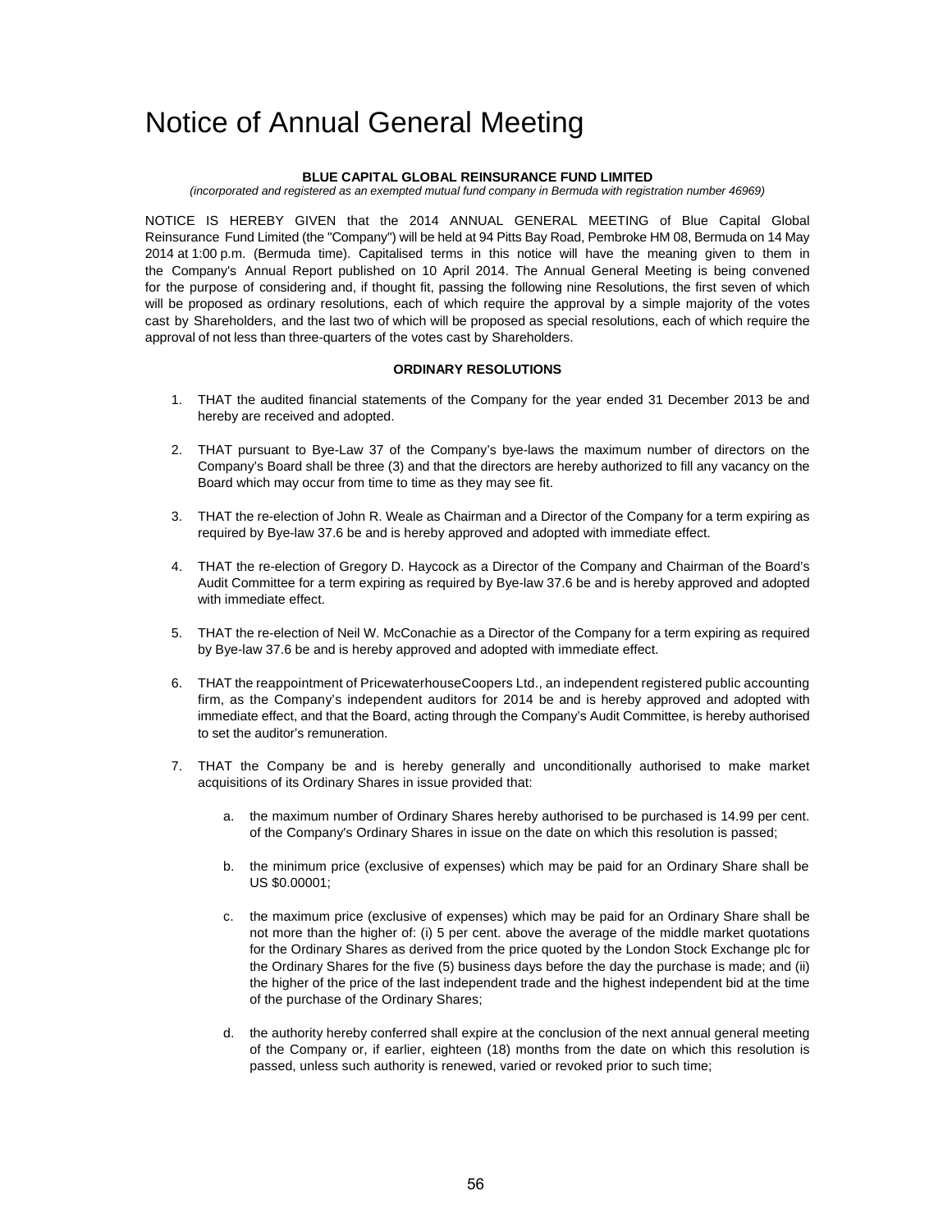# Notice of Annual General Meeting

**BLUE CAPITAL GLOBAL REINSURANCE FUND LIMITED**

*(incorporated and registered as an exempted mutual fund company in Bermuda with registration number 46969)*

NOTICE IS HEREBY GIVEN that the 2014 ANNUAL GENERAL MEETING of Blue Capital Global Reinsurance Fund Limited (the "Company") will be held at 94 Pitts Bay Road, Pembroke HM 08, Bermuda on 14 May 2014 at 1:00 p.m. (Bermuda time). Capitalised terms in this notice will have the meaning given to them in the Company's Annual Report published on 10 April 2014. The Annual General Meeting is being convened for the purpose of considering and, if thought fit, passing the following nine Resolutions, the first seven of which will be proposed as ordinary resolutions, each of which require the approval by a simple majority of the votes cast by Shareholders, and the last two of which will be proposed as special resolutions, each of which require the approval of not less than three-quarters of the votes cast by Shareholders.

**ORDINARY RESOLUTIONS**

1. THAT the audited financial statements of the Company for the year ended 31 December 2013 be and hereby are received and adopted.

2. THAT pursuant to Bye-Law 37 of the Company's bye-laws the maximum number of directors on the Company's Board shall be three (3) and that the directors are hereby authorized to fill any vacancy on the Board which may occur from time to time as they may see fit.

3. THAT the re-election of John R. Weale as Chairman and a Director of the Company for a term expiring as required by Bye-law 37.6 be and is hereby approved and adopted with immediate effect.

4. THAT the re-election of Gregory D. Haycock as a Director of the Company and Chairman of the Board's Audit Committee for a term expiring as required by Bye-law 37.6 be and is hereby approved and adopted with immediate effect.

5. THAT the re-election of Neil W. McConachie as a Director of the Company for a term expiring as required by Bye-law 37.6 be and is hereby approved and adopted with immediate effect.

6. THAT the reappointment of PricewaterhouseCoopers Ltd., an independent registered public accounting firm, as the Company's independent auditors for 2014 be and is hereby approved and adopted with immediate effect, and that the Board, acting through the Company's Audit Committee, is hereby authorised to set the auditor's remuneration.

7. THAT the Company be and is hereby generally and unconditionally authorised to make market acquisitions of its Ordinary Shares in issue provided that:

   a. the maximum number of Ordinary Shares hereby authorised to be purchased is 14.99 per cent. of the Company's Ordinary Shares in issue on the date on which this resolution is passed;

   b. the minimum price (exclusive of expenses) which may be paid for an Ordinary Share shall be US $0.00001;

   c. the maximum price (exclusive of expenses) which may be paid for an Ordinary Share shall be not more than the higher of: (i) 5 per cent. above the average of the middle market quotations for the Ordinary Shares as derived from the price quoted by the London Stock Exchange plc for the Ordinary Shares for the five (5) business days before the day the purchase is made; and (ii) the higher of the price of the last independent trade and the highest independent bid at the time of the purchase of the Ordinary Shares;

   d. the authority hereby conferred shall expire at the conclusion of the next annual general meeting of the Company or, if earlier, eighteen (18) months from the date on which this resolution is passed, unless such authority is renewed, varied or revoked prior to such time;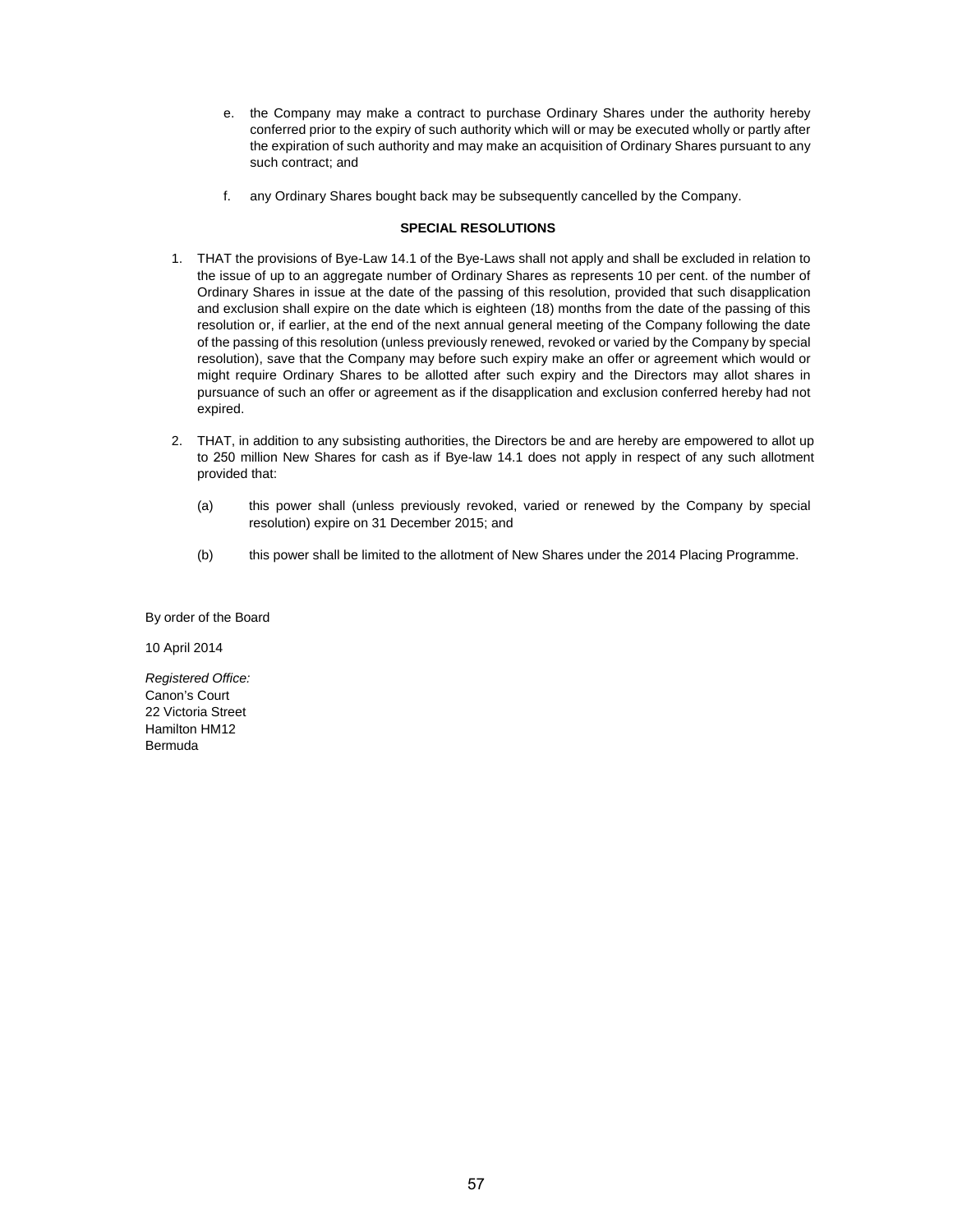e. the Company may make a contract to purchase Ordinary Shares under the authority hereby conferred prior to the expiry of such authority which will or may be executed wholly or partly after the expiration of such authority and may make an acquisition of Ordinary Shares pursuant to any such contract; and

f. any Ordinary Shares bought back may be subsequently cancelled by the Company.

**SPECIAL RESOLUTIONS**

1. THAT the provisions of Bye-Law 14.1 of the Bye-Laws shall not apply and shall be excluded in relation to the issue of up to an aggregate number of Ordinary Shares as represents 10 per cent. of the number of Ordinary Shares in issue at the date of the passing of this resolution, provided that such disapplication and exclusion shall expire on the date which is eighteen (18) months from the date of the passing of this resolution or, if earlier, at the end of the next annual general meeting of the Company following the date of the passing of this resolution (unless previously renewed, revoked or varied by the Company by special resolution), save that the Company may before such expiry make an offer or agreement which would or might require Ordinary Shares to be allotted after such expiry and the Directors may allot shares in pursuance of such an offer or agreement as if the disapplication and exclusion conferred hereby had not expired.

2. THAT, in addition to any subsisting authorities, the Directors be and are hereby are empowered to allot up to 250 million New Shares for cash as if Bye-law 14.1 does not apply in respect of any such allotment provided that:

   (a) this power shall (unless previously revoked, varied or renewed by the Company by special resolution) expire on 31 December 2015; and

   (b) this power shall be limited to the allotment of New Shares under the 2014 Placing Programme.

By order of the Board

10 April 2014

*Registered Office:*
Canon's Court
22 Victoria Street
Hamilton HM12
Bermuda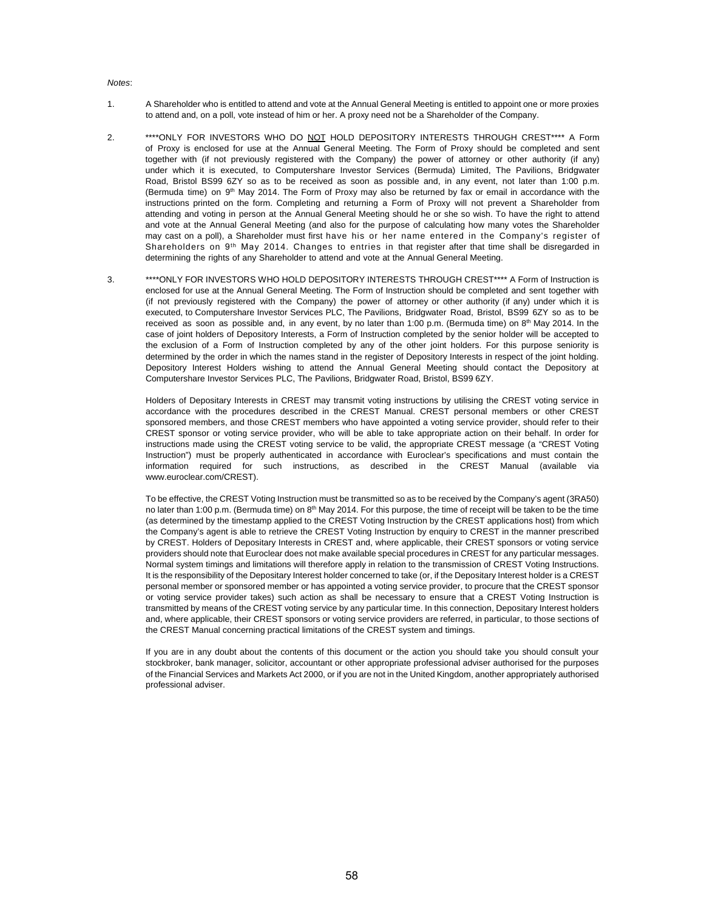*Notes*:

1. A Shareholder who is entitled to attend and vote at the Annual General Meeting is entitled to appoint one or more proxies to attend and, on a poll, vote instead of him or her. A proxy need not be a Shareholder of the Company.

2. ****ONLY FOR INVESTORS WHO DO NOT HOLD DEPOSITORY INTERESTS THROUGH CREST**** A Form of Proxy is enclosed for use at the Annual General Meeting. The Form of Proxy should be completed and sent together with (if not previously registered with the Company) the power of attorney or other authority (if any) under which it is executed, to Computershare Investor Services (Bermuda) Limited, The Pavilions, Bridgwater Road, Bristol BS99 6ZY so as to be received as soon as possible and, in any event, not later than 1:00 p.m. (Bermuda time) on 9th May 2014. The Form of Proxy may also be returned by fax or email in accordance with the instructions printed on the form. Completing and returning a Form of Proxy will not prevent a Shareholder from attending and voting in person at the Annual General Meeting should he or she so wish. To have the right to attend and vote at the Annual General Meeting (and also for the purpose of calculating how many votes the Shareholder may cast on a poll), a Shareholder must first have his or her name entered in the Company's register of Shareholders on 9th May 2014. Changes to entries in that register after that time shall be disregarded in determining the rights of any Shareholder to attend and vote at the Annual General Meeting.

3. ****ONLY FOR INVESTORS WHO HOLD DEPOSITORY INTERESTS THROUGH CREST**** A Form of Instruction is enclosed for use at the Annual General Meeting. The Form of Instruction should be completed and sent together with (if not previously registered with the Company) the power of attorney or other authority (if any) under which it is executed, to Computershare Investor Services PLC, The Pavilions, Bridgwater Road, Bristol, BS99 6ZY so as to be received as soon as possible and, in any event, by no later than 1:00 p.m. (Bermuda time) on 8th May 2014. In the case of joint holders of Depository Interests, a Form of Instruction completed by the senior holder will be accepted to the exclusion of a Form of Instruction completed by any of the other joint holders. For this purpose seniority is determined by the order in which the names stand in the register of Depository Interests in respect of the joint holding. Depository Interest Holders wishing to attend the Annual General Meeting should contact the Depository at Computershare Investor Services PLC, The Pavilions, Bridgwater Road, Bristol, BS99 6ZY.

   Holders of Depositary Interests in CREST may transmit voting instructions by utilising the CREST voting service in accordance with the procedures described in the CREST Manual. CREST personal members or other CREST sponsored members, and those CREST members who have appointed a voting service provider, should refer to their CREST sponsor or voting service provider, who will be able to take appropriate action on their behalf. In order for instructions made using the CREST voting service to be valid, the appropriate CREST message (a "CREST Voting Instruction") must be properly authenticated in accordance with Euroclear's specifications and must contain the information required for such instructions, as described in the CREST Manual (available via www.euroclear.com/CREST).

   To be effective, the CREST Voting Instruction must be transmitted so as to be received by the Company's agent (3RA50) no later than 1:00 p.m. (Bermuda time) on 8th May 2014. For this purpose, the time of receipt will be taken to be the time (as determined by the timestamp applied to the CREST Voting Instruction by the CREST applications host) from which the Company's agent is able to retrieve the CREST Voting Instruction by enquiry to CREST in the manner prescribed by CREST. Holders of Depositary Interests in CREST and, where applicable, their CREST sponsors or voting service providers should note that Euroclear does not make available special procedures in CREST for any particular messages. Normal system timings and limitations will therefore apply in relation to the transmission of CREST Voting Instructions. It is the responsibility of the Depositary Interest holder concerned to take (or, if the Depositary Interest holder is a CREST personal member or sponsored member or has appointed a voting service provider, to procure that the CREST sponsor or voting service provider takes) such action as shall be necessary to ensure that a CREST Voting Instruction is transmitted by means of the CREST voting service by any particular time. In this connection, Depositary Interest holders and, where applicable, their CREST sponsors or voting service providers are referred, in particular, to those sections of the CREST Manual concerning practical limitations of the CREST system and timings.

   If you are in any doubt about the contents of this document or the action you should take you should consult your stockbroker, bank manager, solicitor, accountant or other appropriate professional adviser authorised for the purposes of the Financial Services and Markets Act 2000, or if you are not in the United Kingdom, another appropriately authorised professional adviser.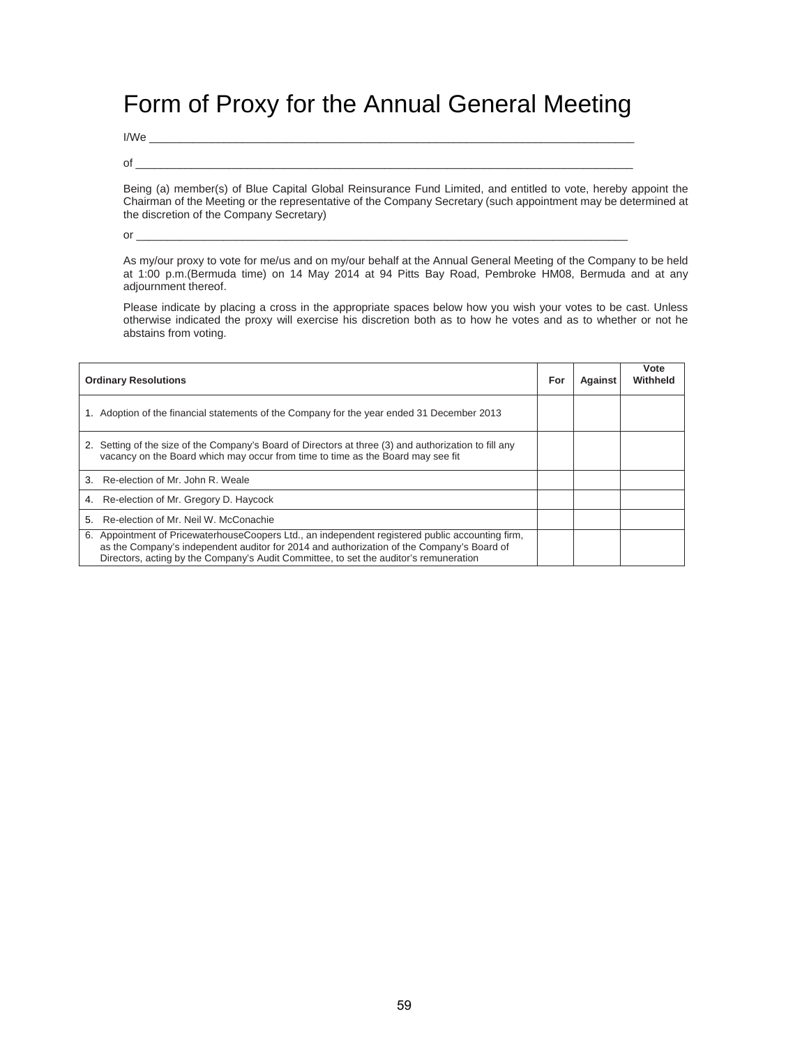# Form of Proxy for the Annual General Meeting

I/We ______________________________________________________________________________

of ________________________________________________________________________________

Being (a) member(s) of Blue Capital Global Reinsurance Fund Limited, and entitled to vote, hereby appoint the Chairman of the Meeting or the representative of the Company Secretary (such appointment may be determined at the discretion of the Company Secretary)

or ________________________________________________________________________________

As my/our proxy to vote for me/us and on my/our behalf at the Annual General Meeting of the Company to be held at 1:00 p.m.(Bermuda time) on 14 May 2014 at 94 Pitts Bay Road, Pembroke HM08, Bermuda and at any adjournment thereof.

Please indicate by placing a cross in the appropriate spaces below how you wish your votes to be cast. Unless otherwise indicated the proxy will exercise his discretion both as to how he votes and as to whether or not he abstains from voting.

| **Ordinary Resolutions** | **For** | **Against** | **Vote Withheld** |
|---|---|---|---|
| 1. Adoption of the financial statements of the Company for the year ended 31 December 2013 | | | |
| 2. Setting of the size of the Company's Board of Directors at three (3) and authorization to fill any vacancy on the Board which may occur from time to time as the Board may see fit | | | |
| 3. Re-election of Mr. John R. Weale | | | |
| 4. Re-election of Mr. Gregory D. Haycock | | | |
| 5. Re-election of Mr. Neil W. McConachie | | | |
| 6. Appointment of PricewaterhouseCoopers Ltd., an independent registered public accounting firm, as the Company's independent auditor for 2014 and authorization of the Company's Board of Directors, acting by the Company's Audit Committee, to set the auditor's remuneration | | | |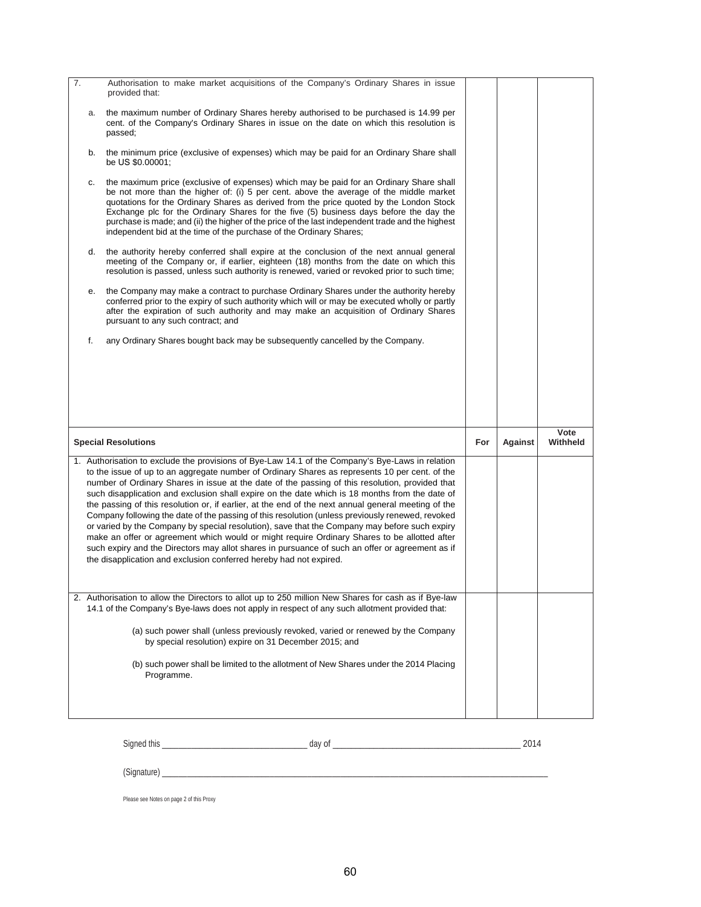| | | | |
|---|---|---|---|
| 7. Authorisation to make market acquisitions of the Company's Ordinary Shares in issue provided that:<br><br>a. the maximum number of Ordinary Shares hereby authorised to be purchased is 14.99 per cent. of the Company's Ordinary Shares in issue on the date on which this resolution is passed;<br><br>b. the minimum price (exclusive of expenses) which may be paid for an Ordinary Share shall be US $0.00001;<br><br>c. the maximum price (exclusive of expenses) which may be paid for an Ordinary Share shall be not more than the higher of: (i) 5 per cent. above the average of the middle market quotations for the Ordinary Shares as derived from the price quoted by the London Stock Exchange plc for the Ordinary Shares for the five (5) business days before the day the purchase is made; and (ii) the higher of the price of the last independent trade and the highest independent bid at the time of the purchase of the Ordinary Shares;<br><br>d. the authority hereby conferred shall expire at the conclusion of the next annual general meeting of the Company or, if earlier, eighteen (18) months from the date on which this resolution is passed, unless such authority is renewed, varied or revoked prior to such time;<br><br>e. the Company may make a contract to purchase Ordinary Shares under the authority hereby conferred prior to the expiry of such authority which will or may be executed wholly or partly after the expiration of such authority and may make an acquisition of Ordinary Shares pursuant to any such contract; and<br><br>f. any Ordinary Shares bought back may be subsequently cancelled by the Company. | | | |

| **Special Resolutions** | **For** | **Against** | **Vote Withheld** |
|---|---|---|---|
| 1. Authorisation to exclude the provisions of Bye-Law 14.1 of the Company's Bye-Laws in relation to the issue of up to an aggregate number of Ordinary Shares as represents 10 per cent. of the number of Ordinary Shares in issue at the date of the passing of this resolution, provided that such disapplication and exclusion shall expire on the date which is 18 months from the date of the passing of this resolution or, if earlier, at the end of the next annual general meeting of the Company following the date of the passing of this resolution (unless previously renewed, revoked or varied by the Company by special resolution), save that the Company may before such expiry make an offer or agreement which would or might require Ordinary Shares to be allotted after such expiry and the Directors may allot shares in pursuance of such an offer or agreement as if the disapplication and exclusion conferred hereby had not expired. | | | |
| 2. Authorisation to allow the Directors to allot up to 250 million New Shares for cash as if Bye-law 14.1 of the Company's Bye-laws does not apply in respect of any such allotment provided that:<br><br>(a) such power shall (unless previously revoked, varied or renewed by the Company by special resolution) expire on 31 December 2015; and<br><br>(b) such power shall be limited to the allotment of New Shares under the 2014 Placing Programme. | | | |

Signed this ______________________________ day of ________________________________________ 2014

(Signature) ______________________________________________________________________________

Please see Notes on page 2 of this Proxy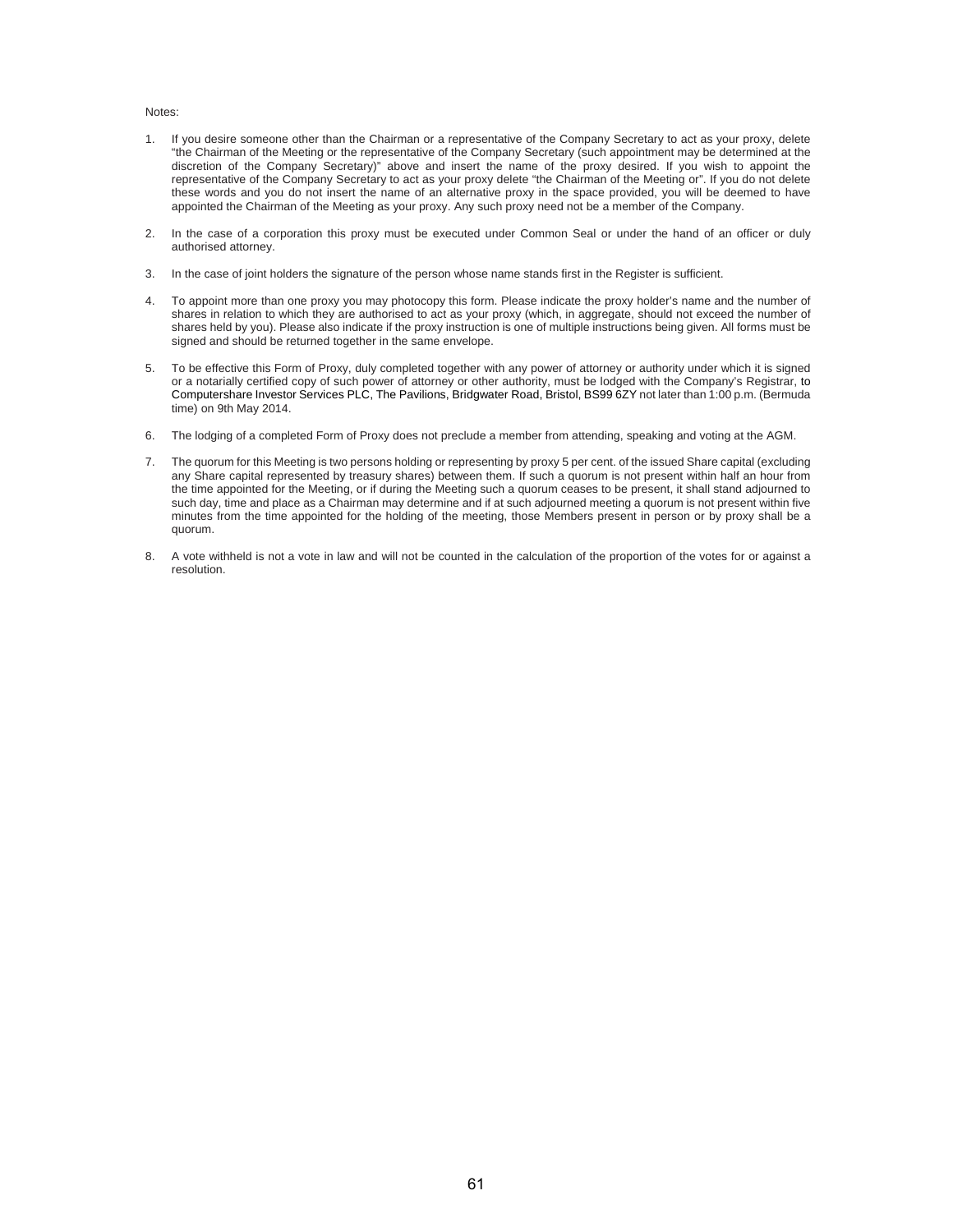Notes:

1. If you desire someone other than the Chairman or a representative of the Company Secretary to act as your proxy, delete "the Chairman of the Meeting or the representative of the Company Secretary (such appointment may be determined at the discretion of the Company Secretary)" above and insert the name of the proxy desired. If you wish to appoint the representative of the Company Secretary to act as your proxy delete "the Chairman of the Meeting or". If you do not delete these words and you do not insert the name of an alternative proxy in the space provided, you will be deemed to have appointed the Chairman of the Meeting as your proxy. Any such proxy need not be a member of the Company.

2. In the case of a corporation this proxy must be executed under Common Seal or under the hand of an officer or duly authorised attorney.

3. In the case of joint holders the signature of the person whose name stands first in the Register is sufficient.

4. To appoint more than one proxy you may photocopy this form. Please indicate the proxy holder's name and the number of shares in relation to which they are authorised to act as your proxy (which, in aggregate, should not exceed the number of shares held by you). Please also indicate if the proxy instruction is one of multiple instructions being given. All forms must be signed and should be returned together in the same envelope.

5. To be effective this Form of Proxy, duly completed together with any power of attorney or authority under which it is signed or a notarially certified copy of such power of attorney or other authority, must be lodged with the Company's Registrar, to Computershare Investor Services PLC, The Pavilions, Bridgwater Road, Bristol, BS99 6ZY not later than 1:00 p.m. (Bermuda time) on 9th May 2014.

6. The lodging of a completed Form of Proxy does not preclude a member from attending, speaking and voting at the AGM.

7. The quorum for this Meeting is two persons holding or representing by proxy 5 per cent. of the issued Share capital (excluding any Share capital represented by treasury shares) between them. If such a quorum is not present within half an hour from the time appointed for the Meeting, or if during the Meeting such a quorum ceases to be present, it shall stand adjourned to such day, time and place as a Chairman may determine and if at such adjourned meeting a quorum is not present within five minutes from the time appointed for the holding of the meeting, those Members present in person or by proxy shall be a quorum.

8. A vote withheld is not a vote in law and will not be counted in the calculation of the proportion of the votes for or against a resolution.